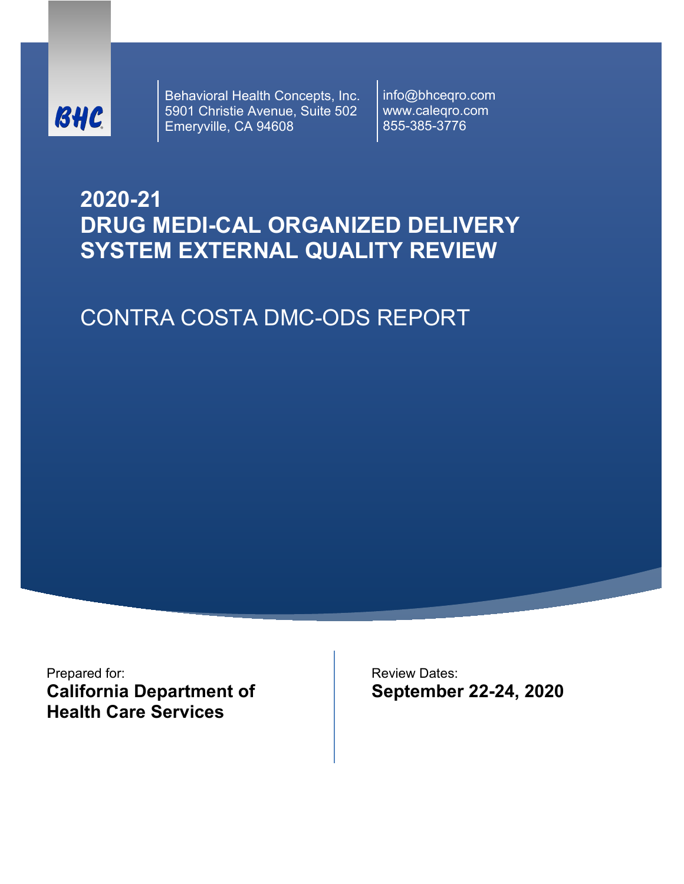BHC

Behavioral Health Concepts, Inc.
5901 Christie Avenue, Suite 502
Emeryville, CA 94608

info@bhceqro.com
www.caleqro.com
855-385-3776

# 2020-21 DRUG MEDI-CAL ORGANIZED DELIVERY SYSTEM EXTERNAL QUALITY REVIEW

## CONTRA COSTA DMC-ODS REPORT

Prepared for:
**California Department of Health Care Services**

Review Dates:
**September 22-24, 2020**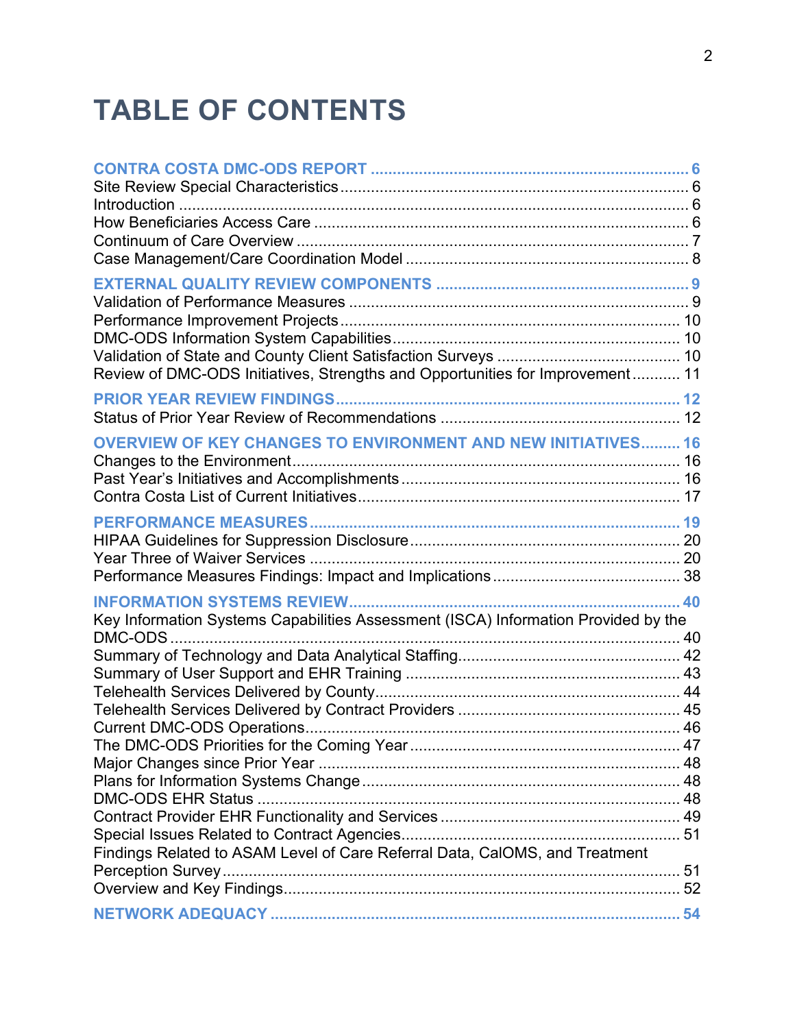# TABLE OF CONTENTS

**CONTRA COSTA DMC-ODS REPORT** ........................................................................ 6
Site Review Special Characteristics ................................................................................ 6
Introduction ........................................................................................................................ 6
How Beneficiaries Access Care ...................................................................................... 6
Continuum of Care Overview .......................................................................................... 7
Case Management/Care Coordination Model ................................................................ 8

**EXTERNAL QUALITY REVIEW COMPONENTS** .......................................................... 9
Validation of Performance Measures ............................................................................... 9
Performance Improvement Projects .............................................................................. 10
DMC-ODS Information System Capabilities .................................................................. 10
Validation of State and County Client Satisfaction Surveys .......................................... 10
Review of DMC-ODS Initiatives, Strengths and Opportunities for Improvement ........... 11

**PRIOR YEAR REVIEW FINDINGS** .............................................................................. 12
Status of Prior Year Review of Recommendations ....................................................... 12

**OVERVIEW OF KEY CHANGES TO ENVIRONMENT AND NEW INITIATIVES** ......... 16
Changes to the Environment ......................................................................................... 16
Past Year's Initiatives and Accomplishments ................................................................ 16
Contra Costa List of Current Initiatives .......................................................................... 17

**PERFORMANCE MEASURES** ..................................................................................... 19
HIPAA Guidelines for Suppression Disclosure .............................................................. 20
Year Three of Waiver Services ...................................................................................... 20
Performance Measures Findings: Impact and Implications ........................................... 38

**INFORMATION SYSTEMS REVIEW** ........................................................................... 40
Key Information Systems Capabilities Assessment (ISCA) Information Provided by the DMC-ODS ......................................................................................................................... 40
Summary of Technology and Data Analytical Staffing ................................................... 42
Summary of User Support and EHR Training ............................................................... 43
Telehealth Services Delivered by County ...................................................................... 44
Telehealth Services Delivered by Contract Providers ................................................... 45
Current DMC-ODS Operations ...................................................................................... 46
The DMC-ODS Priorities for the Coming Year .............................................................. 47
Major Changes since Prior Year ................................................................................... 48
Plans for Information Systems Change ......................................................................... 48
DMC-ODS EHR Status .................................................................................................. 48
Contract Provider EHR Functionality and Services ....................................................... 49
Special Issues Related to Contract Agencies ................................................................ 51
Findings Related to ASAM Level of Care Referral Data, CalOMS, and Treatment Perception Survey ......................................................................................................... 51
Overview and Key Findings ........................................................................................... 52

**NETWORK ADEQUACY** .............................................................................................. 54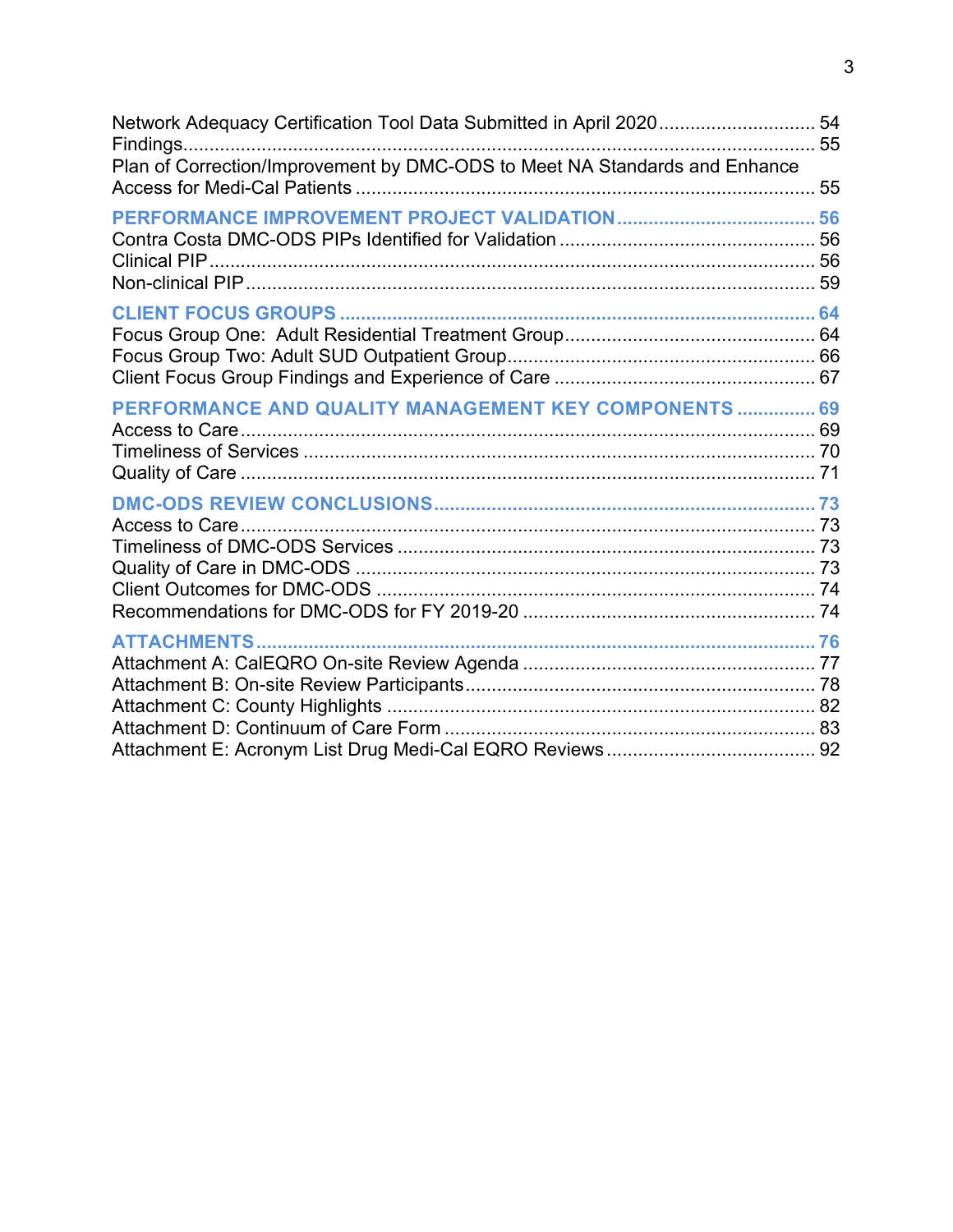Network Adequacy Certification Tool Data Submitted in April 2020 .............................. 54
Findings......................................................................................................................... 55
Plan of Correction/Improvement by DMC-ODS to Meet NA Standards and Enhance Access for Medi-Cal Patients ....................................................................................... 55

**PERFORMANCE IMPROVEMENT PROJECT VALIDATION ...................................... 56**
Contra Costa DMC-ODS PIPs Identified for Validation ................................................ 56
Clinical PIP ................................................................................................................... 56
Non-clinical PIP ............................................................................................................ 59

**CLIENT FOCUS GROUPS .......................................................................................... 64**
Focus Group One: Adult Residential Treatment Group ............................................... 64
Focus Group Two: Adult SUD Outpatient Group .......................................................... 66
Client Focus Group Findings and Experience of Care ................................................. 67

**PERFORMANCE AND QUALITY MANAGEMENT KEY COMPONENTS ............... 69**
Access to Care ............................................................................................................. 69
Timeliness of Services ................................................................................................. 70
Quality of Care ............................................................................................................. 71

**DMC-ODS REVIEW CONCLUSIONS ......................................................................... 73**
Access to Care ............................................................................................................. 73
Timeliness of DMC-ODS Services ............................................................................... 73
Quality of Care in DMC-ODS ....................................................................................... 73
Client Outcomes for DMC-ODS ................................................................................... 74
Recommendations for DMC-ODS for FY 2019-20 ....................................................... 74

**ATTACHMENTS .......................................................................................................... 76**
Attachment A: CalEQRO On-site Review Agenda ........................................................ 77
Attachment B: On-site Review Participants .................................................................. 78
Attachment C: County Highlights ................................................................................. 82
Attachment D: Continuum of Care Form ...................................................................... 83
Attachment E: Acronym List Drug Medi-Cal EQRO Reviews ....................................... 92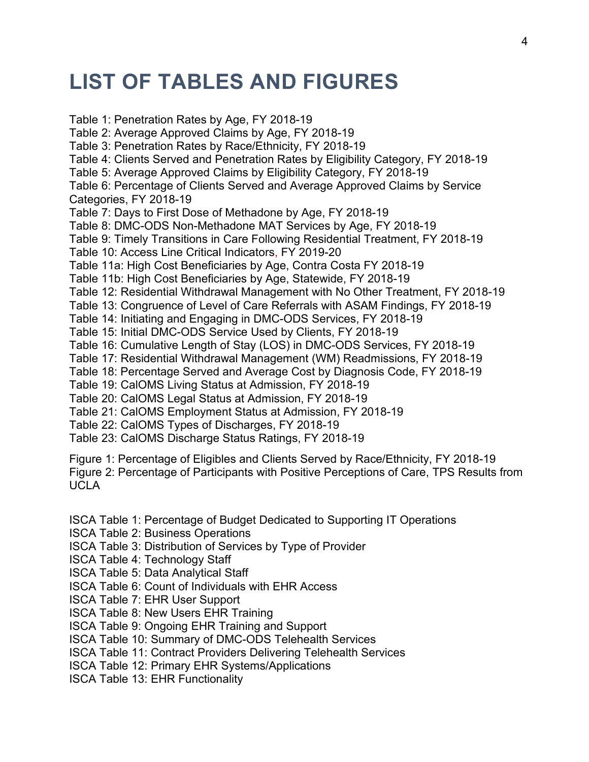# LIST OF TABLES AND FIGURES

Table 1: Penetration Rates by Age, FY 2018-19
Table 2: Average Approved Claims by Age, FY 2018-19
Table 3: Penetration Rates by Race/Ethnicity, FY 2018-19
Table 4: Clients Served and Penetration Rates by Eligibility Category, FY 2018-19
Table 5: Average Approved Claims by Eligibility Category, FY 2018-19
Table 6: Percentage of Clients Served and Average Approved Claims by Service Categories, FY 2018-19
Table 7: Days to First Dose of Methadone by Age, FY 2018-19
Table 8: DMC-ODS Non-Methadone MAT Services by Age, FY 2018-19
Table 9: Timely Transitions in Care Following Residential Treatment, FY 2018-19
Table 10: Access Line Critical Indicators, FY 2019-20
Table 11a: High Cost Beneficiaries by Age, Contra Costa FY 2018-19
Table 11b: High Cost Beneficiaries by Age, Statewide, FY 2018-19
Table 12: Residential Withdrawal Management with No Other Treatment, FY 2018-19
Table 13: Congruence of Level of Care Referrals with ASAM Findings, FY 2018-19
Table 14: Initiating and Engaging in DMC-ODS Services, FY 2018-19
Table 15: Initial DMC-ODS Service Used by Clients, FY 2018-19
Table 16: Cumulative Length of Stay (LOS) in DMC-ODS Services, FY 2018-19
Table 17: Residential Withdrawal Management (WM) Readmissions, FY 2018-19
Table 18: Percentage Served and Average Cost by Diagnosis Code, FY 2018-19
Table 19: CalOMS Living Status at Admission, FY 2018-19
Table 20: CalOMS Legal Status at Admission, FY 2018-19
Table 21: CalOMS Employment Status at Admission, FY 2018-19
Table 22: CalOMS Types of Discharges, FY 2018-19
Table 23: CalOMS Discharge Status Ratings, FY 2018-19

Figure 1: Percentage of Eligibles and Clients Served by Race/Ethnicity, FY 2018-19
Figure 2: Percentage of Participants with Positive Perceptions of Care, TPS Results from UCLA

ISCA Table 1: Percentage of Budget Dedicated to Supporting IT Operations
ISCA Table 2: Business Operations
ISCA Table 3: Distribution of Services by Type of Provider
ISCA Table 4: Technology Staff
ISCA Table 5: Data Analytical Staff
ISCA Table 6: Count of Individuals with EHR Access
ISCA Table 7: EHR User Support
ISCA Table 8: New Users EHR Training
ISCA Table 9: Ongoing EHR Training and Support
ISCA Table 10: Summary of DMC-ODS Telehealth Services
ISCA Table 11: Contract Providers Delivering Telehealth Services
ISCA Table 12: Primary EHR Systems/Applications
ISCA Table 13: EHR Functionality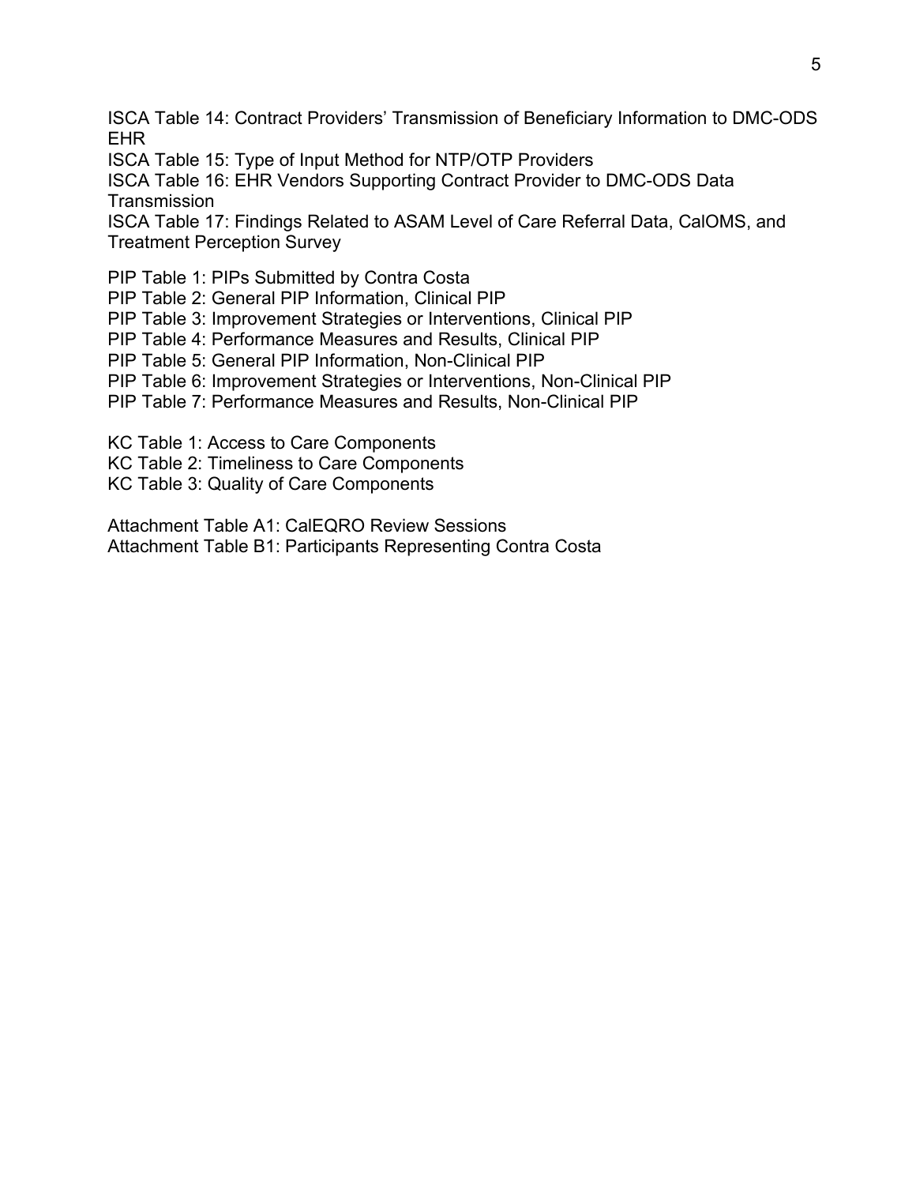ISCA Table 14: Contract Providers' Transmission of Beneficiary Information to DMC-ODS EHR
ISCA Table 15: Type of Input Method for NTP/OTP Providers
ISCA Table 16: EHR Vendors Supporting Contract Provider to DMC-ODS Data Transmission
ISCA Table 17: Findings Related to ASAM Level of Care Referral Data, CalOMS, and Treatment Perception Survey

PIP Table 1: PIPs Submitted by Contra Costa
PIP Table 2: General PIP Information, Clinical PIP
PIP Table 3: Improvement Strategies or Interventions, Clinical PIP
PIP Table 4: Performance Measures and Results, Clinical PIP
PIP Table 5: General PIP Information, Non-Clinical PIP
PIP Table 6: Improvement Strategies or Interventions, Non-Clinical PIP
PIP Table 7: Performance Measures and Results, Non-Clinical PIP

KC Table 1: Access to Care Components
KC Table 2: Timeliness to Care Components
KC Table 3: Quality of Care Components

Attachment Table A1: CalEQRO Review Sessions
Attachment Table B1: Participants Representing Contra Costa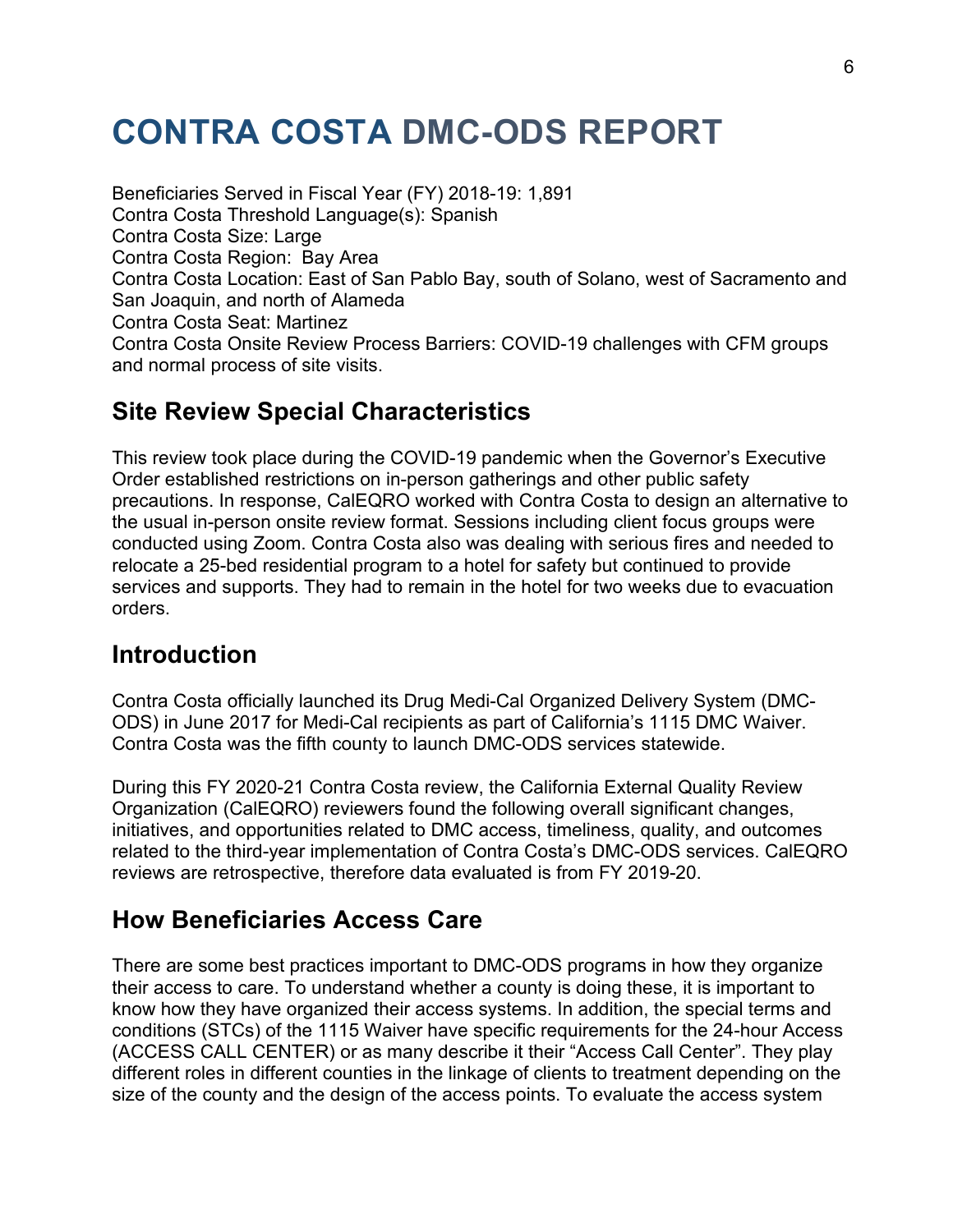# CONTRA COSTA DMC-ODS REPORT

Beneficiaries Served in Fiscal Year (FY) 2018-19: 1,891
Contra Costa Threshold Language(s): Spanish
Contra Costa Size: Large
Contra Costa Region: Bay Area
Contra Costa Location: East of San Pablo Bay, south of Solano, west of Sacramento and San Joaquin, and north of Alameda
Contra Costa Seat: Martinez
Contra Costa Onsite Review Process Barriers: COVID-19 challenges with CFM groups and normal process of site visits.

## Site Review Special Characteristics

This review took place during the COVID-19 pandemic when the Governor's Executive Order established restrictions on in-person gatherings and other public safety precautions. In response, CalEQRO worked with Contra Costa to design an alternative to the usual in-person onsite review format. Sessions including client focus groups were conducted using Zoom. Contra Costa also was dealing with serious fires and needed to relocate a 25-bed residential program to a hotel for safety but continued to provide services and supports. They had to remain in the hotel for two weeks due to evacuation orders.

## Introduction

Contra Costa officially launched its Drug Medi-Cal Organized Delivery System (DMC-ODS) in June 2017 for Medi-Cal recipients as part of California's 1115 DMC Waiver. Contra Costa was the fifth county to launch DMC-ODS services statewide.

During this FY 2020-21 Contra Costa review, the California External Quality Review Organization (CalEQRO) reviewers found the following overall significant changes, initiatives, and opportunities related to DMC access, timeliness, quality, and outcomes related to the third-year implementation of Contra Costa's DMC-ODS services. CalEQRO reviews are retrospective, therefore data evaluated is from FY 2019-20.

## How Beneficiaries Access Care

There are some best practices important to DMC-ODS programs in how they organize their access to care. To understand whether a county is doing these, it is important to know how they have organized their access systems. In addition, the special terms and conditions (STCs) of the 1115 Waiver have specific requirements for the 24-hour Access (ACCESS CALL CENTER) or as many describe it their "Access Call Center". They play different roles in different counties in the linkage of clients to treatment depending on the size of the county and the design of the access points. To evaluate the access system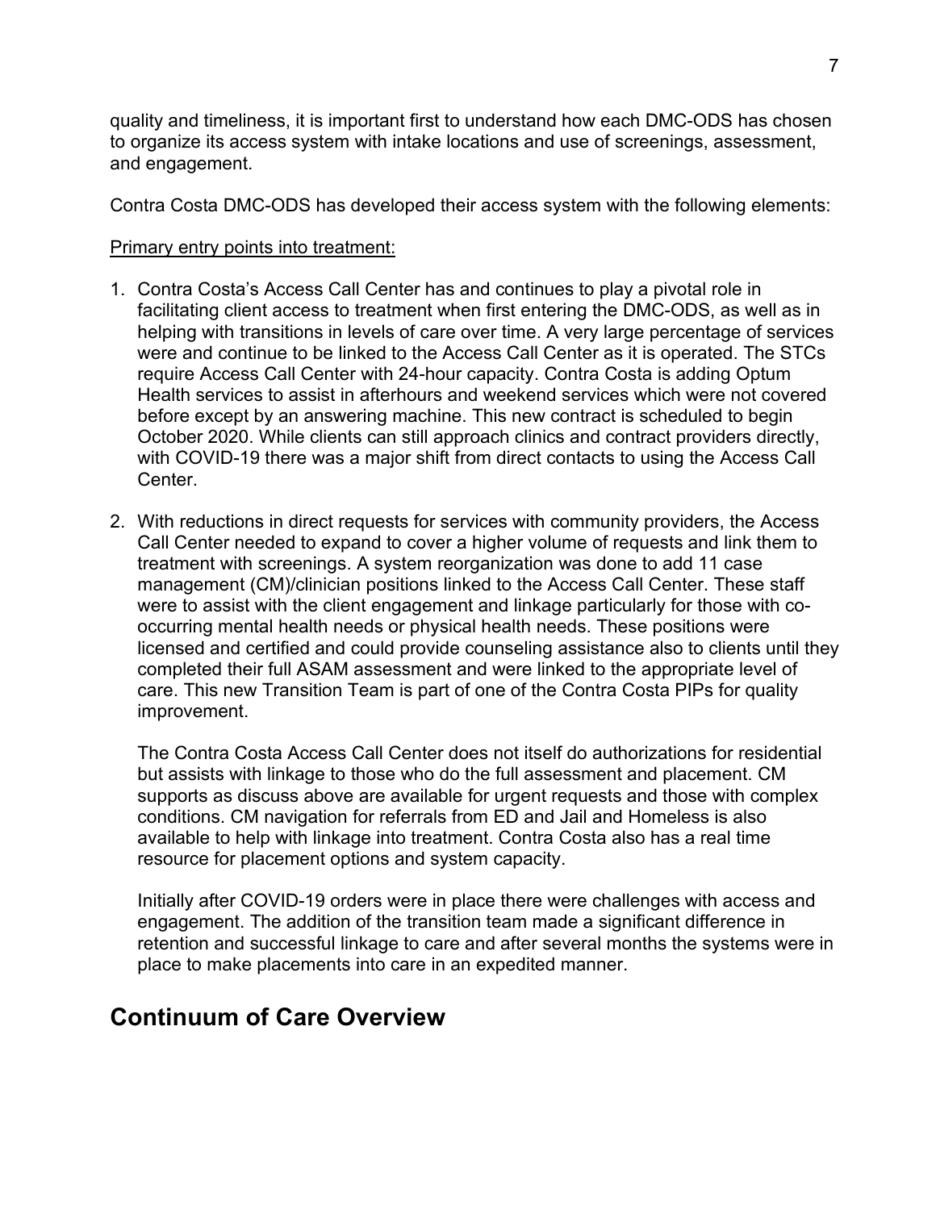quality and timeliness, it is important first to understand how each DMC-ODS has chosen to organize its access system with intake locations and use of screenings, assessment, and engagement.

Contra Costa DMC-ODS has developed their access system with the following elements:

<u>Primary entry points into treatment:</u>

1. Contra Costa's Access Call Center has and continues to play a pivotal role in facilitating client access to treatment when first entering the DMC-ODS, as well as in helping with transitions in levels of care over time. A very large percentage of services were and continue to be linked to the Access Call Center as it is operated. The STCs require Access Call Center with 24-hour capacity. Contra Costa is adding Optum Health services to assist in afterhours and weekend services which were not covered before except by an answering machine. This new contract is scheduled to begin October 2020. While clients can still approach clinics and contract providers directly, with COVID-19 there was a major shift from direct contacts to using the Access Call Center.

2. With reductions in direct requests for services with community providers, the Access Call Center needed to expand to cover a higher volume of requests and link them to treatment with screenings. A system reorganization was done to add 11 case management (CM)/clinician positions linked to the Access Call Center. These staff were to assist with the client engagement and linkage particularly for those with co-occurring mental health needs or physical health needs. These positions were licensed and certified and could provide counseling assistance also to clients until they completed their full ASAM assessment and were linked to the appropriate level of care. This new Transition Team is part of one of the Contra Costa PIPs for quality improvement.

   The Contra Costa Access Call Center does not itself do authorizations for residential but assists with linkage to those who do the full assessment and placement. CM supports as discuss above are available for urgent requests and those with complex conditions. CM navigation for referrals from ED and Jail and Homeless is also available to help with linkage into treatment. Contra Costa also has a real time resource for placement options and system capacity.

   Initially after COVID-19 orders were in place there were challenges with access and engagement. The addition of the transition team made a significant difference in retention and successful linkage to care and after several months the systems were in place to make placements into care in an expedited manner.

## Continuum of Care Overview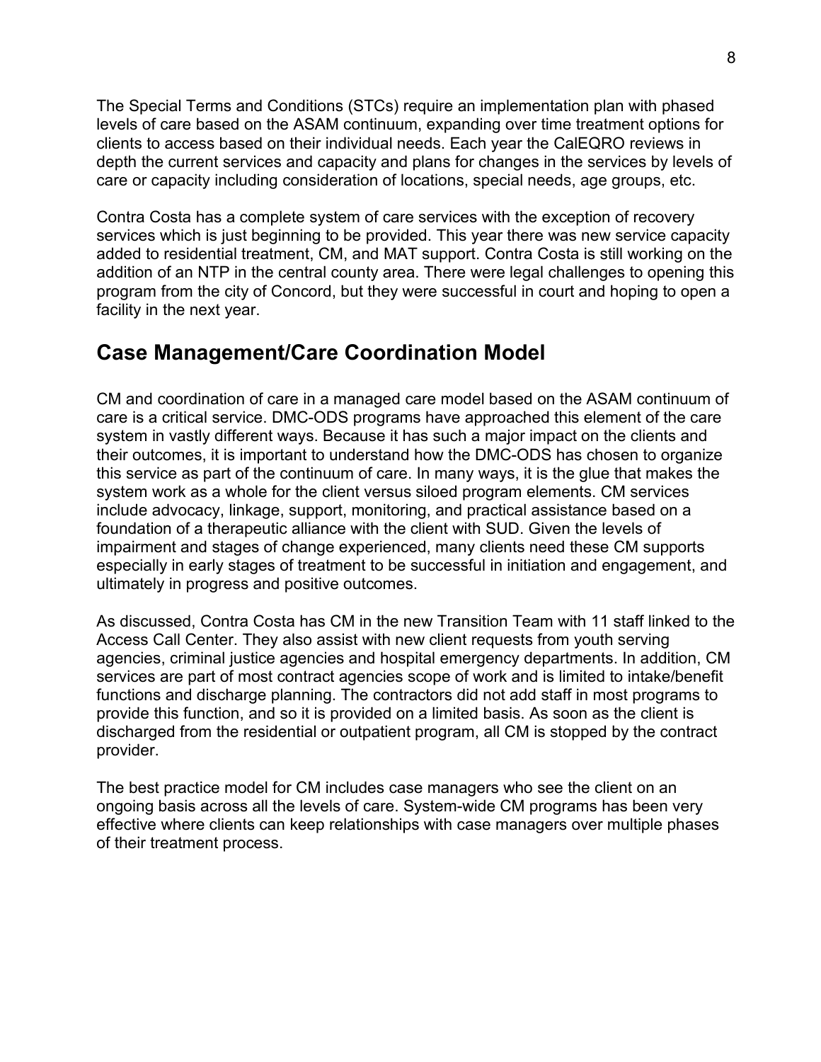The Special Terms and Conditions (STCs) require an implementation plan with phased levels of care based on the ASAM continuum, expanding over time treatment options for clients to access based on their individual needs. Each year the CalEQRO reviews in depth the current services and capacity and plans for changes in the services by levels of care or capacity including consideration of locations, special needs, age groups, etc.

Contra Costa has a complete system of care services with the exception of recovery services which is just beginning to be provided. This year there was new service capacity added to residential treatment, CM, and MAT support. Contra Costa is still working on the addition of an NTP in the central county area. There were legal challenges to opening this program from the city of Concord, but they were successful in court and hoping to open a facility in the next year.

## Case Management/Care Coordination Model

CM and coordination of care in a managed care model based on the ASAM continuum of care is a critical service. DMC-ODS programs have approached this element of the care system in vastly different ways. Because it has such a major impact on the clients and their outcomes, it is important to understand how the DMC-ODS has chosen to organize this service as part of the continuum of care. In many ways, it is the glue that makes the system work as a whole for the client versus siloed program elements. CM services include advocacy, linkage, support, monitoring, and practical assistance based on a foundation of a therapeutic alliance with the client with SUD. Given the levels of impairment and stages of change experienced, many clients need these CM supports especially in early stages of treatment to be successful in initiation and engagement, and ultimately in progress and positive outcomes.

As discussed, Contra Costa has CM in the new Transition Team with 11 staff linked to the Access Call Center. They also assist with new client requests from youth serving agencies, criminal justice agencies and hospital emergency departments. In addition, CM services are part of most contract agencies scope of work and is limited to intake/benefit functions and discharge planning. The contractors did not add staff in most programs to provide this function, and so it is provided on a limited basis. As soon as the client is discharged from the residential or outpatient program, all CM is stopped by the contract provider.

The best practice model for CM includes case managers who see the client on an ongoing basis across all the levels of care. System-wide CM programs has been very effective where clients can keep relationships with case managers over multiple phases of their treatment process.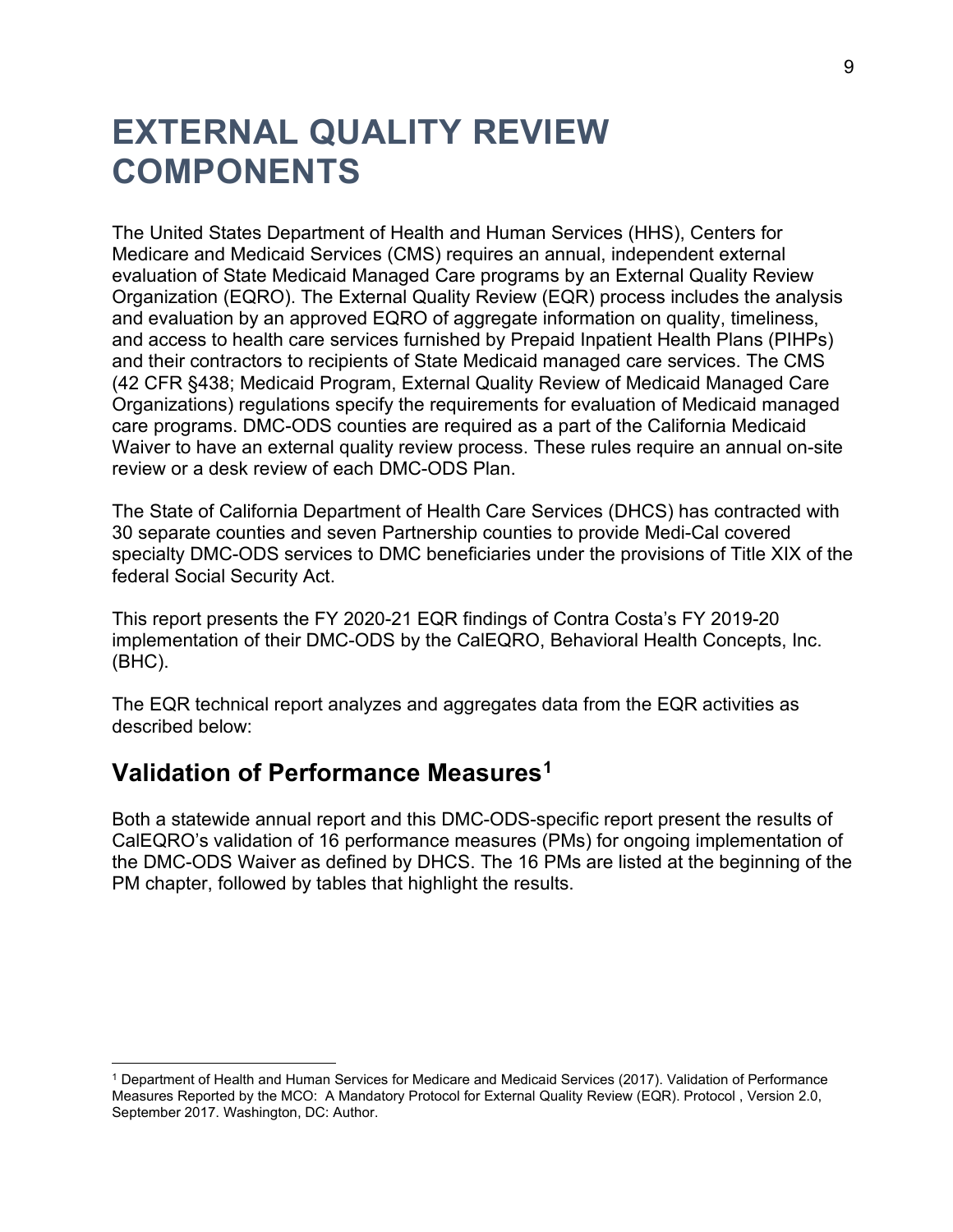# EXTERNAL QUALITY REVIEW COMPONENTS

The United States Department of Health and Human Services (HHS), Centers for Medicare and Medicaid Services (CMS) requires an annual, independent external evaluation of State Medicaid Managed Care programs by an External Quality Review Organization (EQRO). The External Quality Review (EQR) process includes the analysis and evaluation by an approved EQRO of aggregate information on quality, timeliness, and access to health care services furnished by Prepaid Inpatient Health Plans (PIHPs) and their contractors to recipients of State Medicaid managed care services. The CMS (42 CFR §438; Medicaid Program, External Quality Review of Medicaid Managed Care Organizations) regulations specify the requirements for evaluation of Medicaid managed care programs. DMC-ODS counties are required as a part of the California Medicaid Waiver to have an external quality review process. These rules require an annual on-site review or a desk review of each DMC-ODS Plan.

The State of California Department of Health Care Services (DHCS) has contracted with 30 separate counties and seven Partnership counties to provide Medi-Cal covered specialty DMC-ODS services to DMC beneficiaries under the provisions of Title XIX of the federal Social Security Act.

This report presents the FY 2020-21 EQR findings of Contra Costa's FY 2019-20 implementation of their DMC-ODS by the CalEQRO, Behavioral Health Concepts, Inc. (BHC).

The EQR technical report analyzes and aggregates data from the EQR activities as described below:

## Validation of Performance Measures[1]

Both a statewide annual report and this DMC-ODS-specific report present the results of CalEQRO's validation of 16 performance measures (PMs) for ongoing implementation of the DMC-ODS Waiver as defined by DHCS. The 16 PMs are listed at the beginning of the PM chapter, followed by tables that highlight the results.

---

[1] Department of Health and Human Services for Medicare and Medicaid Services (2017). Validation of Performance Measures Reported by the MCO: A Mandatory Protocol for External Quality Review (EQR). Protocol , Version 2.0, September 2017. Washington, DC: Author.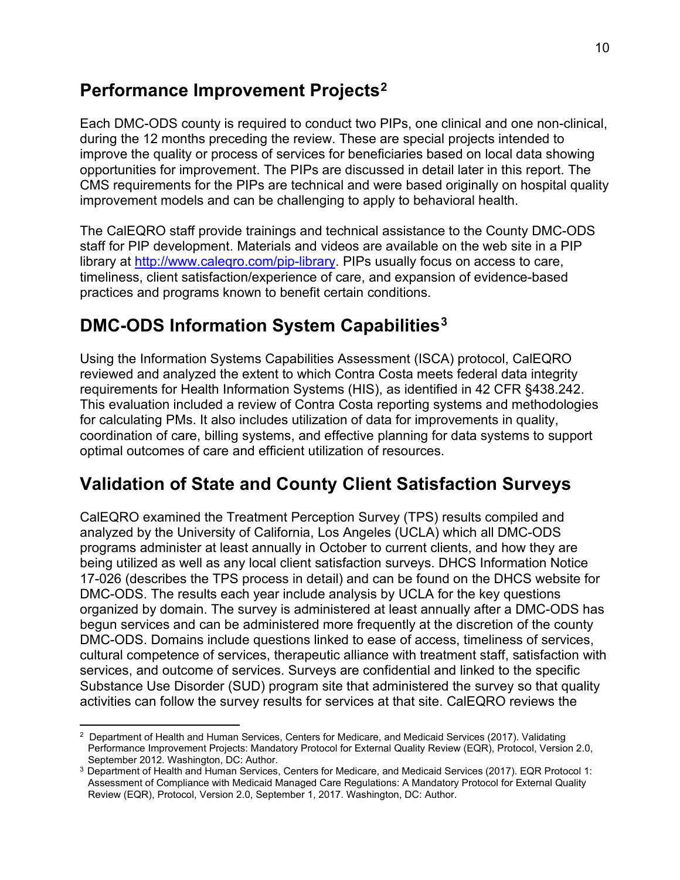## Performance Improvement Projects[2]

Each DMC-ODS county is required to conduct two PIPs, one clinical and one non-clinical, during the 12 months preceding the review. These are special projects intended to improve the quality or process of services for beneficiaries based on local data showing opportunities for improvement. The PIPs are discussed in detail later in this report. The CMS requirements for the PIPs are technical and were based originally on hospital quality improvement models and can be challenging to apply to behavioral health.

The CalEQRO staff provide trainings and technical assistance to the County DMC-ODS staff for PIP development. Materials and videos are available on the web site in a PIP library at [http://www.caleqro.com/pip-library](http://www.caleqro.com/pip-library). PIPs usually focus on access to care, timeliness, client satisfaction/experience of care, and expansion of evidence-based practices and programs known to benefit certain conditions.

## DMC-ODS Information System Capabilities[3]

Using the Information Systems Capabilities Assessment (ISCA) protocol, CalEQRO reviewed and analyzed the extent to which Contra Costa meets federal data integrity requirements for Health Information Systems (HIS), as identified in 42 CFR §438.242. This evaluation included a review of Contra Costa reporting systems and methodologies for calculating PMs. It also includes utilization of data for improvements in quality, coordination of care, billing systems, and effective planning for data systems to support optimal outcomes of care and efficient utilization of resources.

## Validation of State and County Client Satisfaction Surveys

CalEQRO examined the Treatment Perception Survey (TPS) results compiled and analyzed by the University of California, Los Angeles (UCLA) which all DMC-ODS programs administer at least annually in October to current clients, and how they are being utilized as well as any local client satisfaction surveys. DHCS Information Notice 17-026 (describes the TPS process in detail) and can be found on the DHCS website for DMC-ODS. The results each year include analysis by UCLA for the key questions organized by domain. The survey is administered at least annually after a DMC-ODS has begun services and can be administered more frequently at the discretion of the county DMC-ODS. Domains include questions linked to ease of access, timeliness of services, cultural competence of services, therapeutic alliance with treatment staff, satisfaction with services, and outcome of services. Surveys are confidential and linked to the specific Substance Use Disorder (SUD) program site that administered the survey so that quality activities can follow the survey results for services at that site. CalEQRO reviews the

---

[2] Department of Health and Human Services, Centers for Medicare, and Medicaid Services (2017). Validating Performance Improvement Projects: Mandatory Protocol for External Quality Review (EQR), Protocol, Version 2.0, September 2012. Washington, DC: Author.

[3] Department of Health and Human Services, Centers for Medicare, and Medicaid Services (2017). EQR Protocol 1: Assessment of Compliance with Medicaid Managed Care Regulations: A Mandatory Protocol for External Quality Review (EQR), Protocol, Version 2.0, September 1, 2017. Washington, DC: Author.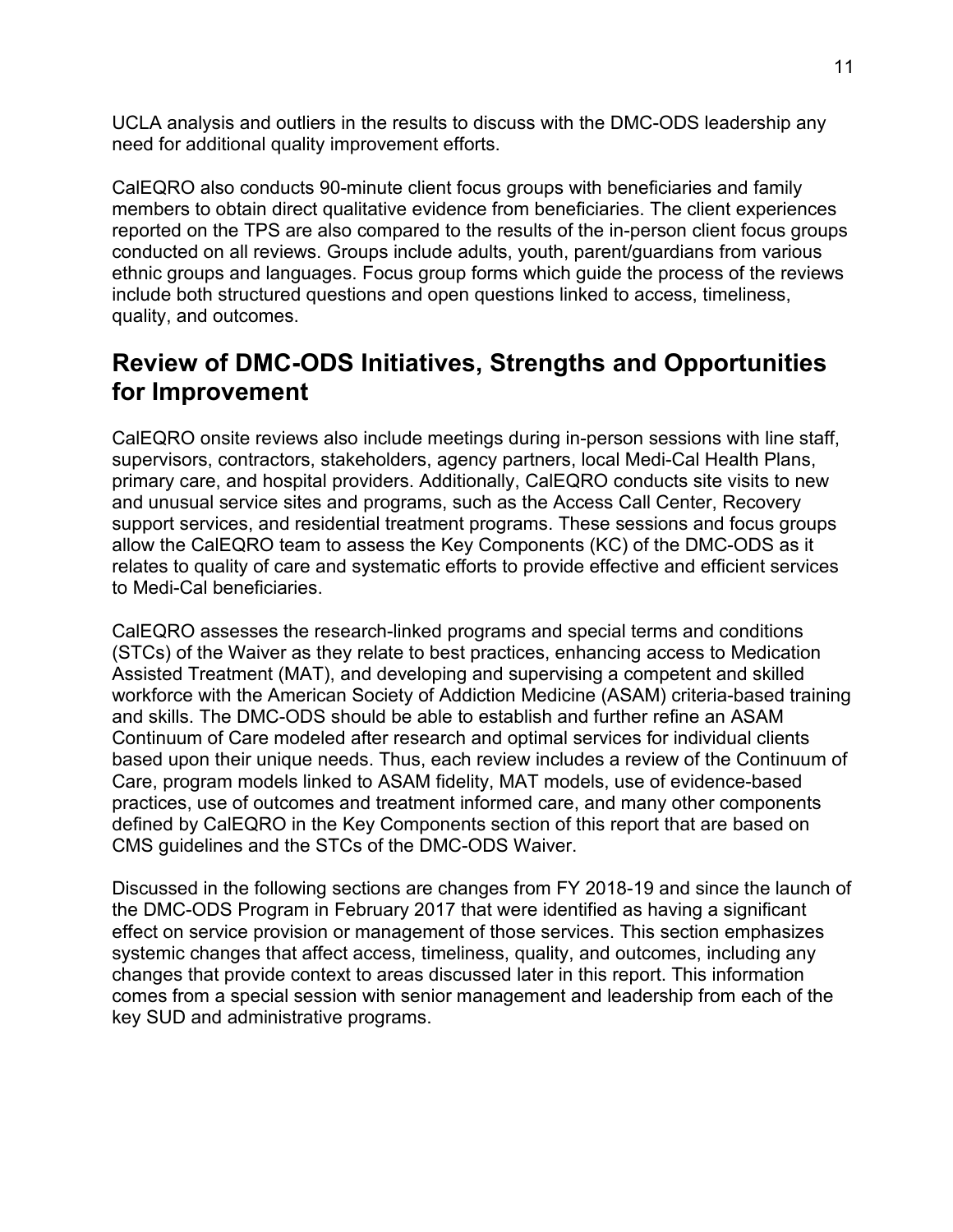UCLA analysis and outliers in the results to discuss with the DMC-ODS leadership any need for additional quality improvement efforts.

CalEQRO also conducts 90-minute client focus groups with beneficiaries and family members to obtain direct qualitative evidence from beneficiaries. The client experiences reported on the TPS are also compared to the results of the in-person client focus groups conducted on all reviews. Groups include adults, youth, parent/guardians from various ethnic groups and languages. Focus group forms which guide the process of the reviews include both structured questions and open questions linked to access, timeliness, quality, and outcomes.

## Review of DMC-ODS Initiatives, Strengths and Opportunities for Improvement

CalEQRO onsite reviews also include meetings during in-person sessions with line staff, supervisors, contractors, stakeholders, agency partners, local Medi-Cal Health Plans, primary care, and hospital providers. Additionally, CalEQRO conducts site visits to new and unusual service sites and programs, such as the Access Call Center, Recovery support services, and residential treatment programs. These sessions and focus groups allow the CalEQRO team to assess the Key Components (KC) of the DMC-ODS as it relates to quality of care and systematic efforts to provide effective and efficient services to Medi-Cal beneficiaries.

CalEQRO assesses the research-linked programs and special terms and conditions (STCs) of the Waiver as they relate to best practices, enhancing access to Medication Assisted Treatment (MAT), and developing and supervising a competent and skilled workforce with the American Society of Addiction Medicine (ASAM) criteria-based training and skills. The DMC-ODS should be able to establish and further refine an ASAM Continuum of Care modeled after research and optimal services for individual clients based upon their unique needs. Thus, each review includes a review of the Continuum of Care, program models linked to ASAM fidelity, MAT models, use of evidence-based practices, use of outcomes and treatment informed care, and many other components defined by CalEQRO in the Key Components section of this report that are based on CMS guidelines and the STCs of the DMC-ODS Waiver.

Discussed in the following sections are changes from FY 2018-19 and since the launch of the DMC-ODS Program in February 2017 that were identified as having a significant effect on service provision or management of those services. This section emphasizes systemic changes that affect access, timeliness, quality, and outcomes, including any changes that provide context to areas discussed later in this report. This information comes from a special session with senior management and leadership from each of the key SUD and administrative programs.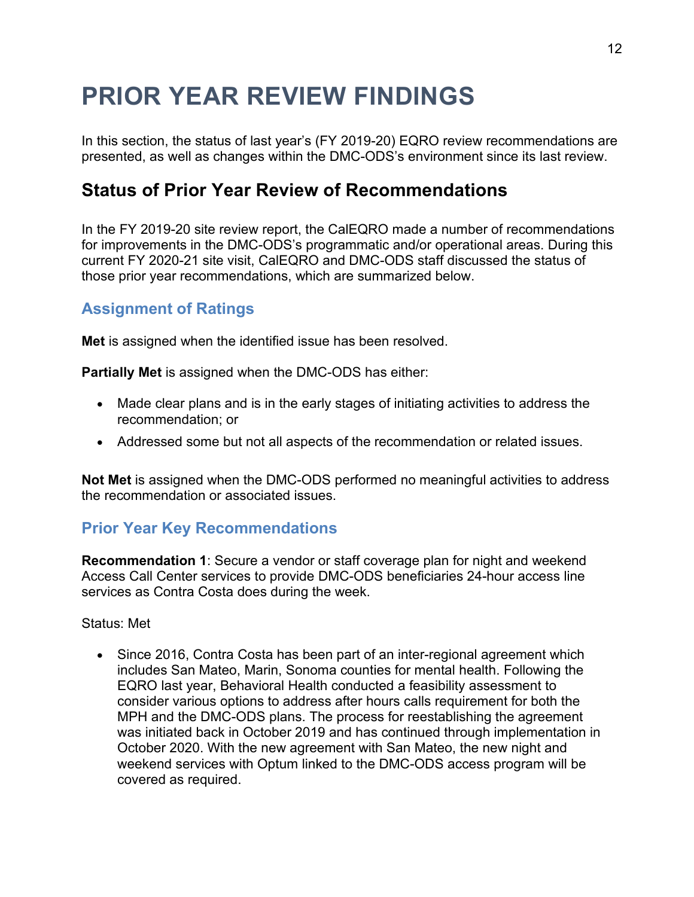# PRIOR YEAR REVIEW FINDINGS

In this section, the status of last year's (FY 2019-20) EQRO review recommendations are presented, as well as changes within the DMC-ODS's environment since its last review.

## Status of Prior Year Review of Recommendations

In the FY 2019-20 site review report, the CalEQRO made a number of recommendations for improvements in the DMC-ODS's programmatic and/or operational areas. During this current FY 2020-21 site visit, CalEQRO and DMC-ODS staff discussed the status of those prior year recommendations, which are summarized below.

### Assignment of Ratings

**Met** is assigned when the identified issue has been resolved.

**Partially Met** is assigned when the DMC-ODS has either:

- Made clear plans and is in the early stages of initiating activities to address the recommendation; or
- Addressed some but not all aspects of the recommendation or related issues.

**Not Met** is assigned when the DMC-ODS performed no meaningful activities to address the recommendation or associated issues.

### Prior Year Key Recommendations

**Recommendation 1**: Secure a vendor or staff coverage plan for night and weekend Access Call Center services to provide DMC-ODS beneficiaries 24-hour access line services as Contra Costa does during the week.

Status: Met

- Since 2016, Contra Costa has been part of an inter-regional agreement which includes San Mateo, Marin, Sonoma counties for mental health. Following the EQRO last year, Behavioral Health conducted a feasibility assessment to consider various options to address after hours calls requirement for both the MPH and the DMC-ODS plans. The process for reestablishing the agreement was initiated back in October 2019 and has continued through implementation in October 2020. With the new agreement with San Mateo, the new night and weekend services with Optum linked to the DMC-ODS access program will be covered as required.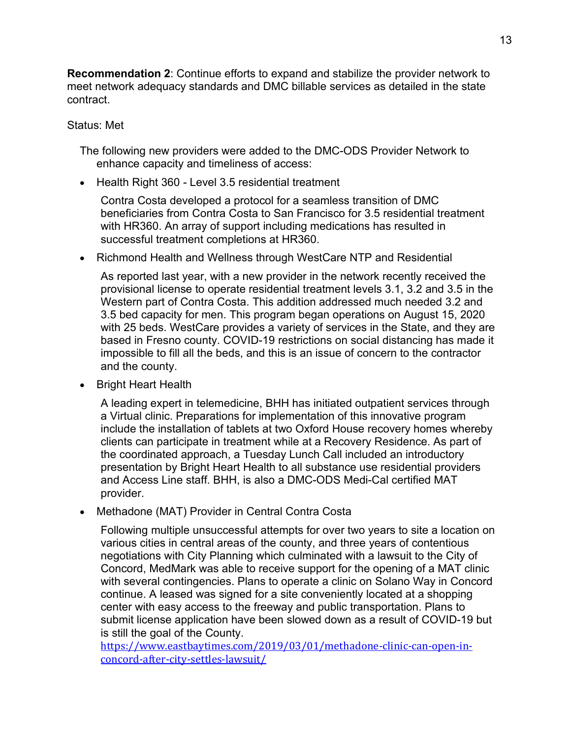**Recommendation 2**: Continue efforts to expand and stabilize the provider network to meet network adequacy standards and DMC billable services as detailed in the state contract.

Status: Met

The following new providers were added to the DMC-ODS Provider Network to enhance capacity and timeliness of access:

- Health Right 360 - Level 3.5 residential treatment

  Contra Costa developed a protocol for a seamless transition of DMC beneficiaries from Contra Costa to San Francisco for 3.5 residential treatment with HR360. An array of support including medications has resulted in successful treatment completions at HR360.

- Richmond Health and Wellness through WestCare NTP and Residential

  As reported last year, with a new provider in the network recently received the provisional license to operate residential treatment levels 3.1, 3.2 and 3.5 in the Western part of Contra Costa. This addition addressed much needed 3.2 and 3.5 bed capacity for men. This program began operations on August 15, 2020 with 25 beds. WestCare provides a variety of services in the State, and they are based in Fresno county. COVID-19 restrictions on social distancing has made it impossible to fill all the beds, and this is an issue of concern to the contractor and the county.

- Bright Heart Health

  A leading expert in telemedicine, BHH has initiated outpatient services through a Virtual clinic. Preparations for implementation of this innovative program include the installation of tablets at two Oxford House recovery homes whereby clients can participate in treatment while at a Recovery Residence. As part of the coordinated approach, a Tuesday Lunch Call included an introductory presentation by Bright Heart Health to all substance use residential providers and Access Line staff. BHH, is also a DMC-ODS Medi-Cal certified MAT provider.

- Methadone (MAT) Provider in Central Contra Costa

  Following multiple unsuccessful attempts for over two years to site a location on various cities in central areas of the county, and three years of contentious negotiations with City Planning which culminated with a lawsuit to the City of Concord, MedMark was able to receive support for the opening of a MAT clinic with several contingencies. Plans to operate a clinic on Solano Way in Concord continue. A leased was signed for a site conveniently located at a shopping center with easy access to the freeway and public transportation. Plans to submit license application have been slowed down as a result of COVID-19 but is still the goal of the County.
  https://www.eastbaytimes.com/2019/03/01/methadone-clinic-can-open-in-concord-after-city-settles-lawsuit/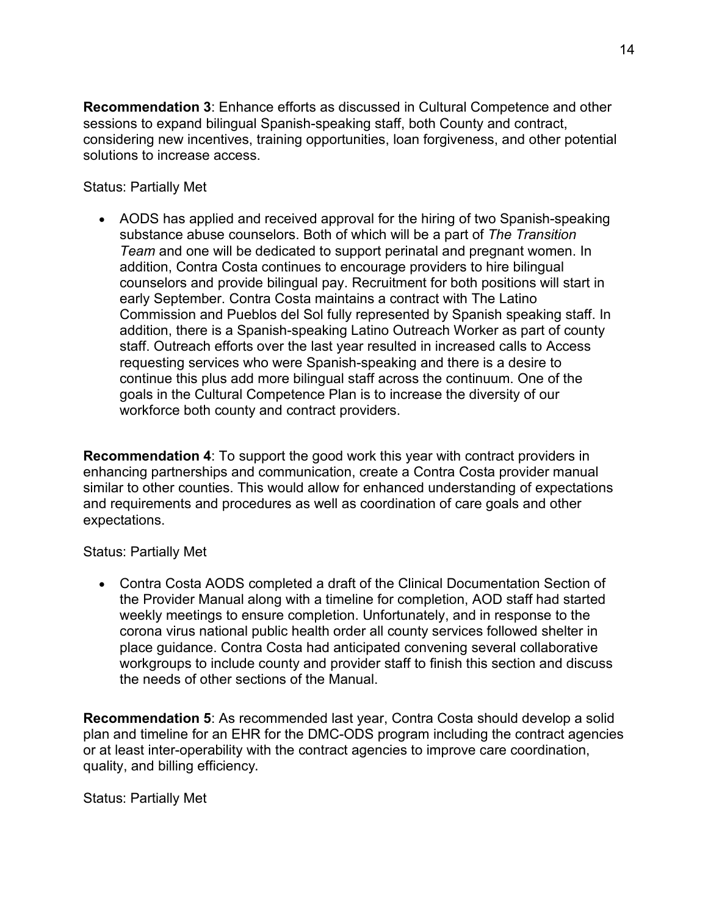**Recommendation 3**: Enhance efforts as discussed in Cultural Competence and other sessions to expand bilingual Spanish-speaking staff, both County and contract, considering new incentives, training opportunities, loan forgiveness, and other potential solutions to increase access.

Status: Partially Met

- AODS has applied and received approval for the hiring of two Spanish-speaking substance abuse counselors. Both of which will be a part of *The Transition Team* and one will be dedicated to support perinatal and pregnant women. In addition, Contra Costa continues to encourage providers to hire bilingual counselors and provide bilingual pay. Recruitment for both positions will start in early September. Contra Costa maintains a contract with The Latino Commission and Pueblos del Sol fully represented by Spanish speaking staff. In addition, there is a Spanish-speaking Latino Outreach Worker as part of county staff. Outreach efforts over the last year resulted in increased calls to Access requesting services who were Spanish-speaking and there is a desire to continue this plus add more bilingual staff across the continuum. One of the goals in the Cultural Competence Plan is to increase the diversity of our workforce both county and contract providers.

**Recommendation 4**: To support the good work this year with contract providers in enhancing partnerships and communication, create a Contra Costa provider manual similar to other counties. This would allow for enhanced understanding of expectations and requirements and procedures as well as coordination of care goals and other expectations.

Status: Partially Met

- Contra Costa AODS completed a draft of the Clinical Documentation Section of the Provider Manual along with a timeline for completion, AOD staff had started weekly meetings to ensure completion. Unfortunately, and in response to the corona virus national public health order all county services followed shelter in place guidance. Contra Costa had anticipated convening several collaborative workgroups to include county and provider staff to finish this section and discuss the needs of other sections of the Manual.

**Recommendation 5**: As recommended last year, Contra Costa should develop a solid plan and timeline for an EHR for the DMC-ODS program including the contract agencies or at least inter-operability with the contract agencies to improve care coordination, quality, and billing efficiency.

Status: Partially Met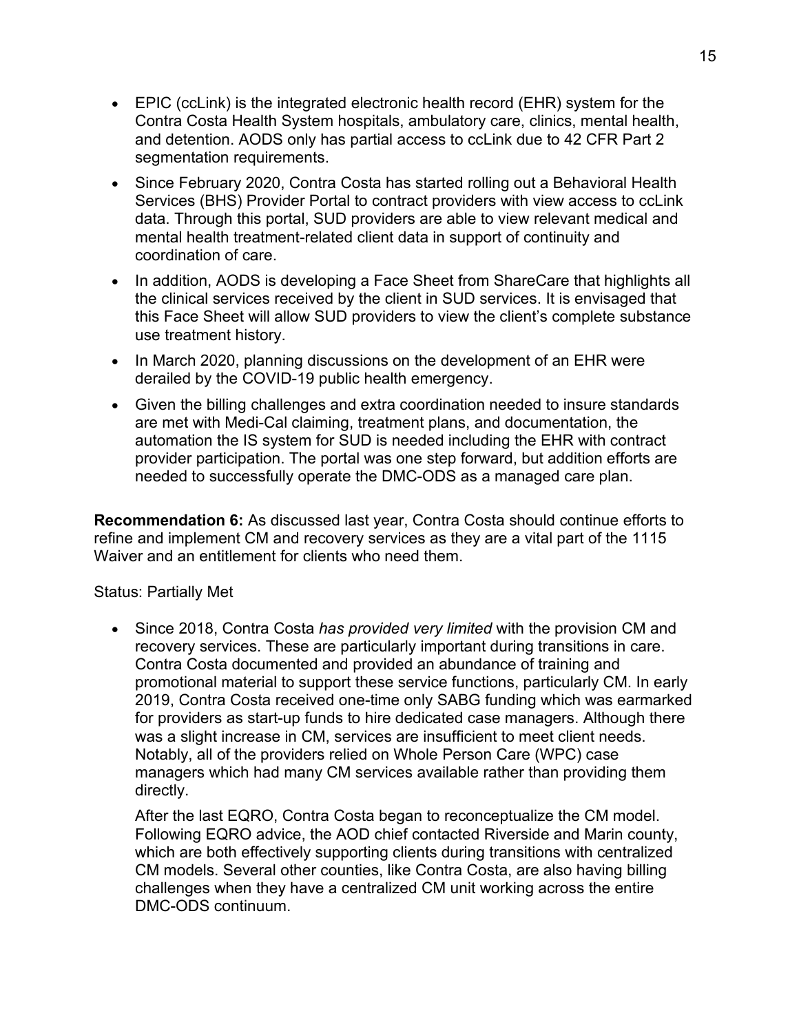- EPIC (ccLink) is the integrated electronic health record (EHR) system for the Contra Costa Health System hospitals, ambulatory care, clinics, mental health, and detention. AODS only has partial access to ccLink due to 42 CFR Part 2 segmentation requirements.
- Since February 2020, Contra Costa has started rolling out a Behavioral Health Services (BHS) Provider Portal to contract providers with view access to ccLink data. Through this portal, SUD providers are able to view relevant medical and mental health treatment-related client data in support of continuity and coordination of care.
- In addition, AODS is developing a Face Sheet from ShareCare that highlights all the clinical services received by the client in SUD services. It is envisaged that this Face Sheet will allow SUD providers to view the client's complete substance use treatment history.
- In March 2020, planning discussions on the development of an EHR were derailed by the COVID-19 public health emergency.
- Given the billing challenges and extra coordination needed to insure standards are met with Medi-Cal claiming, treatment plans, and documentation, the automation the IS system for SUD is needed including the EHR with contract provider participation. The portal was one step forward, but addition efforts are needed to successfully operate the DMC-ODS as a managed care plan.

**Recommendation 6:** As discussed last year, Contra Costa should continue efforts to refine and implement CM and recovery services as they are a vital part of the 1115 Waiver and an entitlement for clients who need them.

Status: Partially Met

- Since 2018, Contra Costa *has provided very limited* with the provision CM and recovery services. These are particularly important during transitions in care. Contra Costa documented and provided an abundance of training and promotional material to support these service functions, particularly CM. In early 2019, Contra Costa received one-time only SABG funding which was earmarked for providers as start-up funds to hire dedicated case managers. Although there was a slight increase in CM, services are insufficient to meet client needs. Notably, all of the providers relied on Whole Person Care (WPC) case managers which had many CM services available rather than providing them directly.

  After the last EQRO, Contra Costa began to reconceptualize the CM model. Following EQRO advice, the AOD chief contacted Riverside and Marin county, which are both effectively supporting clients during transitions with centralized CM models. Several other counties, like Contra Costa, are also having billing challenges when they have a centralized CM unit working across the entire DMC-ODS continuum.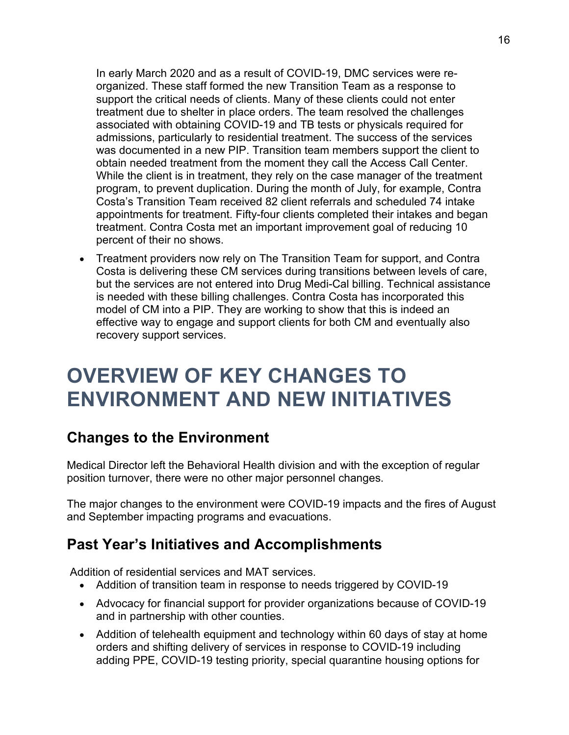In early March 2020 and as a result of COVID-19, DMC services were re-organized. These staff formed the new Transition Team as a response to support the critical needs of clients. Many of these clients could not enter treatment due to shelter in place orders. The team resolved the challenges associated with obtaining COVID-19 and TB tests or physicals required for admissions, particularly to residential treatment. The success of the services was documented in a new PIP. Transition team members support the client to obtain needed treatment from the moment they call the Access Call Center. While the client is in treatment, they rely on the case manager of the treatment program, to prevent duplication. During the month of July, for example, Contra Costa's Transition Team received 82 client referrals and scheduled 74 intake appointments for treatment. Fifty-four clients completed their intakes and began treatment. Contra Costa met an important improvement goal of reducing 10 percent of their no shows.

- Treatment providers now rely on The Transition Team for support, and Contra Costa is delivering these CM services during transitions between levels of care, but the services are not entered into Drug Medi-Cal billing. Technical assistance is needed with these billing challenges. Contra Costa has incorporated this model of CM into a PIP. They are working to show that this is indeed an effective way to engage and support clients for both CM and eventually also recovery support services.

# OVERVIEW OF KEY CHANGES TO ENVIRONMENT AND NEW INITIATIVES

## Changes to the Environment

Medical Director left the Behavioral Health division and with the exception of regular position turnover, there were no other major personnel changes.

The major changes to the environment were COVID-19 impacts and the fires of August and September impacting programs and evacuations.

## Past Year's Initiatives and Accomplishments

Addition of residential services and MAT services.

- Addition of transition team in response to needs triggered by COVID-19
- Advocacy for financial support for provider organizations because of COVID-19 and in partnership with other counties.
- Addition of telehealth equipment and technology within 60 days of stay at home orders and shifting delivery of services in response to COVID-19 including adding PPE, COVID-19 testing priority, special quarantine housing options for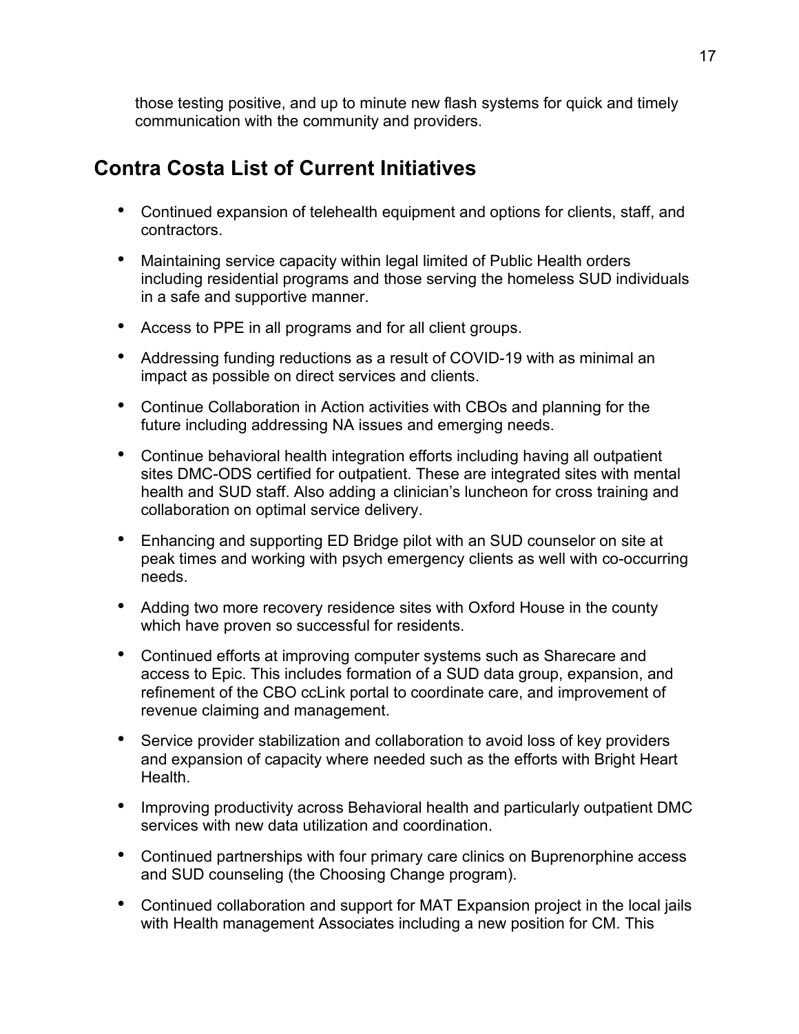those testing positive, and up to minute new flash systems for quick and timely communication with the community and providers.

## Contra Costa List of Current Initiatives

- Continued expansion of telehealth equipment and options for clients, staff, and contractors.
- Maintaining service capacity within legal limited of Public Health orders including residential programs and those serving the homeless SUD individuals in a safe and supportive manner.
- Access to PPE in all programs and for all client groups.
- Addressing funding reductions as a result of COVID-19 with as minimal an impact as possible on direct services and clients.
- Continue Collaboration in Action activities with CBOs and planning for the future including addressing NA issues and emerging needs.
- Continue behavioral health integration efforts including having all outpatient sites DMC-ODS certified for outpatient. These are integrated sites with mental health and SUD staff. Also adding a clinician's luncheon for cross training and collaboration on optimal service delivery.
- Enhancing and supporting ED Bridge pilot with an SUD counselor on site at peak times and working with psych emergency clients as well with co-occurring needs.
- Adding two more recovery residence sites with Oxford House in the county which have proven so successful for residents.
- Continued efforts at improving computer systems such as Sharecare and access to Epic. This includes formation of a SUD data group, expansion, and refinement of the CBO ccLink portal to coordinate care, and improvement of revenue claiming and management.
- Service provider stabilization and collaboration to avoid loss of key providers and expansion of capacity where needed such as the efforts with Bright Heart Health.
- Improving productivity across Behavioral health and particularly outpatient DMC services with new data utilization and coordination.
- Continued partnerships with four primary care clinics on Buprenorphine access and SUD counseling (the Choosing Change program).
- Continued collaboration and support for MAT Expansion project in the local jails with Health management Associates including a new position for CM. This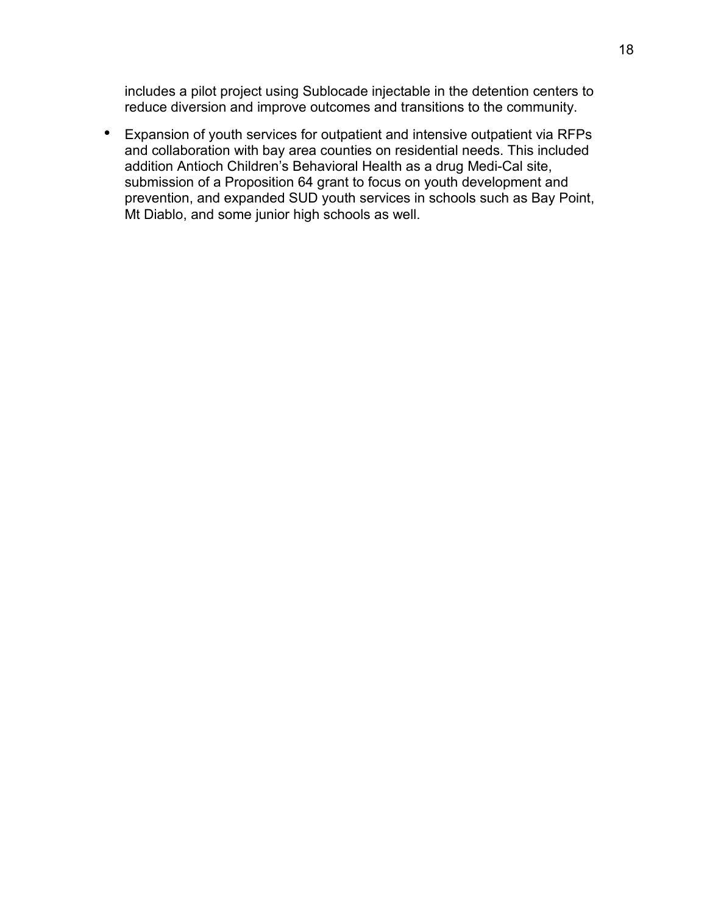includes a pilot project using Sublocade injectable in the detention centers to reduce diversion and improve outcomes and transitions to the community.

- Expansion of youth services for outpatient and intensive outpatient via RFPs and collaboration with bay area counties on residential needs. This included addition Antioch Children's Behavioral Health as a drug Medi-Cal site, submission of a Proposition 64 grant to focus on youth development and prevention, and expanded SUD youth services in schools such as Bay Point, Mt Diablo, and some junior high schools as well.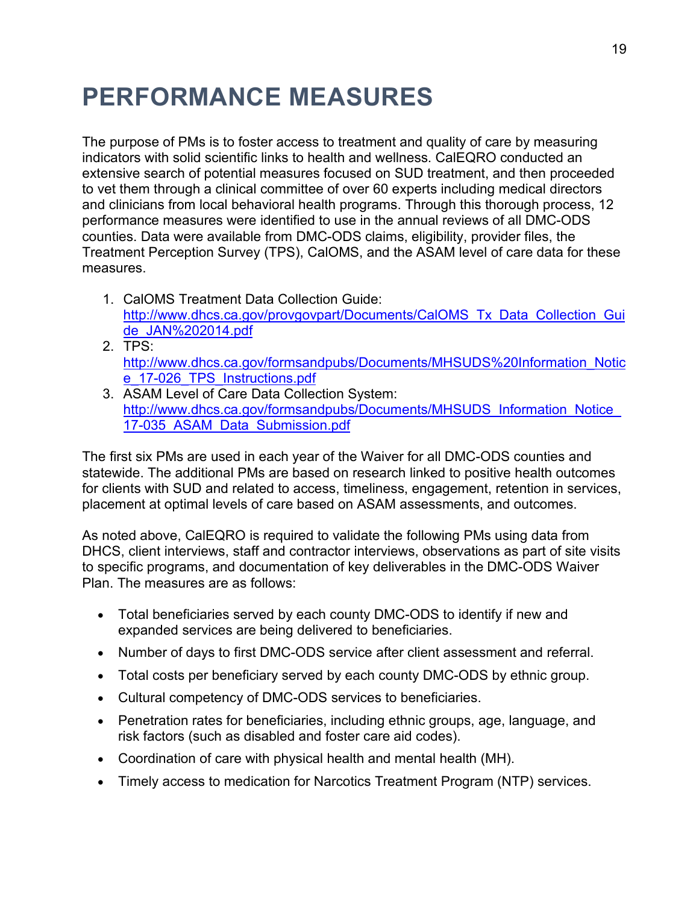# PERFORMANCE MEASURES

The purpose of PMs is to foster access to treatment and quality of care by measuring indicators with solid scientific links to health and wellness. CalEQRO conducted an extensive search of potential measures focused on SUD treatment, and then proceeded to vet them through a clinical committee of over 60 experts including medical directors and clinicians from local behavioral health programs. Through this thorough process, 12 performance measures were identified to use in the annual reviews of all DMC-ODS counties. Data were available from DMC-ODS claims, eligibility, provider files, the Treatment Perception Survey (TPS), CalOMS, and the ASAM level of care data for these measures.

1. CalOMS Treatment Data Collection Guide: http://www.dhcs.ca.gov/provgovpart/Documents/CalOMS_Tx_Data_Collection_Guide_JAN%202014.pdf
2. TPS: http://www.dhcs.ca.gov/formsandpubs/Documents/MHSUDS%20Information_Notice_17-026_TPS_Instructions.pdf
3. ASAM Level of Care Data Collection System: http://www.dhcs.ca.gov/formsandpubs/Documents/MHSUDS_Information_Notice_17-035_ASAM_Data_Submission.pdf

The first six PMs are used in each year of the Waiver for all DMC-ODS counties and statewide. The additional PMs are based on research linked to positive health outcomes for clients with SUD and related to access, timeliness, engagement, retention in services, placement at optimal levels of care based on ASAM assessments, and outcomes.

As noted above, CalEQRO is required to validate the following PMs using data from DHCS, client interviews, staff and contractor interviews, observations as part of site visits to specific programs, and documentation of key deliverables in the DMC-ODS Waiver Plan. The measures are as follows:

- Total beneficiaries served by each county DMC-ODS to identify if new and expanded services are being delivered to beneficiaries.
- Number of days to first DMC-ODS service after client assessment and referral.
- Total costs per beneficiary served by each county DMC-ODS by ethnic group.
- Cultural competency of DMC-ODS services to beneficiaries.
- Penetration rates for beneficiaries, including ethnic groups, age, language, and risk factors (such as disabled and foster care aid codes).
- Coordination of care with physical health and mental health (MH).
- Timely access to medication for Narcotics Treatment Program (NTP) services.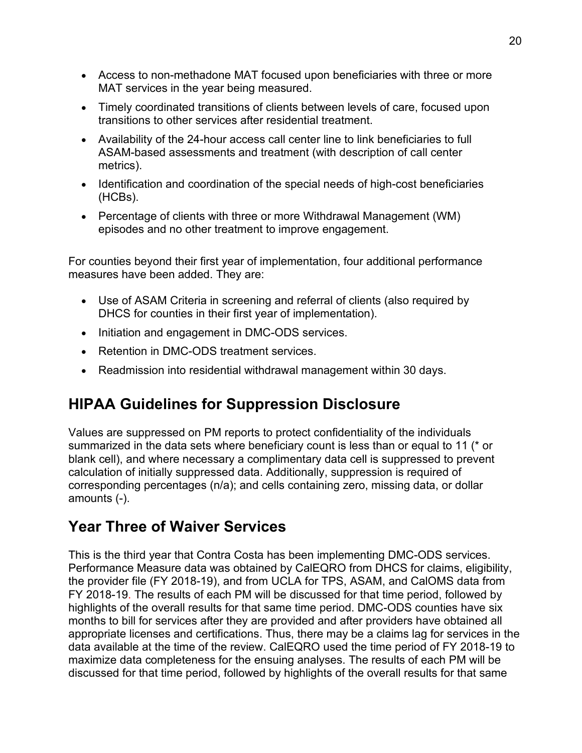- Access to non-methadone MAT focused upon beneficiaries with three or more MAT services in the year being measured.
- Timely coordinated transitions of clients between levels of care, focused upon transitions to other services after residential treatment.
- Availability of the 24-hour access call center line to link beneficiaries to full ASAM-based assessments and treatment (with description of call center metrics).
- Identification and coordination of the special needs of high-cost beneficiaries (HCBs).
- Percentage of clients with three or more Withdrawal Management (WM) episodes and no other treatment to improve engagement.

For counties beyond their first year of implementation, four additional performance measures have been added. They are:

- Use of ASAM Criteria in screening and referral of clients (also required by DHCS for counties in their first year of implementation).
- Initiation and engagement in DMC-ODS services.
- Retention in DMC-ODS treatment services.
- Readmission into residential withdrawal management within 30 days.

## HIPAA Guidelines for Suppression Disclosure

Values are suppressed on PM reports to protect confidentiality of the individuals summarized in the data sets where beneficiary count is less than or equal to 11 (* or blank cell), and where necessary a complimentary data cell is suppressed to prevent calculation of initially suppressed data. Additionally, suppression is required of corresponding percentages (n/a); and cells containing zero, missing data, or dollar amounts (-).

## Year Three of Waiver Services

This is the third year that Contra Costa has been implementing DMC-ODS services. Performance Measure data was obtained by CalEQRO from DHCS for claims, eligibility, the provider file (FY 2018-19), and from UCLA for TPS, ASAM, and CalOMS data from FY 2018-19. The results of each PM will be discussed for that time period, followed by highlights of the overall results for that same time period. DMC-ODS counties have six months to bill for services after they are provided and after providers have obtained all appropriate licenses and certifications. Thus, there may be a claims lag for services in the data available at the time of the review. CalEQRO used the time period of FY 2018-19 to maximize data completeness for the ensuing analyses. The results of each PM will be discussed for that time period, followed by highlights of the overall results for that same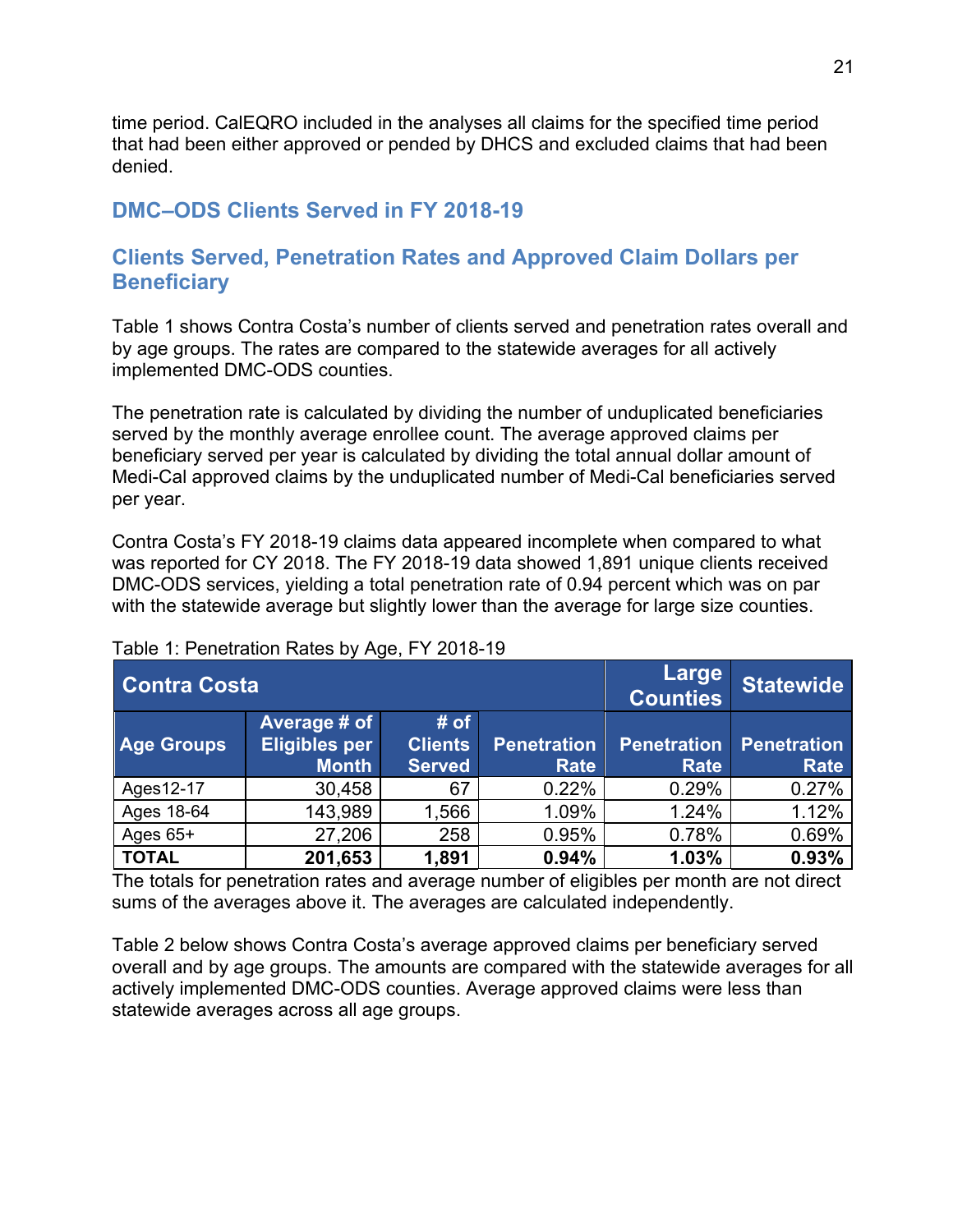time period. CalEQRO included in the analyses all claims for the specified time period that had been either approved or pended by DHCS and excluded claims that had been denied.

## DMC–ODS Clients Served in FY 2018-19

## Clients Served, Penetration Rates and Approved Claim Dollars per Beneficiary

Table 1 shows Contra Costa's number of clients served and penetration rates overall and by age groups. The rates are compared to the statewide averages for all actively implemented DMC-ODS counties.

The penetration rate is calculated by dividing the number of unduplicated beneficiaries served by the monthly average enrollee count. The average approved claims per beneficiary served per year is calculated by dividing the total annual dollar amount of Medi-Cal approved claims by the unduplicated number of Medi-Cal beneficiaries served per year.

Contra Costa's FY 2018-19 claims data appeared incomplete when compared to what was reported for CY 2018. The FY 2018-19 data showed 1,891 unique clients received DMC-ODS services, yielding a total penetration rate of 0.94 percent which was on par with the statewide average but slightly lower than the average for large size counties.

Table 1: Penetration Rates by Age, FY 2018-19

| Contra Costa | | | | Large Counties | Statewide |
|---|---|---|---|---|---|
| **Age Groups** | **Average # of Eligibles per Month** | **# of Clients Served** | **Penetration Rate** | **Penetration Rate** | **Penetration Rate** |
| Ages12-17 | 30,458 | 67 | 0.22% | 0.29% | 0.27% |
| Ages 18-64 | 143,989 | 1,566 | 1.09% | 1.24% | 1.12% |
| Ages 65+ | 27,206 | 258 | 0.95% | 0.78% | 0.69% |
| **TOTAL** | **201,653** | **1,891** | **0.94%** | **1.03%** | **0.93%** |

The totals for penetration rates and average number of eligibles per month are not direct sums of the averages above it. The averages are calculated independently.

Table 2 below shows Contra Costa's average approved claims per beneficiary served overall and by age groups. The amounts are compared with the statewide averages for all actively implemented DMC-ODS counties. Average approved claims were less than statewide averages across all age groups.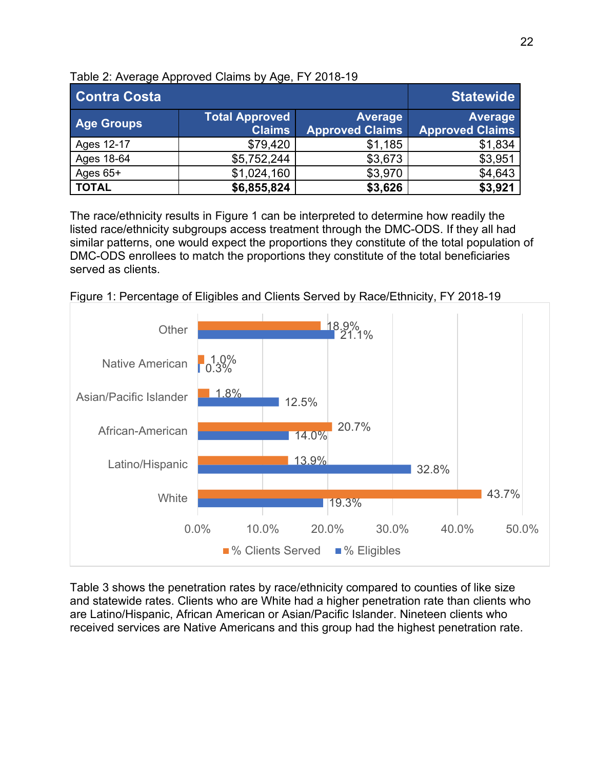Table 2: Average Approved Claims by Age, FY 2018-19

| Contra Costa | | | Statewide |
|---|---|---|---|
| **Age Groups** | **Total Approved Claims** | **Average Approved Claims** | **Average Approved Claims** |
| Ages 12-17 | $79,420 | $1,185 | $1,834 |
| Ages 18-64 | $5,752,244 | $3,673 | $3,951 |
| Ages 65+ | $1,024,160 | $3,970 | $4,643 |
| **TOTAL** | **$6,855,824** | **$3,626** | **$3,921** |

The race/ethnicity results in Figure 1 can be interpreted to determine how readily the listed race/ethnicity subgroups access treatment through the DMC-ODS. If they all had similar patterns, one would expect the proportions they constitute of the total population of DMC-ODS enrollees to match the proportions they constitute of the total beneficiaries served as clients.

Figure 1: Percentage of Eligibles and Clients Served by Race/Ethnicity, FY 2018-19

| Race/Ethnicity | % Clients Served | % Eligibles |
|---|---|---|
| Other | 18.9% | 21.1% |
| Native American | 1.0% | 0.3% |
| Asian/Pacific Islander | 1.8% | 12.5% |
| African-American | 20.7% | 14.0% |
| Latino/Hispanic | 13.9% | 32.8% |
| White | 43.7% | 19.3% |

Table 3 shows the penetration rates by race/ethnicity compared to counties of like size and statewide rates. Clients who are White had a higher penetration rate than clients who are Latino/Hispanic, African American or Asian/Pacific Islander. Nineteen clients who received services are Native Americans and this group had the highest penetration rate.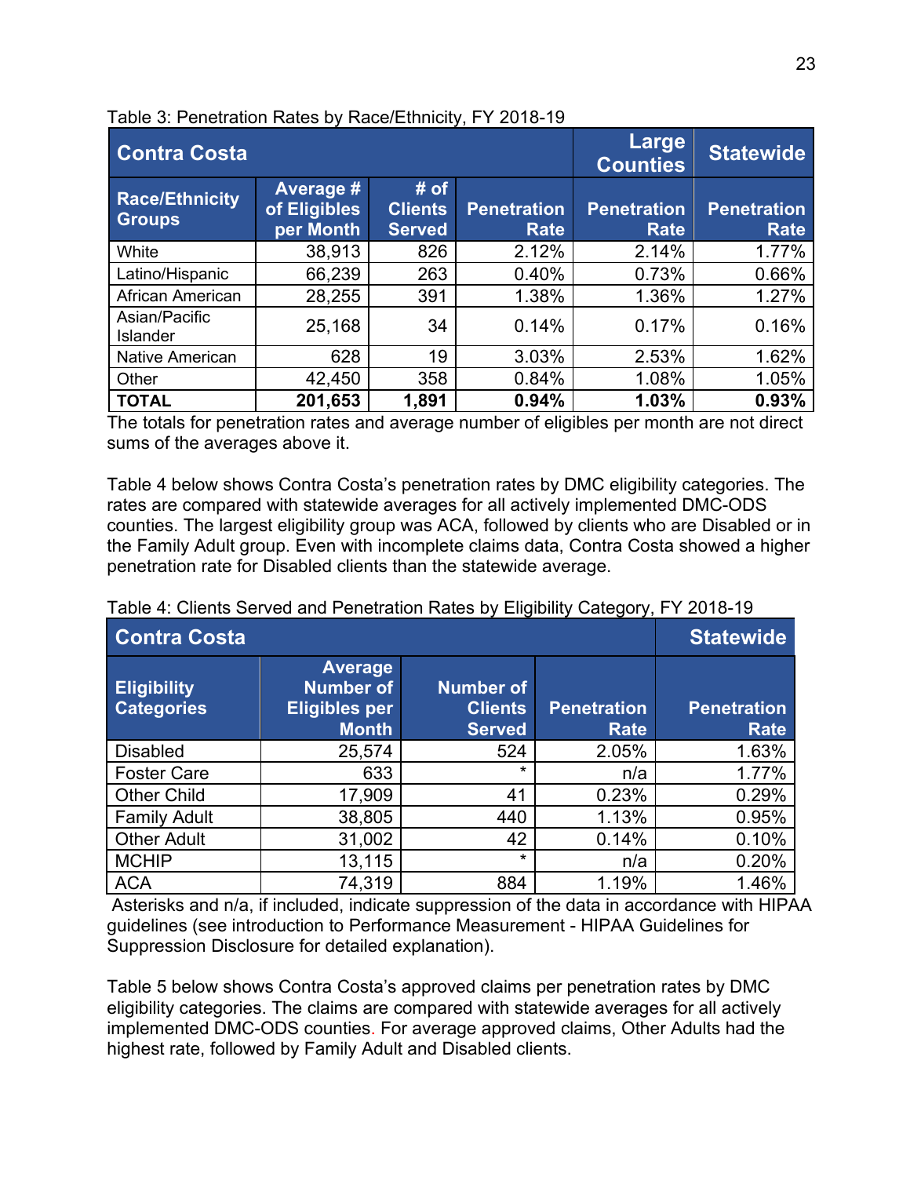Table 3: Penetration Rates by Race/Ethnicity, FY 2018-19

| Contra Costa | | | | Large Counties | Statewide |
|---|---|---|---|---|---|
| **Race/Ethnicity Groups** | **Average # of Eligibles per Month** | **# of Clients Served** | **Penetration Rate** | **Penetration Rate** | **Penetration Rate** |
| White | 38,913 | 826 | 2.12% | 2.14% | 1.77% |
| Latino/Hispanic | 66,239 | 263 | 0.40% | 0.73% | 0.66% |
| African American | 28,255 | 391 | 1.38% | 1.36% | 1.27% |
| Asian/Pacific Islander | 25,168 | 34 | 0.14% | 0.17% | 0.16% |
| Native American | 628 | 19 | 3.03% | 2.53% | 1.62% |
| Other | 42,450 | 358 | 0.84% | 1.08% | 1.05% |
| **TOTAL** | **201,653** | **1,891** | **0.94%** | **1.03%** | **0.93%** |

The totals for penetration rates and average number of eligibles per month are not direct sums of the averages above it.

Table 4 below shows Contra Costa's penetration rates by DMC eligibility categories. The rates are compared with statewide averages for all actively implemented DMC-ODS counties. The largest eligibility group was ACA, followed by clients who are Disabled or in the Family Adult group. Even with incomplete claims data, Contra Costa showed a higher penetration rate for Disabled clients than the statewide average.

Table 4: Clients Served and Penetration Rates by Eligibility Category, FY 2018-19

| Contra Costa | | | | Statewide |
|---|---|---|---|---|
| **Eligibility Categories** | **Average Number of Eligibles per Month** | **Number of Clients Served** | **Penetration Rate** | **Penetration Rate** |
| Disabled | 25,574 | 524 | 2.05% | 1.63% |
| Foster Care | 633 | * | n/a | 1.77% |
| Other Child | 17,909 | 41 | 0.23% | 0.29% |
| Family Adult | 38,805 | 440 | 1.13% | 0.95% |
| Other Adult | 31,002 | 42 | 0.14% | 0.10% |
| MCHIP | 13,115 | * | n/a | 0.20% |
| ACA | 74,319 | 884 | 1.19% | 1.46% |

Asterisks and n/a, if included, indicate suppression of the data in accordance with HIPAA guidelines (see introduction to Performance Measurement - HIPAA Guidelines for Suppression Disclosure for detailed explanation).

Table 5 below shows Contra Costa's approved claims per penetration rates by DMC eligibility categories. The claims are compared with statewide averages for all actively implemented DMC-ODS counties. For average approved claims, Other Adults had the highest rate, followed by Family Adult and Disabled clients.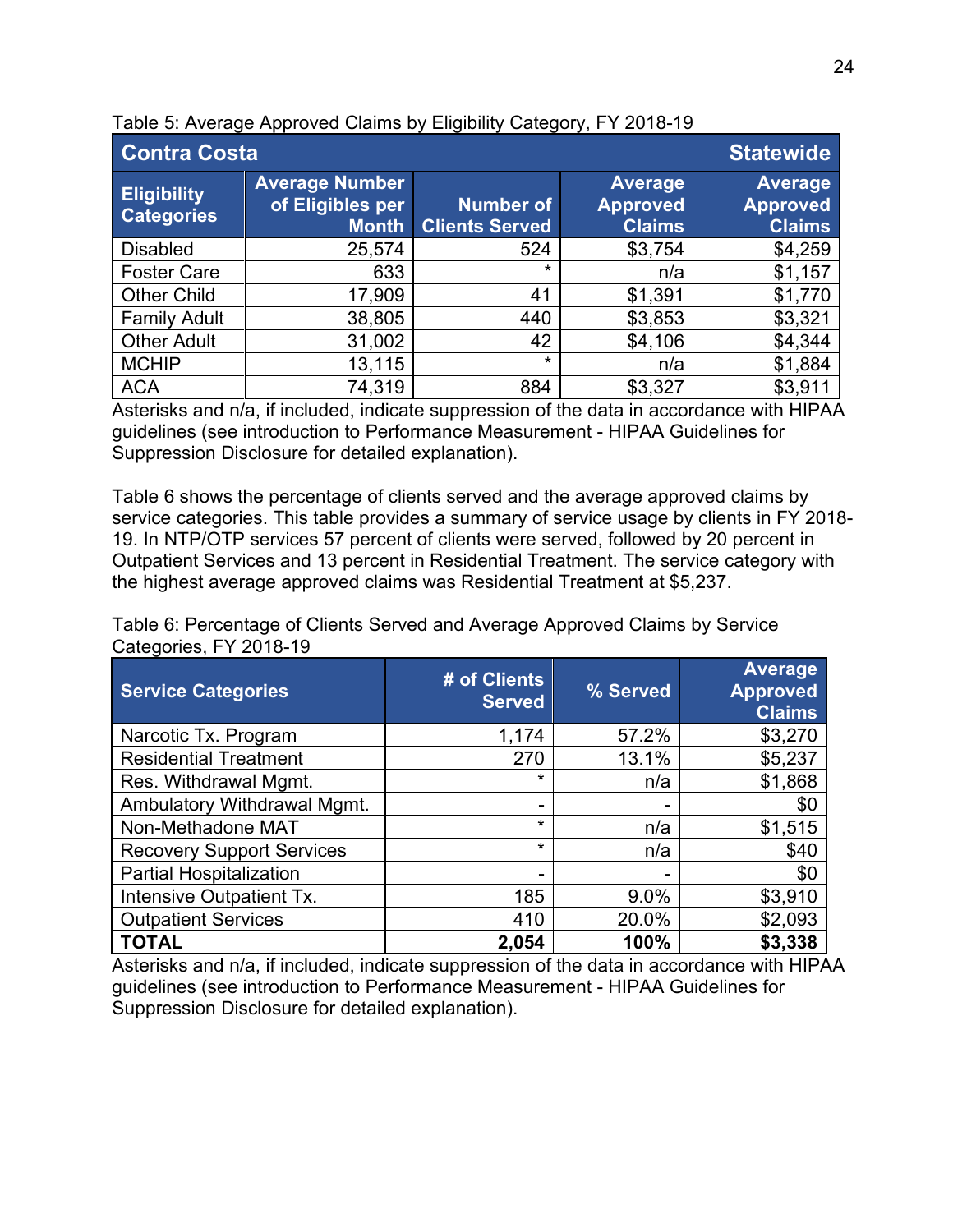Table 5: Average Approved Claims by Eligibility Category, FY 2018-19

| Contra Costa | | | | Statewide |
|---|---|---|---|---|
| Eligibility Categories | Average Number of Eligibles per Month | Number of Clients Served | Average Approved Claims | Average Approved Claims |
| Disabled | 25,574 | 524 | $3,754 | $4,259 |
| Foster Care | 633 | * | n/a | $1,157 |
| Other Child | 17,909 | 41 | $1,391 | $1,770 |
| Family Adult | 38,805 | 440 | $3,853 | $3,321 |
| Other Adult | 31,002 | 42 | $4,106 | $4,344 |
| MCHIP | 13,115 | * | n/a | $1,884 |
| ACA | 74,319 | 884 | $3,327 | $3,911 |

Asterisks and n/a, if included, indicate suppression of the data in accordance with HIPAA guidelines (see introduction to Performance Measurement - HIPAA Guidelines for Suppression Disclosure for detailed explanation).

Table 6 shows the percentage of clients served and the average approved claims by service categories. This table provides a summary of service usage by clients in FY 2018-19. In NTP/OTP services 57 percent of clients were served, followed by 20 percent in Outpatient Services and 13 percent in Residential Treatment. The service category with the highest average approved claims was Residential Treatment at $5,237.

Table 6: Percentage of Clients Served and Average Approved Claims by Service Categories, FY 2018-19

| Service Categories | # of Clients Served | % Served | Average Approved Claims |
|---|---|---|---|
| Narcotic Tx. Program | 1,174 | 57.2% | $3,270 |
| Residential Treatment | 270 | 13.1% | $5,237 |
| Res. Withdrawal Mgmt. | * | n/a | $1,868 |
| Ambulatory Withdrawal Mgmt. | - | - | $0 |
| Non-Methadone MAT | * | n/a | $1,515 |
| Recovery Support Services | * | n/a | $40 |
| Partial Hospitalization | - | - | $0 |
| Intensive Outpatient Tx. | 185 | 9.0% | $3,910 |
| Outpatient Services | 410 | 20.0% | $2,093 |
| **TOTAL** | **2,054** | **100%** | **$3,338** |

Asterisks and n/a, if included, indicate suppression of the data in accordance with HIPAA guidelines (see introduction to Performance Measurement - HIPAA Guidelines for Suppression Disclosure for detailed explanation).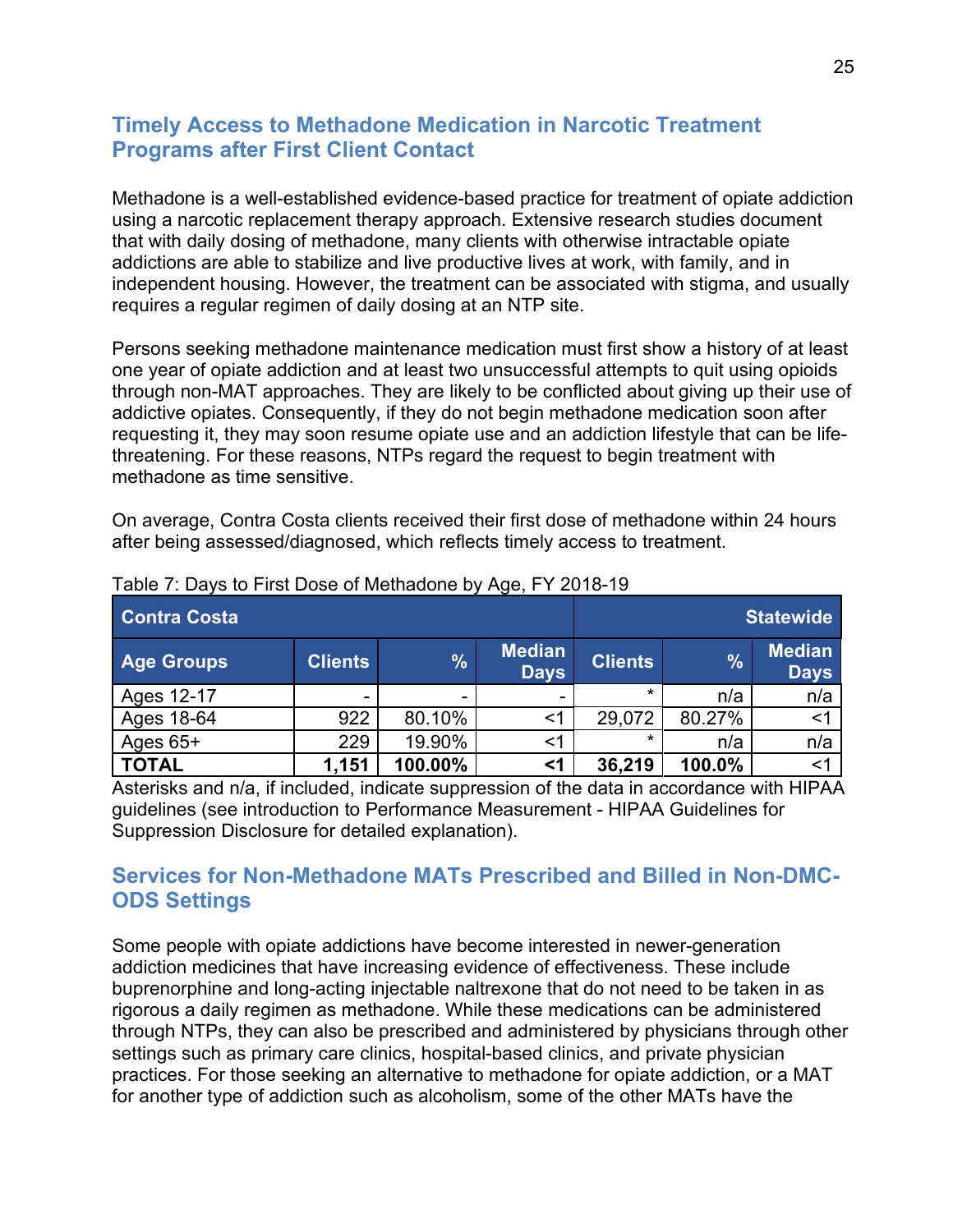## Timely Access to Methadone Medication in Narcotic Treatment Programs after First Client Contact

Methadone is a well-established evidence-based practice for treatment of opiate addiction using a narcotic replacement therapy approach. Extensive research studies document that with daily dosing of methadone, many clients with otherwise intractable opiate addictions are able to stabilize and live productive lives at work, with family, and in independent housing. However, the treatment can be associated with stigma, and usually requires a regular regimen of daily dosing at an NTP site.

Persons seeking methadone maintenance medication must first show a history of at least one year of opiate addiction and at least two unsuccessful attempts to quit using opioids through non-MAT approaches. They are likely to be conflicted about giving up their use of addictive opiates. Consequently, if they do not begin methadone medication soon after requesting it, they may soon resume opiate use and an addiction lifestyle that can be life-threatening. For these reasons, NTPs regard the request to begin treatment with methadone as time sensitive.

On average, Contra Costa clients received their first dose of methadone within 24 hours after being assessed/diagnosed, which reflects timely access to treatment.

Table 7: Days to First Dose of Methadone by Age, FY 2018-19

| Contra Costa | | | | Statewide | | |
|---|---|---|---|---|---|---|
| **Age Groups** | **Clients** | **%** | **Median Days** | **Clients** | **%** | **Median Days** |
| Ages 12-17 | - | - | - | * | n/a | n/a |
| Ages 18-64 | 922 | 80.10% | <1 | 29,072 | 80.27% | <1 |
| Ages 65+ | 229 | 19.90% | <1 | * | n/a | n/a |
| **TOTAL** | **1,151** | **100.00%** | **<1** | **36,219** | **100.0%** | <1 |

Asterisks and n/a, if included, indicate suppression of the data in accordance with HIPAA guidelines (see introduction to Performance Measurement - HIPAA Guidelines for Suppression Disclosure for detailed explanation).

## Services for Non-Methadone MATs Prescribed and Billed in Non-DMC-ODS Settings

Some people with opiate addictions have become interested in newer-generation addiction medicines that have increasing evidence of effectiveness. These include buprenorphine and long-acting injectable naltrexone that do not need to be taken in as rigorous a daily regimen as methadone. While these medications can be administered through NTPs, they can also be prescribed and administered by physicians through other settings such as primary care clinics, hospital-based clinics, and private physician practices. For those seeking an alternative to methadone for opiate addiction, or a MAT for another type of addiction such as alcoholism, some of the other MATs have the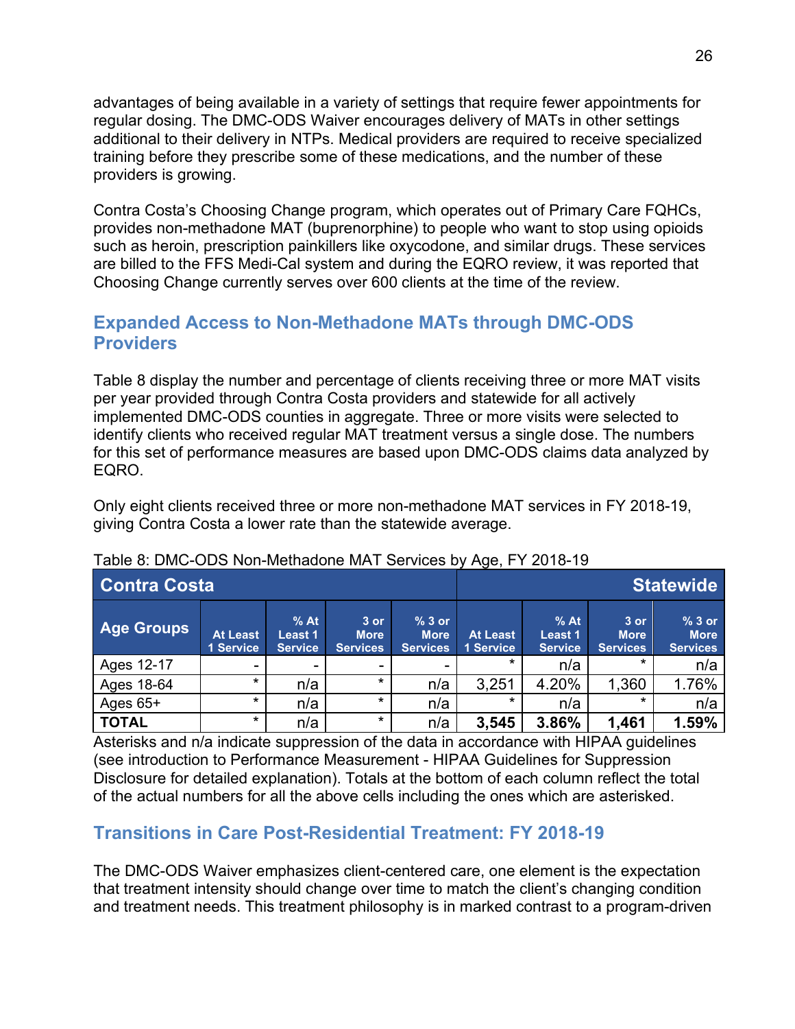advantages of being available in a variety of settings that require fewer appointments for regular dosing. The DMC-ODS Waiver encourages delivery of MATs in other settings additional to their delivery in NTPs. Medical providers are required to receive specialized training before they prescribe some of these medications, and the number of these providers is growing.

Contra Costa's Choosing Change program, which operates out of Primary Care FQHCs, provides non-methadone MAT (buprenorphine) to people who want to stop using opioids such as heroin, prescription painkillers like oxycodone, and similar drugs. These services are billed to the FFS Medi-Cal system and during the EQRO review, it was reported that Choosing Change currently serves over 600 clients at the time of the review.

## Expanded Access to Non-Methadone MATs through DMC-ODS Providers

Table 8 display the number and percentage of clients receiving three or more MAT visits per year provided through Contra Costa providers and statewide for all actively implemented DMC-ODS counties in aggregate. Three or more visits were selected to identify clients who received regular MAT treatment versus a single dose. The numbers for this set of performance measures are based upon DMC-ODS claims data analyzed by EQRO.

Only eight clients received three or more non-methadone MAT services in FY 2018-19, giving Contra Costa a lower rate than the statewide average.

Table 8: DMC-ODS Non-Methadone MAT Services by Age, FY 2018-19

| Contra Costa | | | | | Statewide | | | |
|---|---|---|---|---|---|---|---|---|
| Age Groups | At Least 1 Service | % At Least 1 Service | 3 or More Services | % 3 or More Services | At Least 1 Service | % At Least 1 Service | 3 or More Services | % 3 or More Services |
| Ages 12-17 | - | - | - | - | * | n/a | * | n/a |
| Ages 18-64 | * | n/a | * | n/a | 3,251 | 4.20% | 1,360 | 1.76% |
| Ages 65+ | * | n/a | * | n/a | * | n/a | * | n/a |
| **TOTAL** | * | n/a | * | n/a | **3,545** | **3.86%** | **1,461** | **1.59%** |

Asterisks and n/a indicate suppression of the data in accordance with HIPAA guidelines (see introduction to Performance Measurement - HIPAA Guidelines for Suppression Disclosure for detailed explanation). Totals at the bottom of each column reflect the total of the actual numbers for all the above cells including the ones which are asterisked.

## Transitions in Care Post-Residential Treatment: FY 2018-19

The DMC-ODS Waiver emphasizes client-centered care, one element is the expectation that treatment intensity should change over time to match the client's changing condition and treatment needs. This treatment philosophy is in marked contrast to a program-driven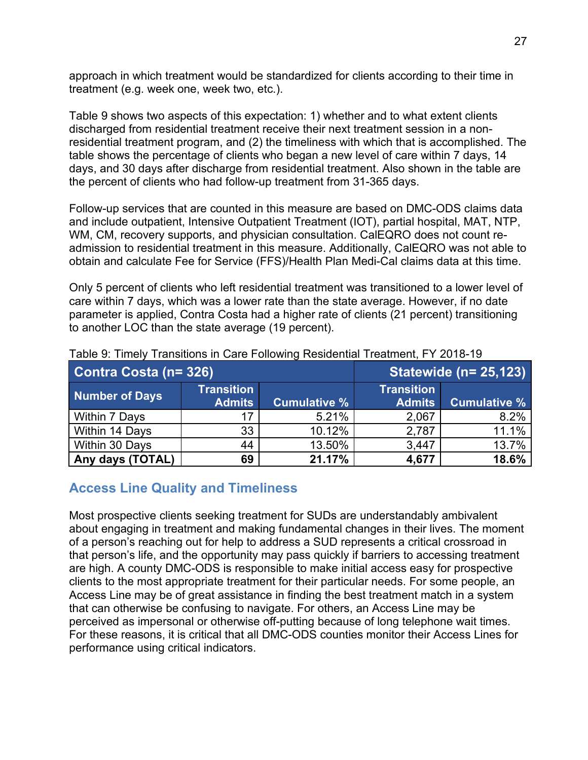approach in which treatment would be standardized for clients according to their time in treatment (e.g. week one, week two, etc.).

Table 9 shows two aspects of this expectation: 1) whether and to what extent clients discharged from residential treatment receive their next treatment session in a non-residential treatment program, and (2) the timeliness with which that is accomplished. The table shows the percentage of clients who began a new level of care within 7 days, 14 days, and 30 days after discharge from residential treatment. Also shown in the table are the percent of clients who had follow-up treatment from 31-365 days.

Follow-up services that are counted in this measure are based on DMC-ODS claims data and include outpatient, Intensive Outpatient Treatment (IOT), partial hospital, MAT, NTP, WM, CM, recovery supports, and physician consultation. CalEQRO does not count re-admission to residential treatment in this measure. Additionally, CalEQRO was not able to obtain and calculate Fee for Service (FFS)/Health Plan Medi-Cal claims data at this time.

Only 5 percent of clients who left residential treatment was transitioned to a lower level of care within 7 days, which was a lower rate than the state average. However, if no date parameter is applied, Contra Costa had a higher rate of clients (21 percent) transitioning to another LOC than the state average (19 percent).

Table 9: Timely Transitions in Care Following Residential Treatment, FY 2018-19

| Contra Costa (n= 326) | | | Statewide (n= 25,123) | |
|---|---|---|---|---|
| Number of Days | Transition Admits | Cumulative % | Transition Admits | Cumulative % |
| Within 7 Days | 17 | 5.21% | 2,067 | 8.2% |
| Within 14 Days | 33 | 10.12% | 2,787 | 11.1% |
| Within 30 Days | 44 | 13.50% | 3,447 | 13.7% |
| **Any days (TOTAL)** | **69** | **21.17%** | **4,677** | **18.6%** |

## Access Line Quality and Timeliness

Most prospective clients seeking treatment for SUDs are understandably ambivalent about engaging in treatment and making fundamental changes in their lives. The moment of a person's reaching out for help to address a SUD represents a critical crossroad in that person's life, and the opportunity may pass quickly if barriers to accessing treatment are high. A county DMC-ODS is responsible to make initial access easy for prospective clients to the most appropriate treatment for their particular needs. For some people, an Access Line may be of great assistance in finding the best treatment match in a system that can otherwise be confusing to navigate. For others, an Access Line may be perceived as impersonal or otherwise off-putting because of long telephone wait times. For these reasons, it is critical that all DMC-ODS counties monitor their Access Lines for performance using critical indicators.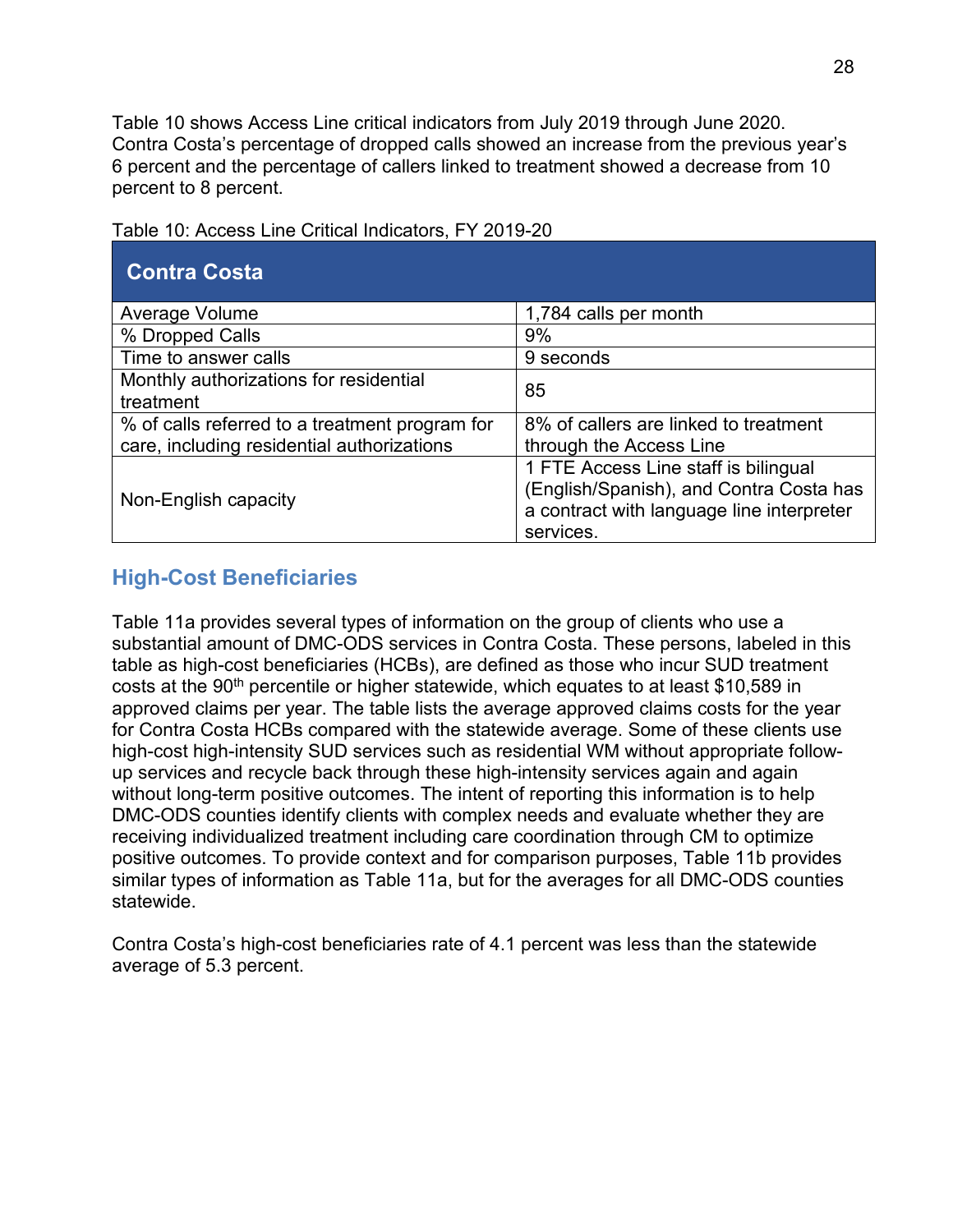Table 10 shows Access Line critical indicators from July 2019 through June 2020. Contra Costa's percentage of dropped calls showed an increase from the previous year's 6 percent and the percentage of callers linked to treatment showed a decrease from 10 percent to 8 percent.

Table 10: Access Line Critical Indicators, FY 2019-20

| Contra Costa | |
|---|---|
| Average Volume | 1,784 calls per month |
| % Dropped Calls | 9% |
| Time to answer calls | 9 seconds |
| Monthly authorizations for residential treatment | 85 |
| % of calls referred to a treatment program for care, including residential authorizations | 8% of callers are linked to treatment through the Access Line |
| Non-English capacity | 1 FTE Access Line staff is bilingual (English/Spanish), and Contra Costa has a contract with language line interpreter services. |

## High-Cost Beneficiaries

Table 11a provides several types of information on the group of clients who use a substantial amount of DMC-ODS services in Contra Costa. These persons, labeled in this table as high-cost beneficiaries (HCBs), are defined as those who incur SUD treatment costs at the 90th percentile or higher statewide, which equates to at least $10,589 in approved claims per year. The table lists the average approved claims costs for the year for Contra Costa HCBs compared with the statewide average. Some of these clients use high-cost high-intensity SUD services such as residential WM without appropriate follow-up services and recycle back through these high-intensity services again and again without long-term positive outcomes. The intent of reporting this information is to help DMC-ODS counties identify clients with complex needs and evaluate whether they are receiving individualized treatment including care coordination through CM to optimize positive outcomes. To provide context and for comparison purposes, Table 11b provides similar types of information as Table 11a, but for the averages for all DMC-ODS counties statewide.

Contra Costa's high-cost beneficiaries rate of 4.1 percent was less than the statewide average of 5.3 percent.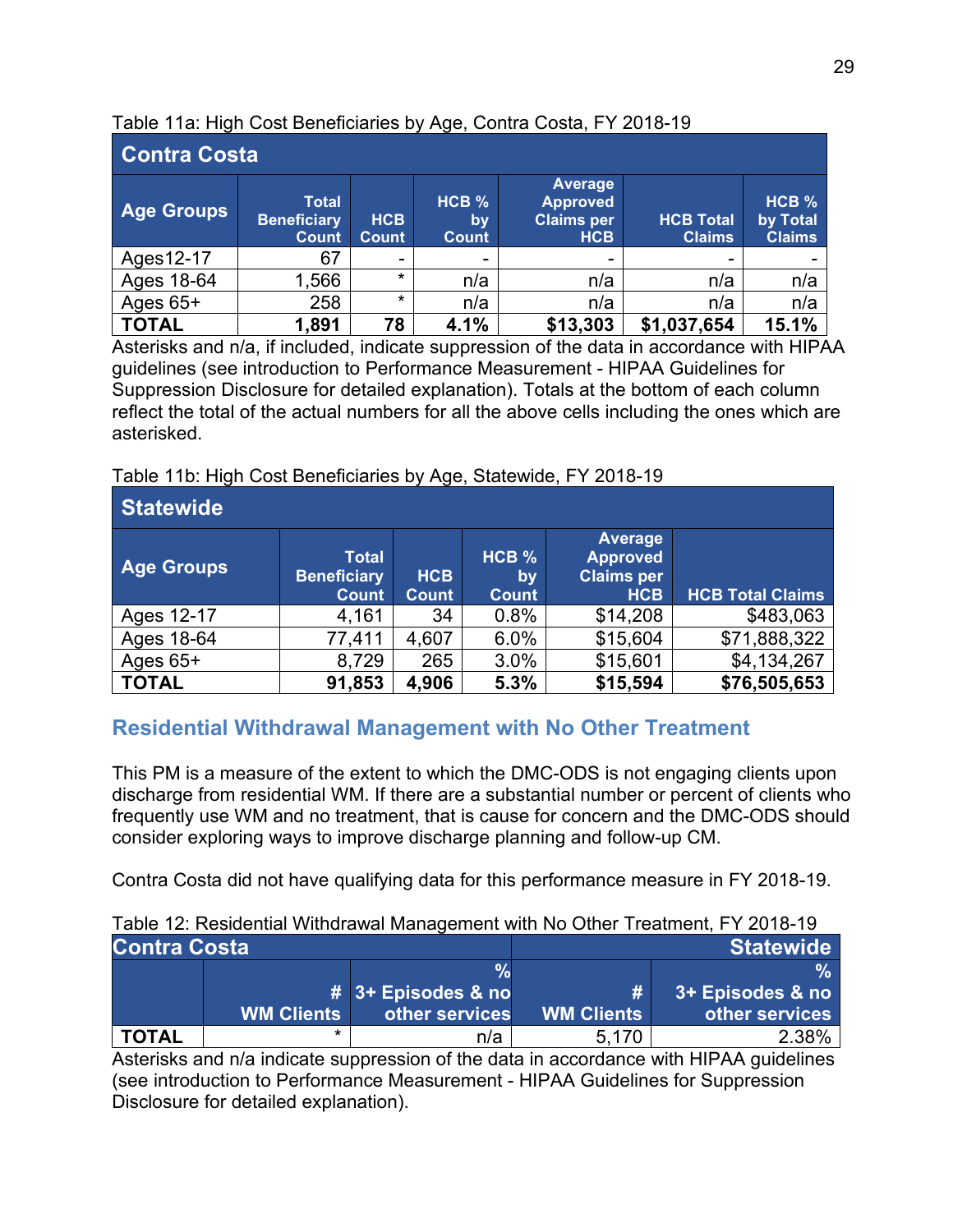Table 11a: High Cost Beneficiaries by Age, Contra Costa, FY 2018-19

| Contra Costa | | | | | | |
|---|---|---|---|---|---|---|
| **Age Groups** | **Total Beneficiary Count** | **HCB Count** | **HCB % by Count** | **Average Approved Claims per HCB** | **HCB Total Claims** | **HCB % by Total Claims** |
| Ages12-17 | 67 | - | - | - | - | - |
| Ages 18-64 | 1,566 | * | n/a | n/a | n/a | n/a |
| Ages 65+ | 258 | * | n/a | n/a | n/a | n/a |
| **TOTAL** | **1,891** | **78** | **4.1%** | **$13,303** | **$1,037,654** | **15.1%** |

Asterisks and n/a, if included, indicate suppression of the data in accordance with HIPAA guidelines (see introduction to Performance Measurement - HIPAA Guidelines for Suppression Disclosure for detailed explanation). Totals at the bottom of each column reflect the total of the actual numbers for all the above cells including the ones which are asterisked.

Table 11b: High Cost Beneficiaries by Age, Statewide, FY 2018-19

| Statewide | | | | | |
|---|---|---|---|---|---|
| **Age Groups** | **Total Beneficiary Count** | **HCB Count** | **HCB % by Count** | **Average Approved Claims per HCB** | **HCB Total Claims** |
| Ages 12-17 | 4,161 | 34 | 0.8% | $14,208 | $483,063 |
| Ages 18-64 | 77,411 | 4,607 | 6.0% | $15,604 | $71,888,322 |
| Ages 65+ | 8,729 | 265 | 3.0% | $15,601 | $4,134,267 |
| **TOTAL** | **91,853** | **4,906** | **5.3%** | **$15,594** | **$76,505,653** |

## Residential Withdrawal Management with No Other Treatment

This PM is a measure of the extent to which the DMC-ODS is not engaging clients upon discharge from residential WM. If there are a substantial number or percent of clients who frequently use WM and no treatment, that is cause for concern and the DMC-ODS should consider exploring ways to improve discharge planning and follow-up CM.

Contra Costa did not have qualifying data for this performance measure in FY 2018-19.

Table 12: Residential Withdrawal Management with No Other Treatment, FY 2018-19

| Contra Costa | | | Statewide | |
|---|---|---|---|---|
| | **# WM Clients** | **% 3+ Episodes & no other services** | **# WM Clients** | **% 3+ Episodes & no other services** |
| **TOTAL** | * | n/a | 5,170 | 2.38% |

Asterisks and n/a indicate suppression of the data in accordance with HIPAA guidelines (see introduction to Performance Measurement - HIPAA Guidelines for Suppression Disclosure for detailed explanation).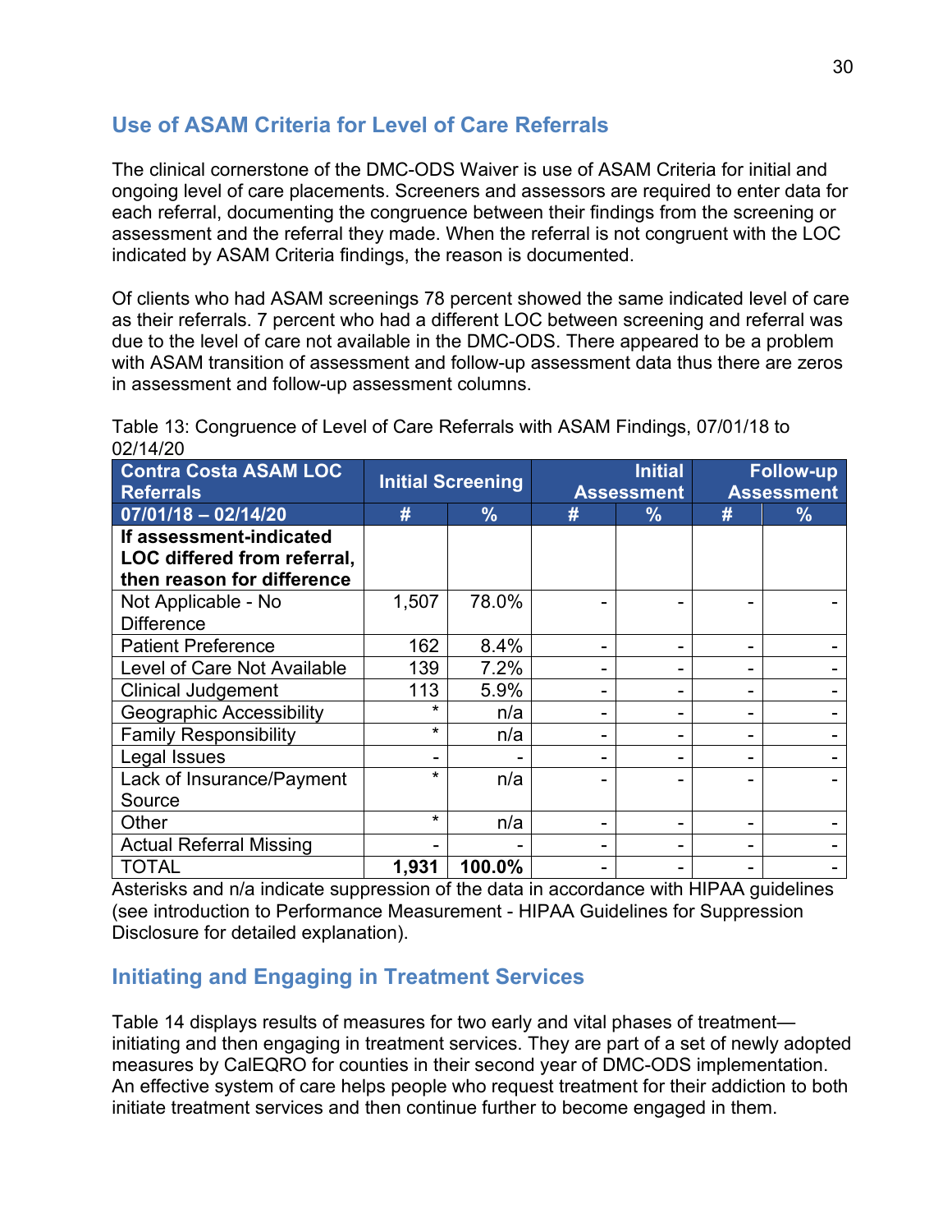## Use of ASAM Criteria for Level of Care Referrals

The clinical cornerstone of the DMC-ODS Waiver is use of ASAM Criteria for initial and ongoing level of care placements. Screeners and assessors are required to enter data for each referral, documenting the congruence between their findings from the screening or assessment and the referral they made. When the referral is not congruent with the LOC indicated by ASAM Criteria findings, the reason is documented.

Of clients who had ASAM screenings 78 percent showed the same indicated level of care as their referrals. 7 percent who had a different LOC between screening and referral was due to the level of care not available in the DMC-ODS. There appeared to be a problem with ASAM transition of assessment and follow-up assessment data thus there are zeros in assessment and follow-up assessment columns.

Table 13: Congruence of Level of Care Referrals with ASAM Findings, 07/01/18 to 02/14/20

| Contra Costa ASAM LOC Referrals | Initial Screening | | Initial Assessment | | Follow-up Assessment | |
|---|---|---|---|---|---|---|
| **07/01/18 – 02/14/20** | **#** | **%** | **#** | **%** | **#** | **%** |
| **If assessment-indicated LOC differed from referral, then reason for difference** | | | | | | |
| Not Applicable - No Difference | 1,507 | 78.0% | - | - | - | - |
| Patient Preference | 162 | 8.4% | - | - | - | - |
| Level of Care Not Available | 139 | 7.2% | - | - | - | - |
| Clinical Judgement | 113 | 5.9% | - | - | - | - |
| Geographic Accessibility | * | n/a | - | - | - | - |
| Family Responsibility | * | n/a | - | - | - | - |
| Legal Issues | - | - | - | - | - | - |
| Lack of Insurance/Payment Source | * | n/a | - | - | - | - |
| Other | * | n/a | - | - | - | - |
| Actual Referral Missing | - | - | - | - | - | - |
| TOTAL | **1,931** | **100.0%** | - | - | - | - |

Asterisks and n/a indicate suppression of the data in accordance with HIPAA guidelines (see introduction to Performance Measurement - HIPAA Guidelines for Suppression Disclosure for detailed explanation).

## Initiating and Engaging in Treatment Services

Table 14 displays results of measures for two early and vital phases of treatment—initiating and then engaging in treatment services. They are part of a set of newly adopted measures by CalEQRO for counties in their second year of DMC-ODS implementation. An effective system of care helps people who request treatment for their addiction to both initiate treatment services and then continue further to become engaged in them.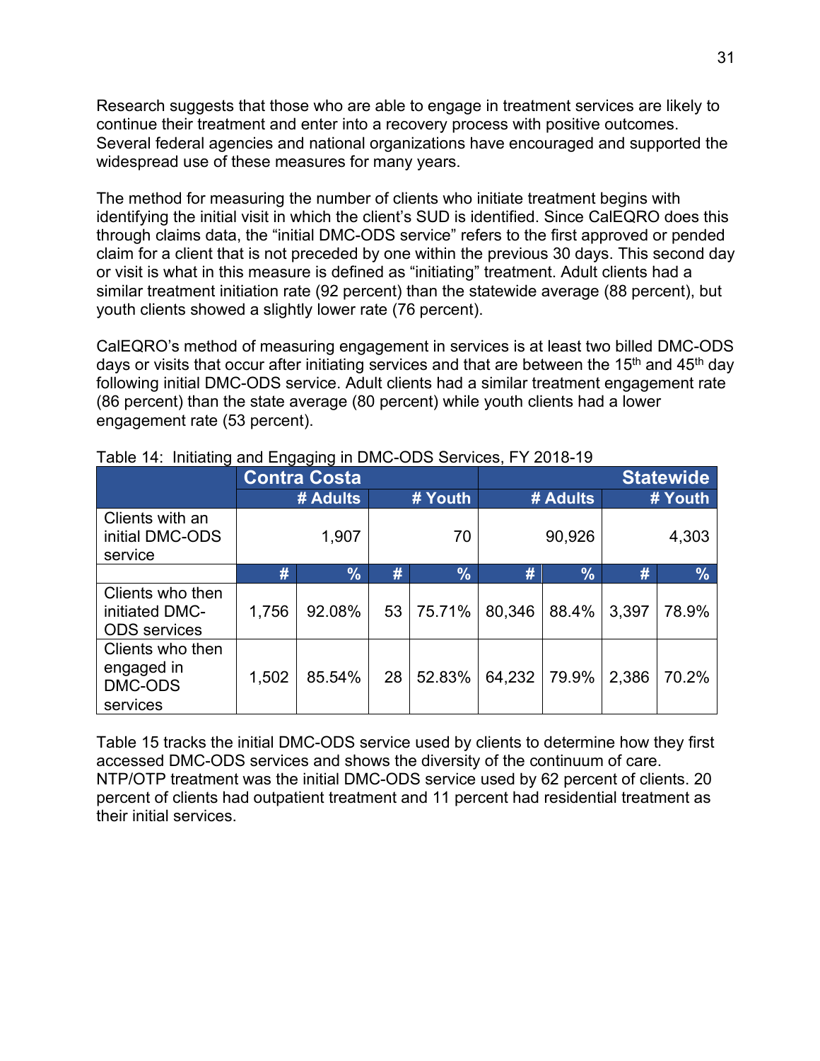Research suggests that those who are able to engage in treatment services are likely to continue their treatment and enter into a recovery process with positive outcomes. Several federal agencies and national organizations have encouraged and supported the widespread use of these measures for many years.

The method for measuring the number of clients who initiate treatment begins with identifying the initial visit in which the client's SUD is identified. Since CalEQRO does this through claims data, the "initial DMC-ODS service" refers to the first approved or pended claim for a client that is not preceded by one within the previous 30 days. This second day or visit is what in this measure is defined as "initiating" treatment. Adult clients had a similar treatment initiation rate (92 percent) than the statewide average (88 percent), but youth clients showed a slightly lower rate (76 percent).

CalEQRO's method of measuring engagement in services is at least two billed DMC-ODS days or visits that occur after initiating services and that are between the 15th and 45th day following initial DMC-ODS service. Adult clients had a similar treatment engagement rate (86 percent) than the state average (80 percent) while youth clients had a lower engagement rate (53 percent).

Table 14: Initiating and Engaging in DMC-ODS Services, FY 2018-19

| | Contra Costa | | | | Statewide | | | |
|---|---|---|---|---|---|---|---|---|
| | # Adults | | # Youth | | # Adults | | # Youth | |
| Clients with an initial DMC-ODS service | 1,907 | | 70 | | 90,926 | | 4,303 | |
| | # | % | # | % | # | % | # | % |
| Clients who then initiated DMC-ODS services | 1,756 | 92.08% | 53 | 75.71% | 80,346 | 88.4% | 3,397 | 78.9% |
| Clients who then engaged in DMC-ODS services | 1,502 | 85.54% | 28 | 52.83% | 64,232 | 79.9% | 2,386 | 70.2% |

Table 15 tracks the initial DMC-ODS service used by clients to determine how they first accessed DMC-ODS services and shows the diversity of the continuum of care. NTP/OTP treatment was the initial DMC-ODS service used by 62 percent of clients. 20 percent of clients had outpatient treatment and 11 percent had residential treatment as their initial services.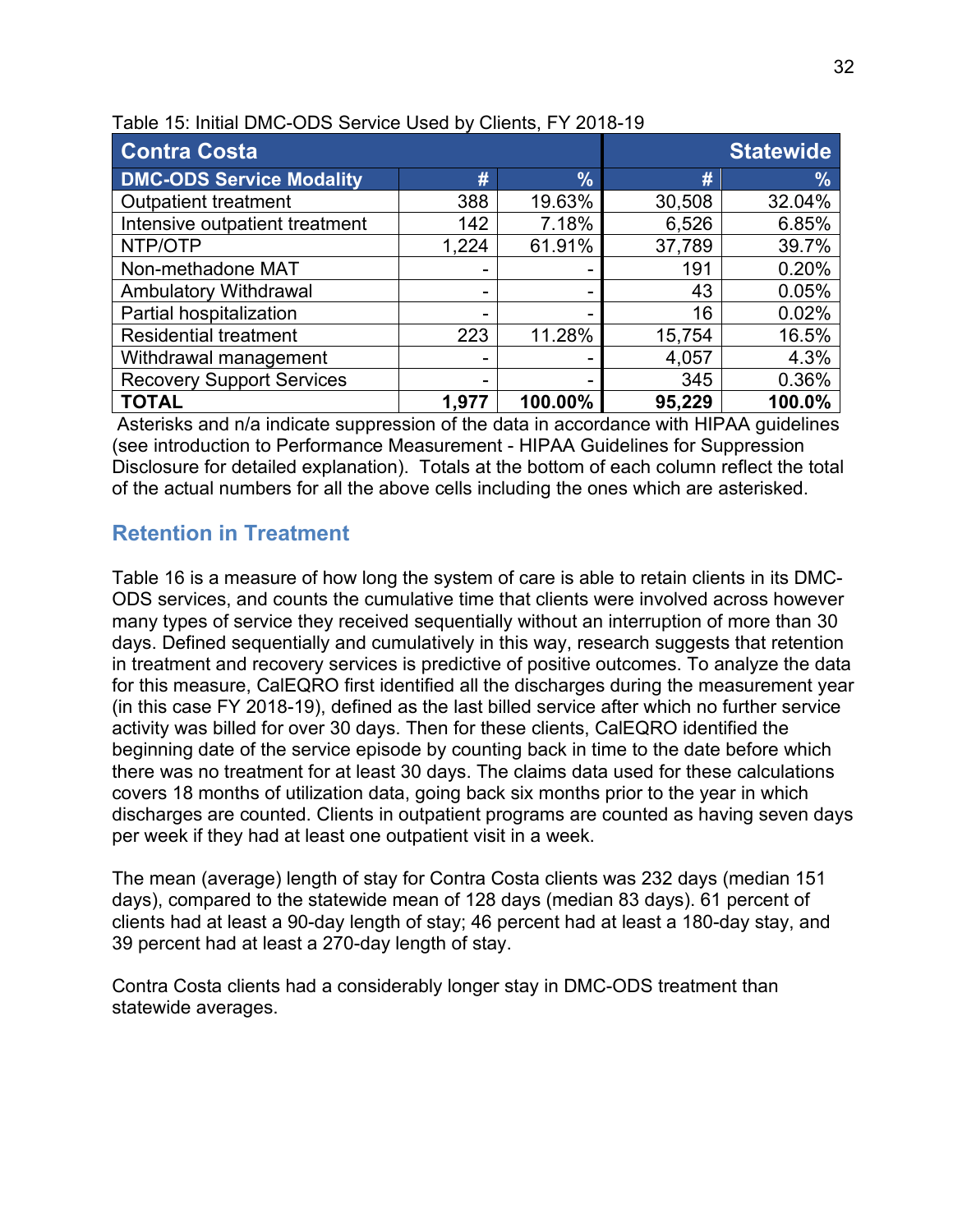Table 15: Initial DMC-ODS Service Used by Clients, FY 2018-19

| Contra Costa | | | Statewide | |
|---|---|---|---|---|
| **DMC-ODS Service Modality** | **#** | **%** | **#** | **%** |
| Outpatient treatment | 388 | 19.63% | 30,508 | 32.04% |
| Intensive outpatient treatment | 142 | 7.18% | 6,526 | 6.85% |
| NTP/OTP | 1,224 | 61.91% | 37,789 | 39.7% |
| Non-methadone MAT | - | - | 191 | 0.20% |
| Ambulatory Withdrawal | - | - | 43 | 0.05% |
| Partial hospitalization | - | - | 16 | 0.02% |
| Residential treatment | 223 | 11.28% | 15,754 | 16.5% |
| Withdrawal management | - | - | 4,057 | 4.3% |
| Recovery Support Services | - | - | 345 | 0.36% |
| **TOTAL** | **1,977** | **100.00%** | **95,229** | **100.0%** |

Asterisks and n/a indicate suppression of the data in accordance with HIPAA guidelines (see introduction to Performance Measurement - HIPAA Guidelines for Suppression Disclosure for detailed explanation). Totals at the bottom of each column reflect the total of the actual numbers for all the above cells including the ones which are asterisked.

## Retention in Treatment

Table 16 is a measure of how long the system of care is able to retain clients in its DMC-ODS services, and counts the cumulative time that clients were involved across however many types of service they received sequentially without an interruption of more than 30 days. Defined sequentially and cumulatively in this way, research suggests that retention in treatment and recovery services is predictive of positive outcomes. To analyze the data for this measure, CalEQRO first identified all the discharges during the measurement year (in this case FY 2018-19), defined as the last billed service after which no further service activity was billed for over 30 days. Then for these clients, CalEQRO identified the beginning date of the service episode by counting back in time to the date before which there was no treatment for at least 30 days. The claims data used for these calculations covers 18 months of utilization data, going back six months prior to the year in which discharges are counted. Clients in outpatient programs are counted as having seven days per week if they had at least one outpatient visit in a week.

The mean (average) length of stay for Contra Costa clients was 232 days (median 151 days), compared to the statewide mean of 128 days (median 83 days). 61 percent of clients had at least a 90-day length of stay; 46 percent had at least a 180-day stay, and 39 percent had at least a 270-day length of stay.

Contra Costa clients had a considerably longer stay in DMC-ODS treatment than statewide averages.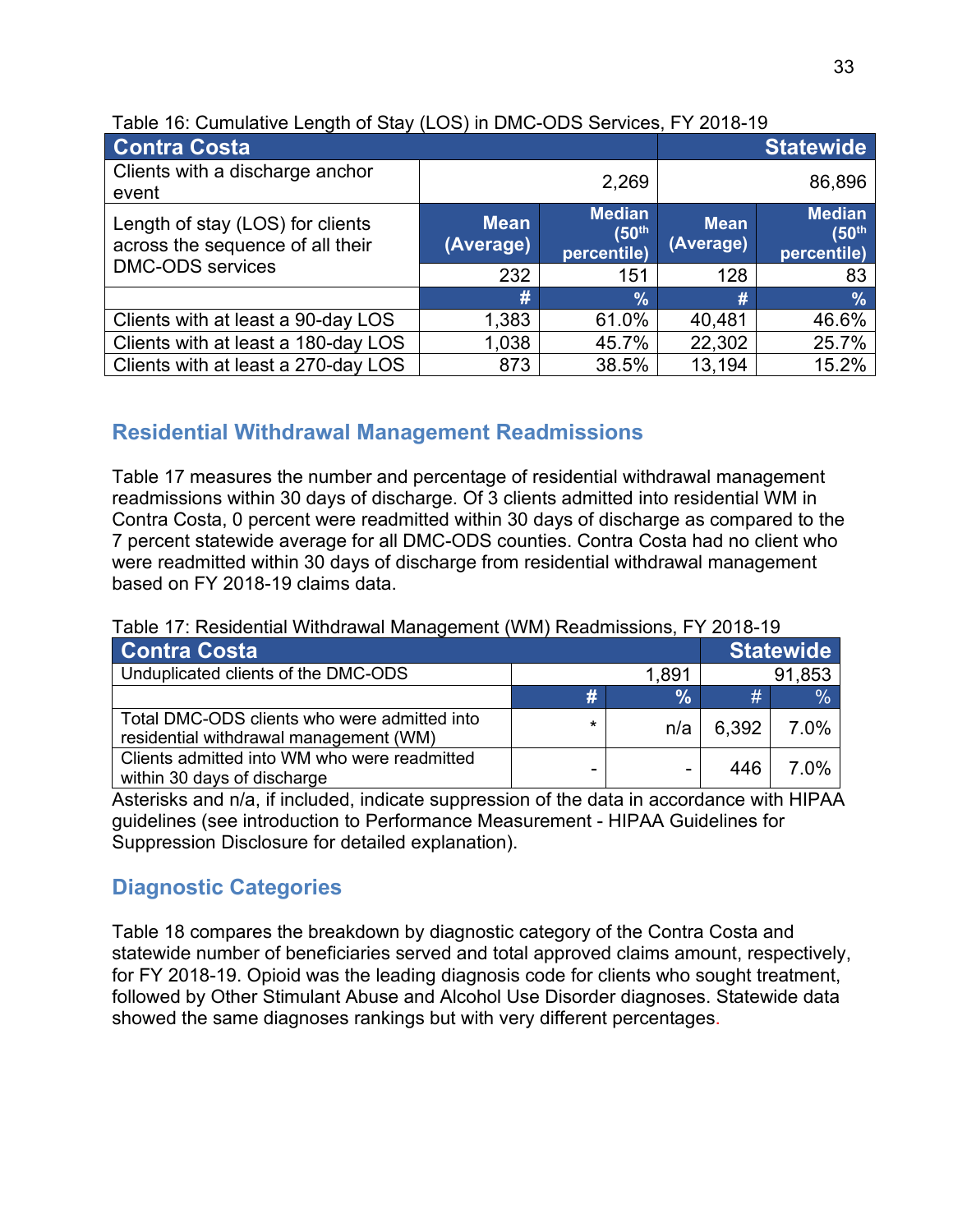Table 16: Cumulative Length of Stay (LOS) in DMC-ODS Services, FY 2018-19

| Contra Costa | | | Statewide | |
|---|---|---|---|---|
| Clients with a discharge anchor event | | 2,269 | | 86,896 |
| Length of stay (LOS) for clients across the sequence of all their DMC-ODS services | Mean (Average) | Median (50th percentile) | Mean (Average) | Median (50th percentile) |
| | 232 | 151 | 128 | 83 |
| | # | % | # | % |
| Clients with at least a 90-day LOS | 1,383 | 61.0% | 40,481 | 46.6% |
| Clients with at least a 180-day LOS | 1,038 | 45.7% | 22,302 | 25.7% |
| Clients with at least a 270-day LOS | 873 | 38.5% | 13,194 | 15.2% |

## Residential Withdrawal Management Readmissions

Table 17 measures the number and percentage of residential withdrawal management readmissions within 30 days of discharge. Of 3 clients admitted into residential WM in Contra Costa, 0 percent were readmitted within 30 days of discharge as compared to the 7 percent statewide average for all DMC-ODS counties. Contra Costa had no client who were readmitted within 30 days of discharge from residential withdrawal management based on FY 2018-19 claims data.

Table 17: Residential Withdrawal Management (WM) Readmissions, FY 2018-19

| Contra Costa | | | Statewide | |
|---|---|---|---|---|
| Unduplicated clients of the DMC-ODS | | 1,891 | | 91,853 |
| | # | % | # | % |
| Total DMC-ODS clients who were admitted into residential withdrawal management (WM) | * | n/a | 6,392 | 7.0% |
| Clients admitted into WM who were readmitted within 30 days of discharge | - | - | 446 | 7.0% |

Asterisks and n/a, if included, indicate suppression of the data in accordance with HIPAA guidelines (see introduction to Performance Measurement - HIPAA Guidelines for Suppression Disclosure for detailed explanation).

## Diagnostic Categories

Table 18 compares the breakdown by diagnostic category of the Contra Costa and statewide number of beneficiaries served and total approved claims amount, respectively, for FY 2018-19. Opioid was the leading diagnosis code for clients who sought treatment, followed by Other Stimulant Abuse and Alcohol Use Disorder diagnoses. Statewide data showed the same diagnoses rankings but with very different percentages.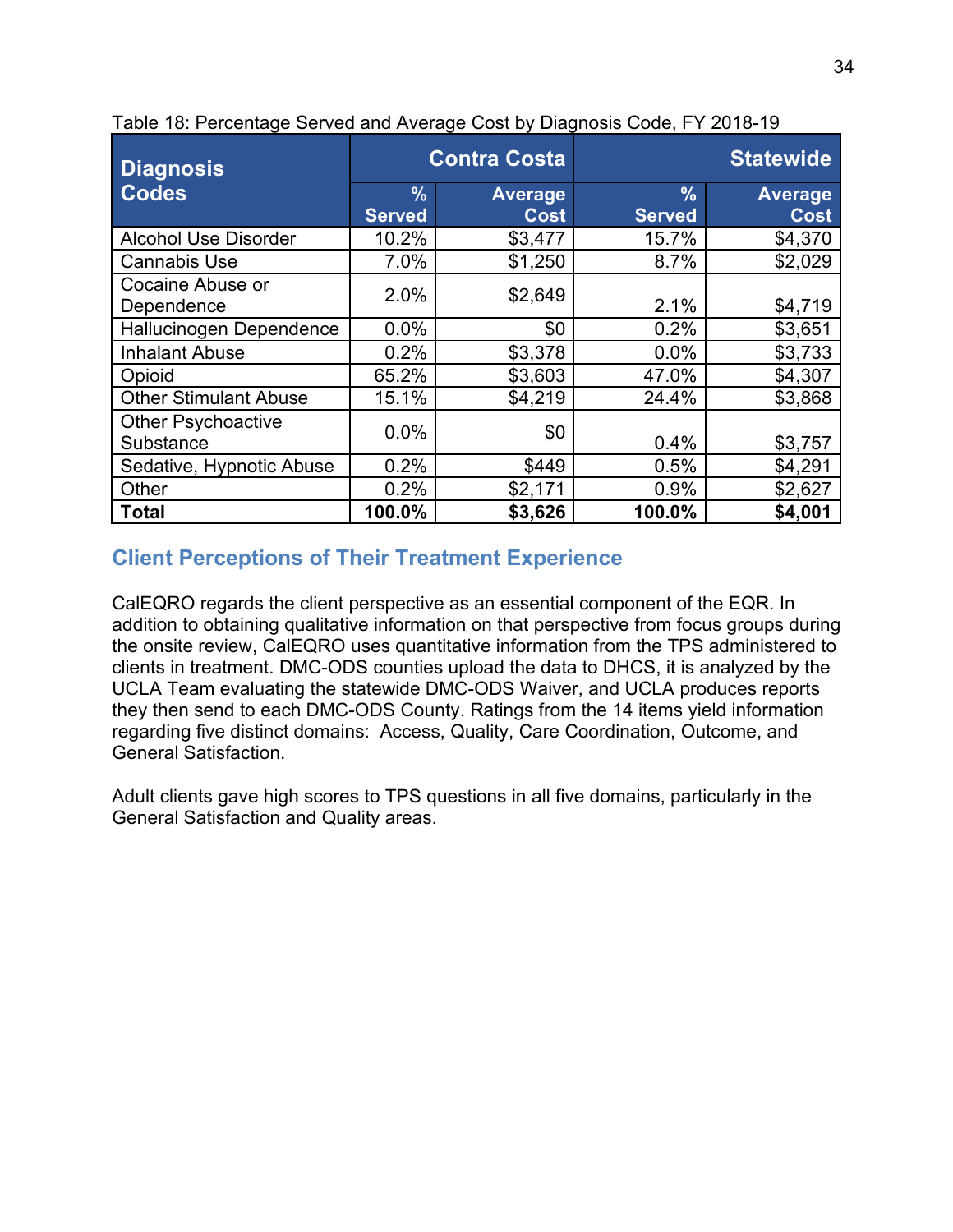Table 18: Percentage Served and Average Cost by Diagnosis Code, FY 2018-19

| Diagnosis Codes | Contra Costa | | Statewide | |
|---|---|---|---|---|
| | % Served | Average Cost | % Served | Average Cost |
| Alcohol Use Disorder | 10.2% | $3,477 | 15.7% | $4,370 |
| Cannabis Use | 7.0% | $1,250 | 8.7% | $2,029 |
| Cocaine Abuse or Dependence | 2.0% | $2,649 | 2.1% | $4,719 |
| Hallucinogen Dependence | 0.0% | $0 | 0.2% | $3,651 |
| Inhalant Abuse | 0.2% | $3,378 | 0.0% | $3,733 |
| Opioid | 65.2% | $3,603 | 47.0% | $4,307 |
| Other Stimulant Abuse | 15.1% | $4,219 | 24.4% | $3,868 |
| Other Psychoactive Substance | 0.0% | $0 | 0.4% | $3,757 |
| Sedative, Hypnotic Abuse | 0.2% | $449 | 0.5% | $4,291 |
| Other | 0.2% | $2,171 | 0.9% | $2,627 |
| **Total** | **100.0%** | **$3,626** | **100.0%** | **$4,001** |

## Client Perceptions of Their Treatment Experience

CalEQRO regards the client perspective as an essential component of the EQR. In addition to obtaining qualitative information on that perspective from focus groups during the onsite review, CalEQRO uses quantitative information from the TPS administered to clients in treatment. DMC-ODS counties upload the data to DHCS, it is analyzed by the UCLA Team evaluating the statewide DMC-ODS Waiver, and UCLA produces reports they then send to each DMC-ODS County. Ratings from the 14 items yield information regarding five distinct domains: Access, Quality, Care Coordination, Outcome, and General Satisfaction.

Adult clients gave high scores to TPS questions in all five domains, particularly in the General Satisfaction and Quality areas.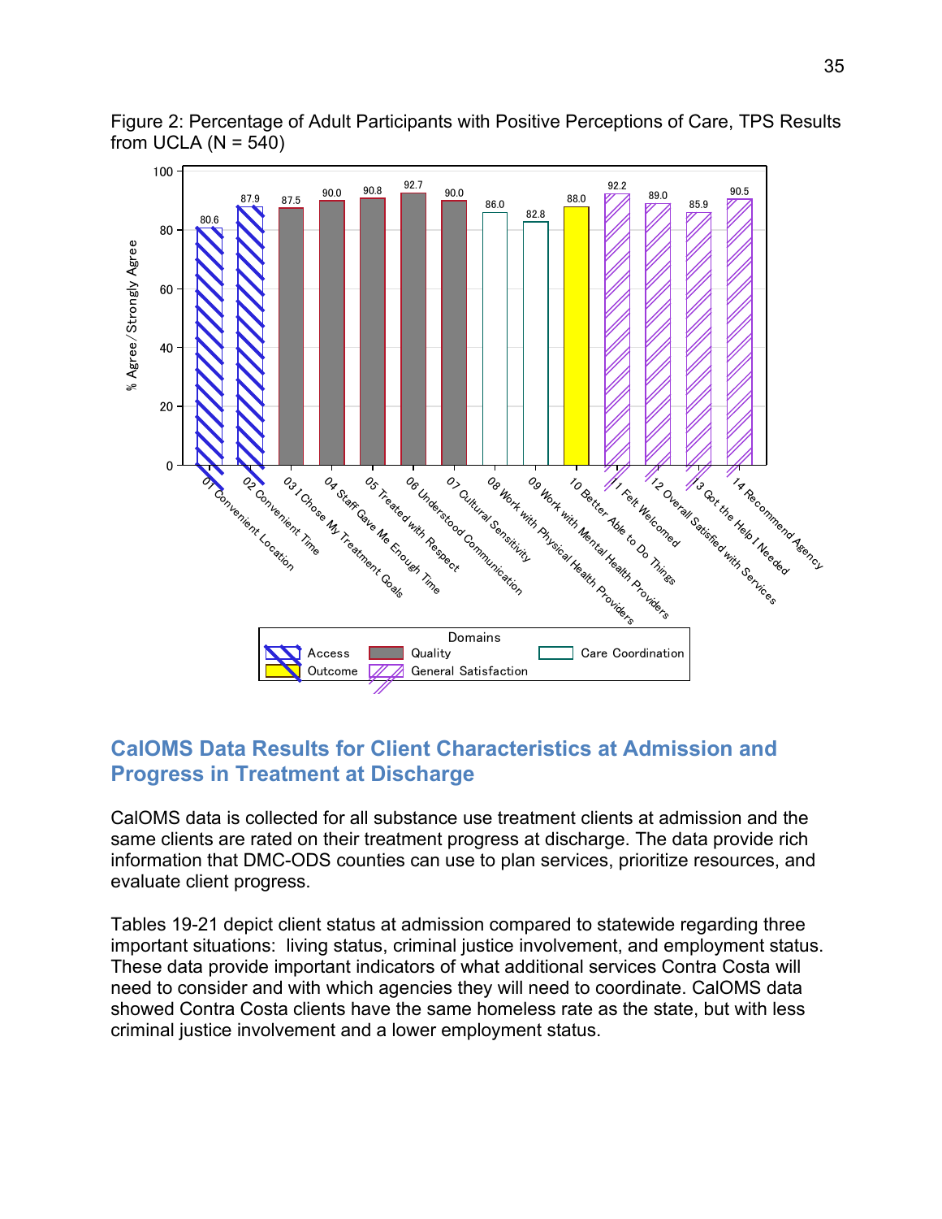Figure 2: Percentage of Adult Participants with Positive Perceptions of Care, TPS Results from UCLA (N = 540)

| Item | Domain | % Agree/Strongly Agree |
|---|---|---|
| 01 Convenient Location | Access | 80.6 |
| 02 Convenient Time | Access | 87.9 |
| 03 I Chose My Treatment Goals | Quality | 87.5 |
| 04 Staff Gave Me Enough Time | Quality | 90.0 |
| 05 Treated with Respect | Quality | 90.8 |
| 06 Understood Communication | Quality | 92.7 |
| 07 Cultural Sensitivity | Quality | 90.0 |
| 08 Work with Physical Health Providers | Care Coordination | 86.0 |
| 09 Work with Mental Health Providers | Care Coordination | 82.8 |
| 10 Better Able to Do Things | Outcome | 88.0 |
| 11 Felt Welcomed | General Satisfaction | 92.2 |
| 12 Overall Satisfied with Services | General Satisfaction | 89.0 |
| 13 Got the Help I Needed | General Satisfaction | 85.9 |
| 14 Recommend Agency | General Satisfaction | 90.5 |

## CalOMS Data Results for Client Characteristics at Admission and Progress in Treatment at Discharge

CalOMS data is collected for all substance use treatment clients at admission and the same clients are rated on their treatment progress at discharge. The data provide rich information that DMC-ODS counties can use to plan services, prioritize resources, and evaluate client progress.

Tables 19-21 depict client status at admission compared to statewide regarding three important situations: living status, criminal justice involvement, and employment status. These data provide important indicators of what additional services Contra Costa will need to consider and with which agencies they will need to coordinate. CalOMS data showed Contra Costa clients have the same homeless rate as the state, but with less criminal justice involvement and a lower employment status.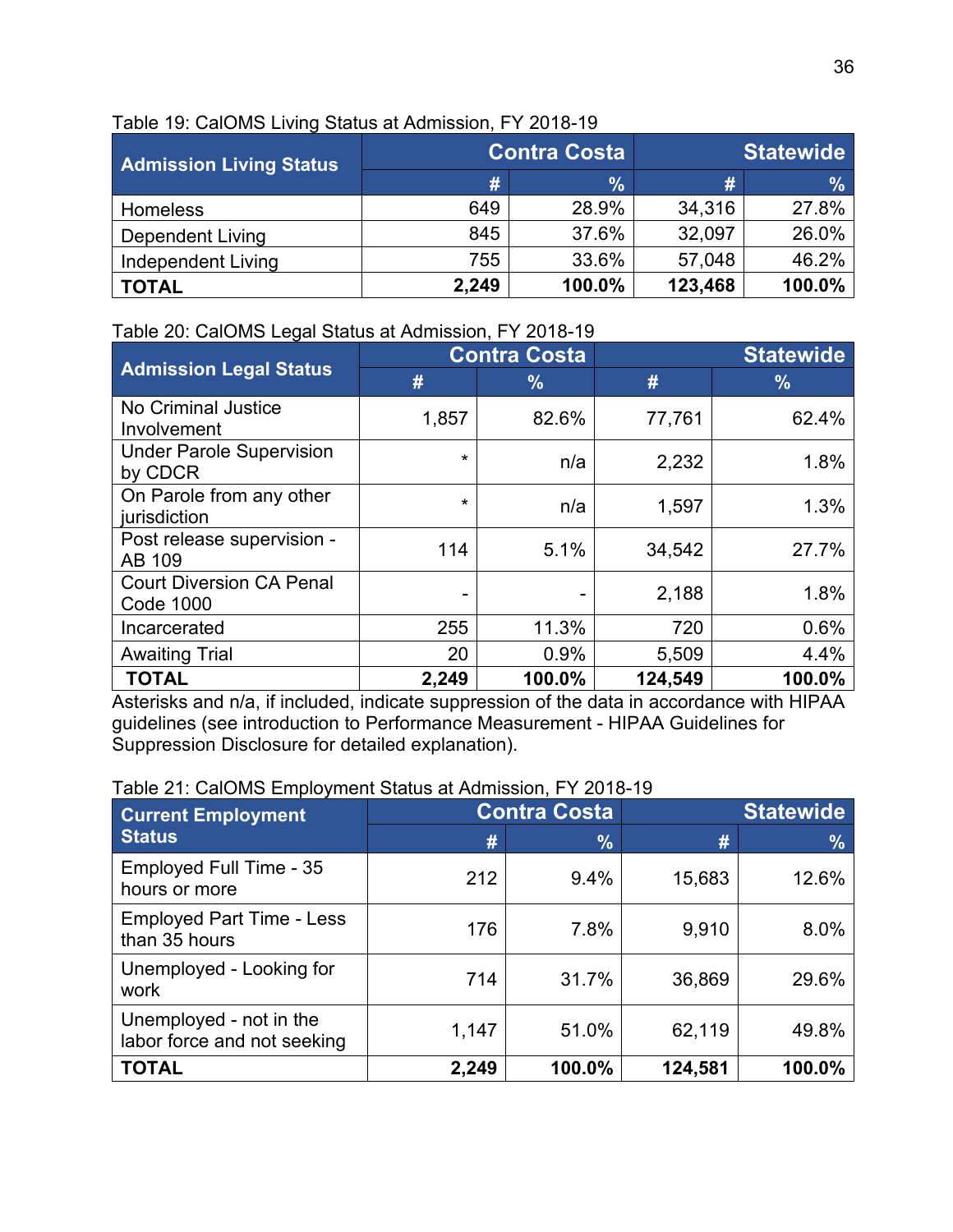Table 19: CalOMS Living Status at Admission, FY 2018-19

| Admission Living Status | Contra Costa | | Statewide | |
|---|---|---|---|---|
| | # | % | # | % |
| Homeless | 649 | 28.9% | 34,316 | 27.8% |
| Dependent Living | 845 | 37.6% | 32,097 | 26.0% |
| Independent Living | 755 | 33.6% | 57,048 | 46.2% |
| **TOTAL** | **2,249** | **100.0%** | **123,468** | **100.0%** |

Table 20: CalOMS Legal Status at Admission, FY 2018-19

| Admission Legal Status | Contra Costa | | Statewide | |
|---|---|---|---|---|
| | # | % | # | % |
| No Criminal Justice Involvement | 1,857 | 82.6% | 77,761 | 62.4% |
| Under Parole Supervision by CDCR | * | n/a | 2,232 | 1.8% |
| On Parole from any other jurisdiction | * | n/a | 1,597 | 1.3% |
| Post release supervision - AB 109 | 114 | 5.1% | 34,542 | 27.7% |
| Court Diversion CA Penal Code 1000 | - | - | 2,188 | 1.8% |
| Incarcerated | 255 | 11.3% | 720 | 0.6% |
| Awaiting Trial | 20 | 0.9% | 5,509 | 4.4% |
| **TOTAL** | **2,249** | **100.0%** | **124,549** | **100.0%** |

Asterisks and n/a, if included, indicate suppression of the data in accordance with HIPAA guidelines (see introduction to Performance Measurement - HIPAA Guidelines for Suppression Disclosure for detailed explanation).

Table 21: CalOMS Employment Status at Admission, FY 2018-19

| Current Employment Status | Contra Costa | | Statewide | |
|---|---|---|---|---|
| | # | % | # | % |
| Employed Full Time - 35 hours or more | 212 | 9.4% | 15,683 | 12.6% |
| Employed Part Time - Less than 35 hours | 176 | 7.8% | 9,910 | 8.0% |
| Unemployed - Looking for work | 714 | 31.7% | 36,869 | 29.6% |
| Unemployed - not in the labor force and not seeking | 1,147 | 51.0% | 62,119 | 49.8% |
| **TOTAL** | **2,249** | **100.0%** | **124,581** | **100.0%** |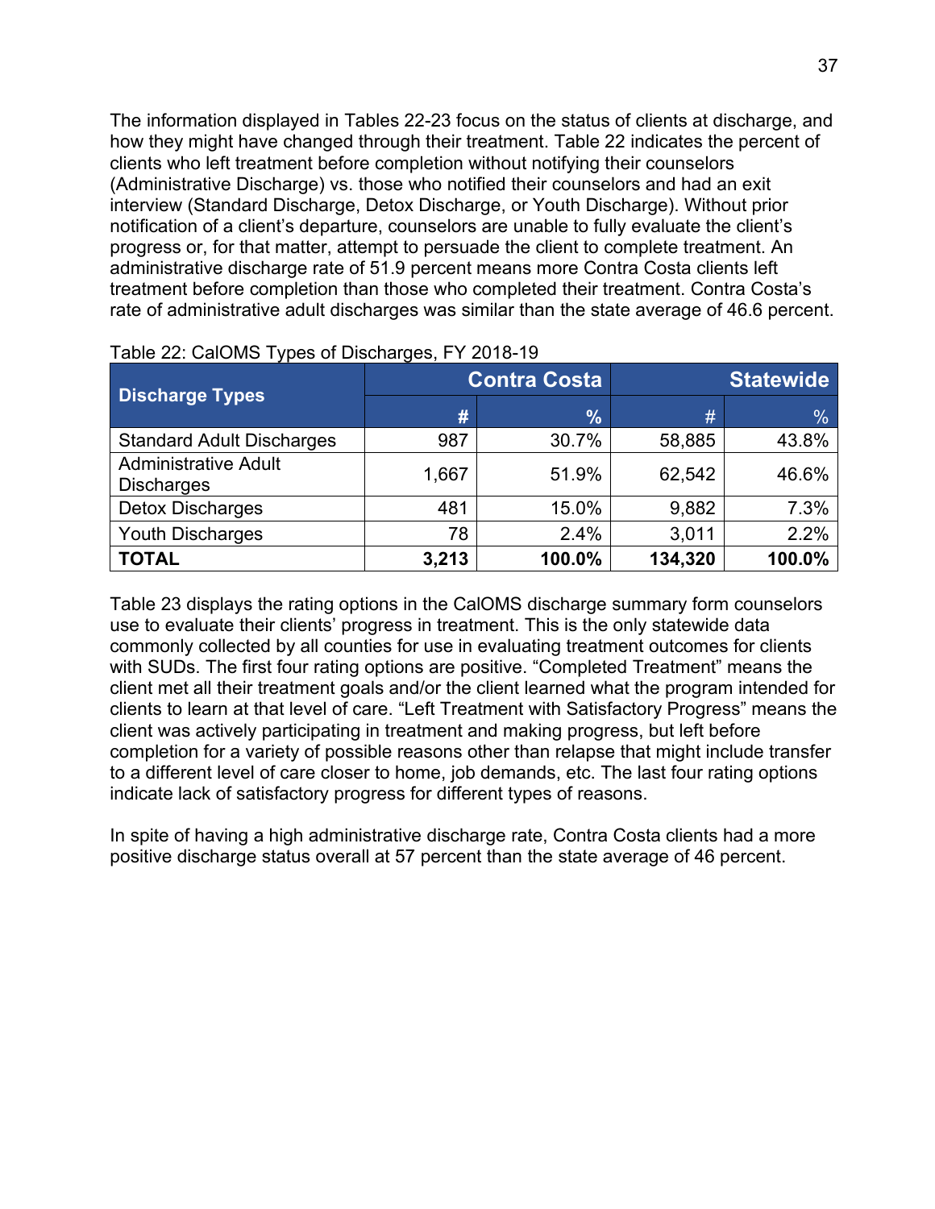The information displayed in Tables 22-23 focus on the status of clients at discharge, and how they might have changed through their treatment. Table 22 indicates the percent of clients who left treatment before completion without notifying their counselors (Administrative Discharge) vs. those who notified their counselors and had an exit interview (Standard Discharge, Detox Discharge, or Youth Discharge). Without prior notification of a client's departure, counselors are unable to fully evaluate the client's progress or, for that matter, attempt to persuade the client to complete treatment. An administrative discharge rate of 51.9 percent means more Contra Costa clients left treatment before completion than those who completed their treatment. Contra Costa's rate of administrative adult discharges was similar than the state average of 46.6 percent.

Table 22: CalOMS Types of Discharges, FY 2018-19

| Discharge Types | Contra Costa | | Statewide | |
|---|---|---|---|---|
| | # | % | # | % |
| Standard Adult Discharges | 987 | 30.7% | 58,885 | 43.8% |
| Administrative Adult Discharges | 1,667 | 51.9% | 62,542 | 46.6% |
| Detox Discharges | 481 | 15.0% | 9,882 | 7.3% |
| Youth Discharges | 78 | 2.4% | 3,011 | 2.2% |
| **TOTAL** | **3,213** | **100.0%** | **134,320** | **100.0%** |

Table 23 displays the rating options in the CalOMS discharge summary form counselors use to evaluate their clients' progress in treatment. This is the only statewide data commonly collected by all counties for use in evaluating treatment outcomes for clients with SUDs. The first four rating options are positive. "Completed Treatment" means the client met all their treatment goals and/or the client learned what the program intended for clients to learn at that level of care. "Left Treatment with Satisfactory Progress" means the client was actively participating in treatment and making progress, but left before completion for a variety of possible reasons other than relapse that might include transfer to a different level of care closer to home, job demands, etc. The last four rating options indicate lack of satisfactory progress for different types of reasons.

In spite of having a high administrative discharge rate, Contra Costa clients had a more positive discharge status overall at 57 percent than the state average of 46 percent.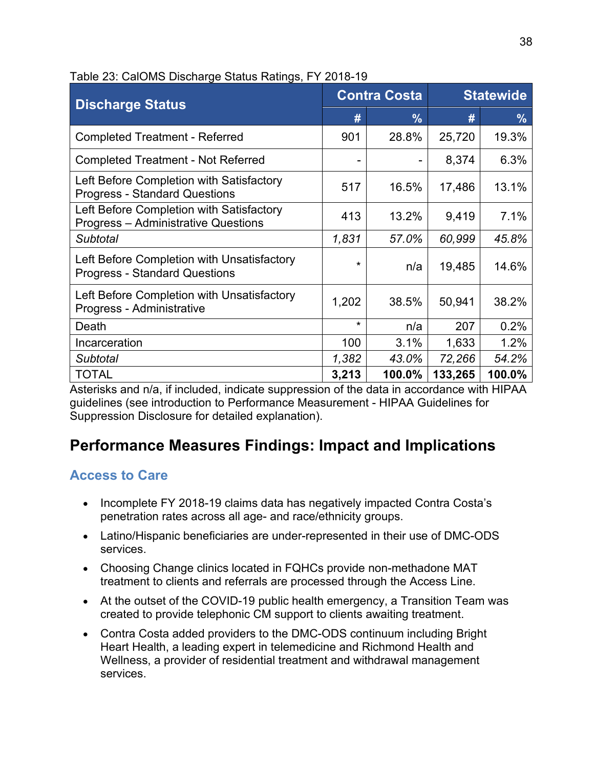Table 23: CalOMS Discharge Status Ratings, FY 2018-19

| Discharge Status | Contra Costa | | Statewide | |
|---|---|---|---|---|
| | # | % | # | % |
| Completed Treatment - Referred | 901 | 28.8% | 25,720 | 19.3% |
| Completed Treatment - Not Referred | - | - | 8,374 | 6.3% |
| Left Before Completion with Satisfactory Progress - Standard Questions | 517 | 16.5% | 17,486 | 13.1% |
| Left Before Completion with Satisfactory Progress – Administrative Questions | 413 | 13.2% | 9,419 | 7.1% |
| *Subtotal* | *1,831* | *57.0%* | *60,999* | *45.8%* |
| Left Before Completion with Unsatisfactory Progress - Standard Questions | * | n/a | 19,485 | 14.6% |
| Left Before Completion with Unsatisfactory Progress - Administrative | 1,202 | 38.5% | 50,941 | 38.2% |
| Death | * | n/a | 207 | 0.2% |
| Incarceration | 100 | 3.1% | 1,633 | 1.2% |
| *Subtotal* | *1,382* | *43.0%* | *72,266* | *54.2%* |
| TOTAL | **3,213** | **100.0%** | **133,265** | **100.0%** |

Asterisks and n/a, if included, indicate suppression of the data in accordance with HIPAA guidelines (see introduction to Performance Measurement - HIPAA Guidelines for Suppression Disclosure for detailed explanation).

## Performance Measures Findings: Impact and Implications

### Access to Care

- Incomplete FY 2018-19 claims data has negatively impacted Contra Costa's penetration rates across all age- and race/ethnicity groups.
- Latino/Hispanic beneficiaries are under-represented in their use of DMC-ODS services.
- Choosing Change clinics located in FQHCs provide non-methadone MAT treatment to clients and referrals are processed through the Access Line.
- At the outset of the COVID-19 public health emergency, a Transition Team was created to provide telephonic CM support to clients awaiting treatment.
- Contra Costa added providers to the DMC-ODS continuum including Bright Heart Health, a leading expert in telemedicine and Richmond Health and Wellness, a provider of residential treatment and withdrawal management services.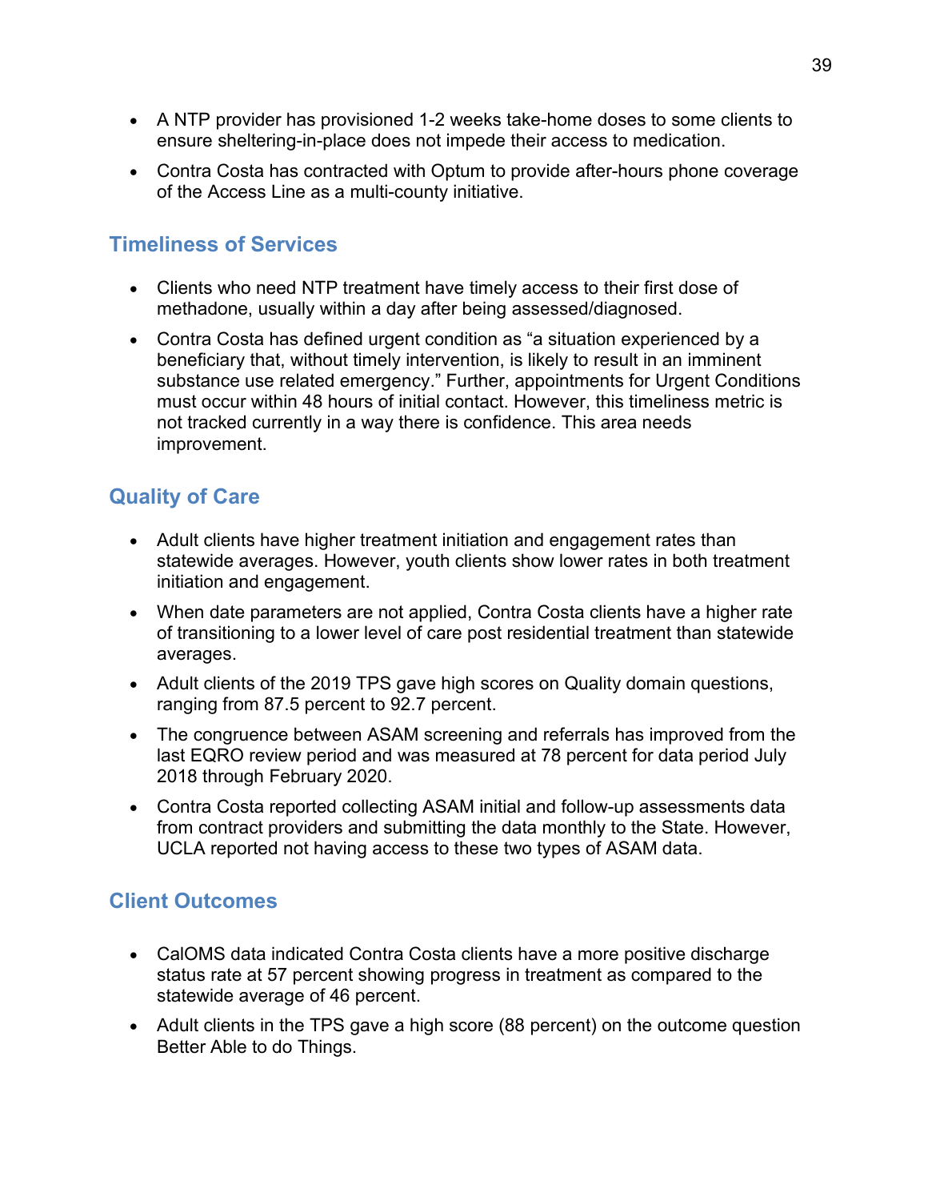- A NTP provider has provisioned 1-2 weeks take-home doses to some clients to ensure sheltering-in-place does not impede their access to medication.
- Contra Costa has contracted with Optum to provide after-hours phone coverage of the Access Line as a multi-county initiative.

## Timeliness of Services

- Clients who need NTP treatment have timely access to their first dose of methadone, usually within a day after being assessed/diagnosed.
- Contra Costa has defined urgent condition as “a situation experienced by a beneficiary that, without timely intervention, is likely to result in an imminent substance use related emergency.” Further, appointments for Urgent Conditions must occur within 48 hours of initial contact. However, this timeliness metric is not tracked currently in a way there is confidence. This area needs improvement.

## Quality of Care

- Adult clients have higher treatment initiation and engagement rates than statewide averages. However, youth clients show lower rates in both treatment initiation and engagement.
- When date parameters are not applied, Contra Costa clients have a higher rate of transitioning to a lower level of care post residential treatment than statewide averages.
- Adult clients of the 2019 TPS gave high scores on Quality domain questions, ranging from 87.5 percent to 92.7 percent.
- The congruence between ASAM screening and referrals has improved from the last EQRO review period and was measured at 78 percent for data period July 2018 through February 2020.
- Contra Costa reported collecting ASAM initial and follow-up assessments data from contract providers and submitting the data monthly to the State. However, UCLA reported not having access to these two types of ASAM data.

## Client Outcomes

- CalOMS data indicated Contra Costa clients have a more positive discharge status rate at 57 percent showing progress in treatment as compared to the statewide average of 46 percent.
- Adult clients in the TPS gave a high score (88 percent) on the outcome question Better Able to do Things.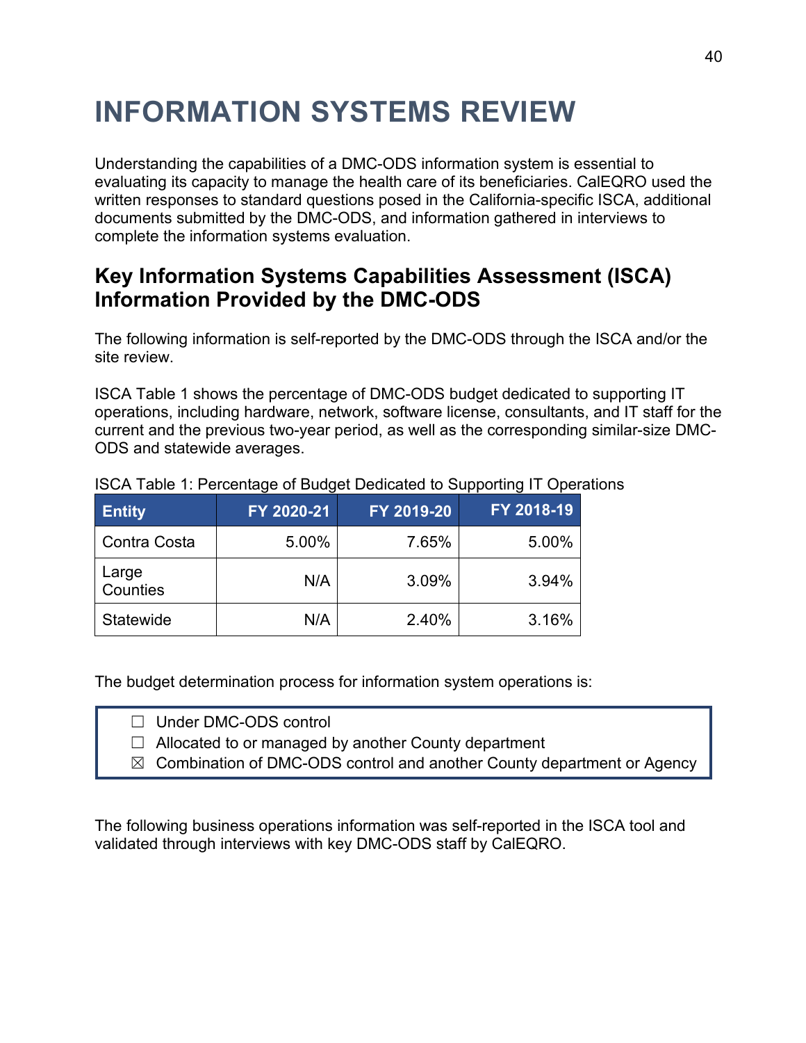# INFORMATION SYSTEMS REVIEW

Understanding the capabilities of a DMC-ODS information system is essential to evaluating its capacity to manage the health care of its beneficiaries. CalEQRO used the written responses to standard questions posed in the California-specific ISCA, additional documents submitted by the DMC-ODS, and information gathered in interviews to complete the information systems evaluation.

## Key Information Systems Capabilities Assessment (ISCA) Information Provided by the DMC-ODS

The following information is self-reported by the DMC-ODS through the ISCA and/or the site review.

ISCA Table 1 shows the percentage of DMC-ODS budget dedicated to supporting IT operations, including hardware, network, software license, consultants, and IT staff for the current and the previous two-year period, as well as the corresponding similar-size DMC-ODS and statewide averages.

ISCA Table 1: Percentage of Budget Dedicated to Supporting IT Operations

| Entity | FY 2020-21 | FY 2019-20 | FY 2018-19 |
|---|---|---|---|
| Contra Costa | 5.00% | 7.65% | 5.00% |
| Large Counties | N/A | 3.09% | 3.94% |
| Statewide | N/A | 2.40% | 3.16% |

The budget determination process for information system operations is:

☐ Under DMC-ODS control
☐ Allocated to or managed by another County department
☒ Combination of DMC-ODS control and another County department or Agency

The following business operations information was self-reported in the ISCA tool and validated through interviews with key DMC-ODS staff by CalEQRO.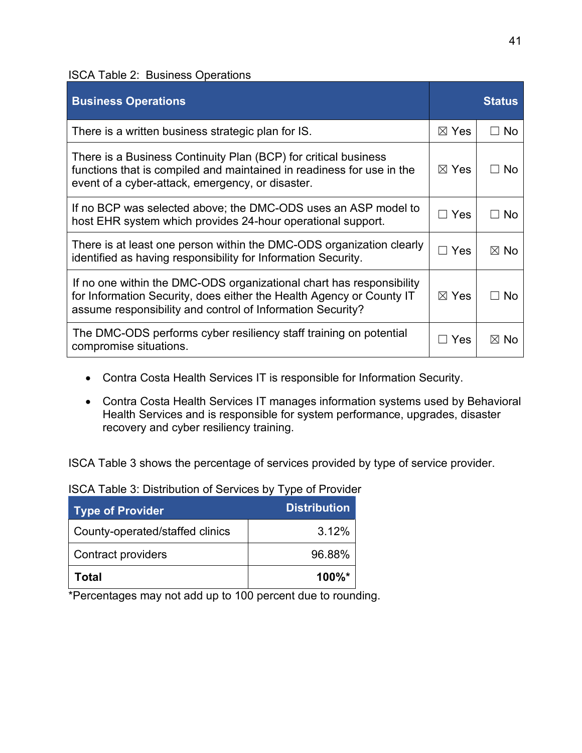ISCA Table 2: Business Operations

| Business Operations | Status | |
|---|---|---|
| There is a written business strategic plan for IS. | ☒ Yes | ☐ No |
| There is a Business Continuity Plan (BCP) for critical business functions that is compiled and maintained in readiness for use in the event of a cyber-attack, emergency, or disaster. | ☒ Yes | ☐ No |
| If no BCP was selected above; the DMC-ODS uses an ASP model to host EHR system which provides 24-hour operational support. | ☐ Yes | ☐ No |
| There is at least one person within the DMC-ODS organization clearly identified as having responsibility for Information Security. | ☐ Yes | ☒ No |
| If no one within the DMC-ODS organizational chart has responsibility for Information Security, does either the Health Agency or County IT assume responsibility and control of Information Security? | ☒ Yes | ☐ No |
| The DMC-ODS performs cyber resiliency staff training on potential compromise situations. | ☐ Yes | ☒ No |

- Contra Costa Health Services IT is responsible for Information Security.
- Contra Costa Health Services IT manages information systems used by Behavioral Health Services and is responsible for system performance, upgrades, disaster recovery and cyber resiliency training.

ISCA Table 3 shows the percentage of services provided by type of service provider.

ISCA Table 3: Distribution of Services by Type of Provider

| Type of Provider | Distribution |
|---|---|
| County-operated/staffed clinics | 3.12% |
| Contract providers | 96.88% |
| **Total** | **100%*** |

*Percentages may not add up to 100 percent due to rounding.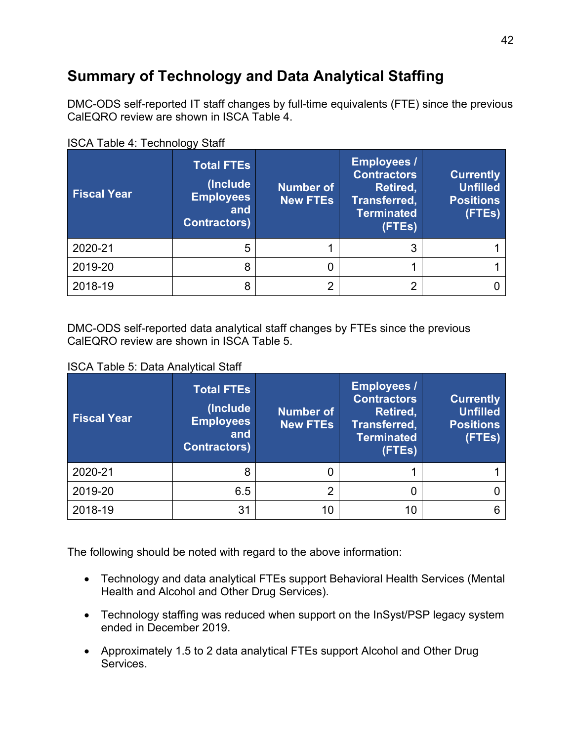## Summary of Technology and Data Analytical Staffing

DMC-ODS self-reported IT staff changes by full-time equivalents (FTE) since the previous CalEQRO review are shown in ISCA Table 4.

ISCA Table 4: Technology Staff

| Fiscal Year | Total FTEs (Include Employees and Contractors) | Number of New FTEs | Employees / Contractors Retired, Transferred, Terminated (FTEs) | Currently Unfilled Positions (FTEs) |
|---|---|---|---|---|
| 2020-21 | 5 | 1 | 3 | 1 |
| 2019-20 | 8 | 0 | 1 | 1 |
| 2018-19 | 8 | 2 | 2 | 0 |

DMC-ODS self-reported data analytical staff changes by FTEs since the previous CalEQRO review are shown in ISCA Table 5.

ISCA Table 5: Data Analytical Staff

| Fiscal Year | Total FTEs (Include Employees and Contractors) | Number of New FTEs | Employees / Contractors Retired, Transferred, Terminated (FTEs) | Currently Unfilled Positions (FTEs) |
|---|---|---|---|---|
| 2020-21 | 8 | 0 | 1 | 1 |
| 2019-20 | 6.5 | 2 | 0 | 0 |
| 2018-19 | 31 | 10 | 10 | 6 |

The following should be noted with regard to the above information:

- Technology and data analytical FTEs support Behavioral Health Services (Mental Health and Alcohol and Other Drug Services).
- Technology staffing was reduced when support on the InSyst/PSP legacy system ended in December 2019.
- Approximately 1.5 to 2 data analytical FTEs support Alcohol and Other Drug Services.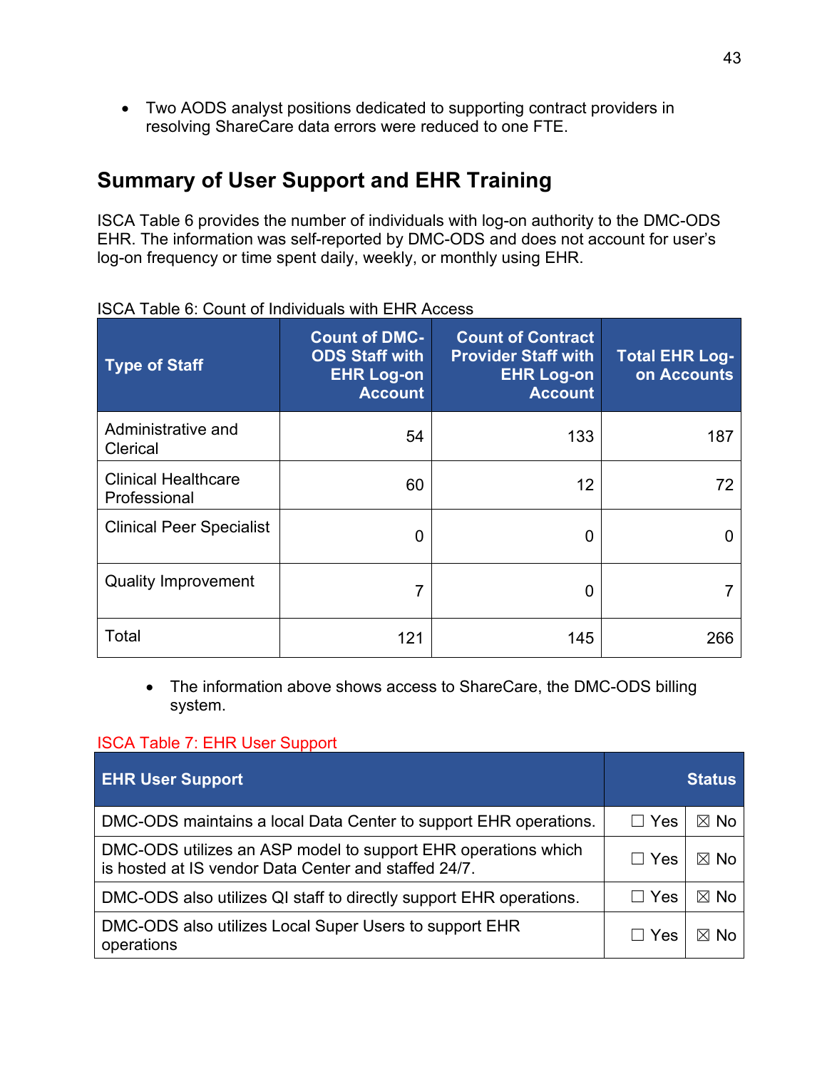- Two AODS analyst positions dedicated to supporting contract providers in resolving ShareCare data errors were reduced to one FTE.

## Summary of User Support and EHR Training

ISCA Table 6 provides the number of individuals with log-on authority to the DMC-ODS EHR. The information was self-reported by DMC-ODS and does not account for user's log-on frequency or time spent daily, weekly, or monthly using EHR.

ISCA Table 6: Count of Individuals with EHR Access

| Type of Staff | Count of DMC-ODS Staff with EHR Log-on Account | Count of Contract Provider Staff with EHR Log-on Account | Total EHR Log-on Accounts |
|---|---|---|---|
| Administrative and Clerical | 54 | 133 | 187 |
| Clinical Healthcare Professional | 60 | 12 | 72 |
| Clinical Peer Specialist | 0 | 0 | 0 |
| Quality Improvement | 7 | 0 | 7 |
| Total | 121 | 145 | 266 |

- The information above shows access to ShareCare, the DMC-ODS billing system.

ISCA Table 7: EHR User Support

| EHR User Support | Status | |
|---|---|---|
| DMC-ODS maintains a local Data Center to support EHR operations. | ☐ Yes | ☒ No |
| DMC-ODS utilizes an ASP model to support EHR operations which is hosted at IS vendor Data Center and staffed 24/7. | ☐ Yes | ☒ No |
| DMC-ODS also utilizes QI staff to directly support EHR operations. | ☐ Yes | ☒ No |
| DMC-ODS also utilizes Local Super Users to support EHR operations | ☐ Yes | ☒ No |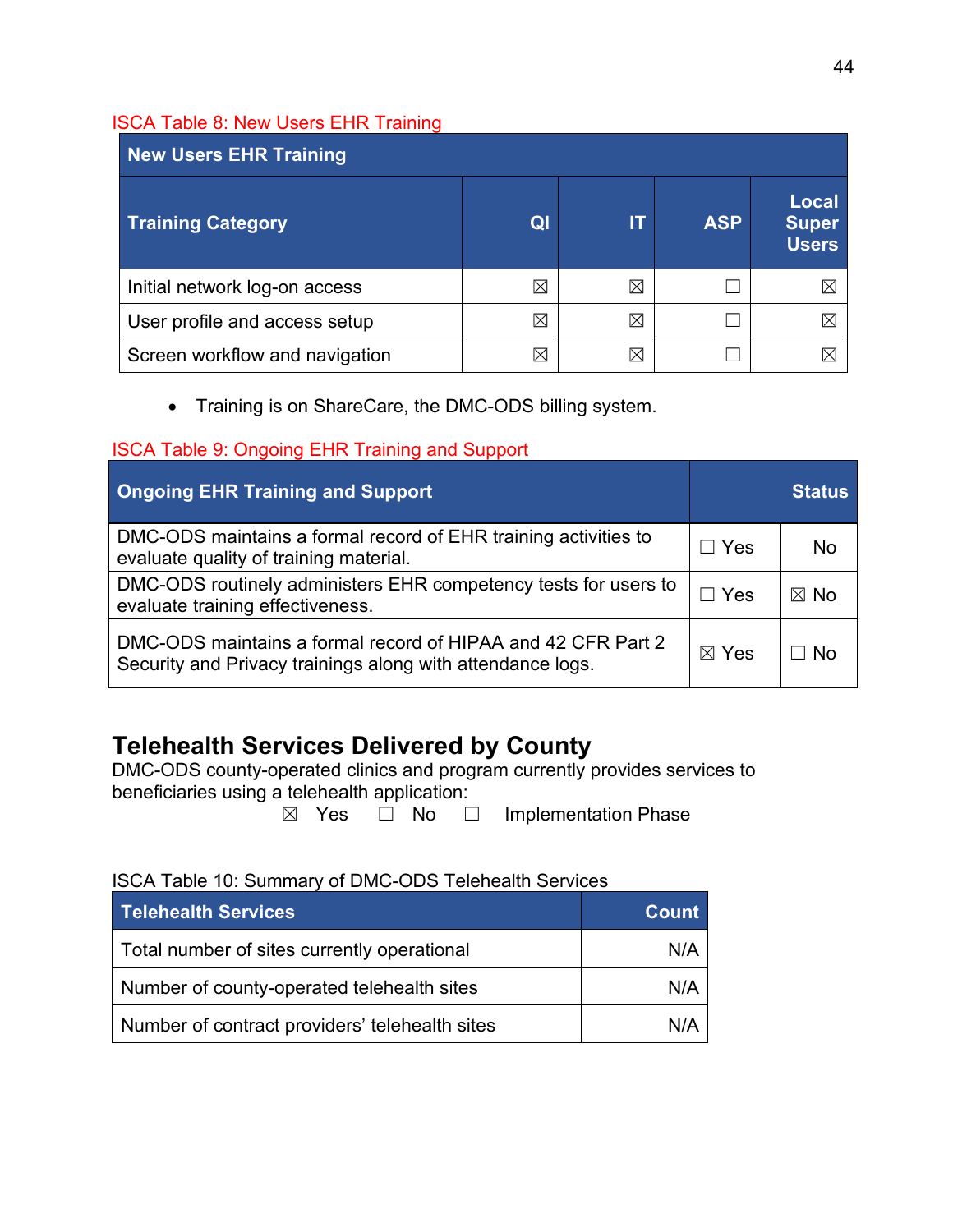ISCA Table 8: New Users EHR Training

| New Users EHR Training | | | | |
|---|---|---|---|---|
| **Training Category** | **QI** | **IT** | **ASP** | **Local Super Users** |
| Initial network log-on access | ☒ | ☒ | ☐ | ☒ |
| User profile and access setup | ☒ | ☒ | ☐ | ☒ |
| Screen workflow and navigation | ☒ | ☒ | ☐ | ☒ |

- Training is on ShareCare, the DMC-ODS billing system.

ISCA Table 9: Ongoing EHR Training and Support

| Ongoing EHR Training and Support | Status | |
|---|---|---|
| DMC-ODS maintains a formal record of EHR training activities to evaluate quality of training material. | ☐ Yes | No |
| DMC-ODS routinely administers EHR competency tests for users to evaluate training effectiveness. | ☐ Yes | ☒ No |
| DMC-ODS maintains a formal record of HIPAA and 42 CFR Part 2 Security and Privacy trainings along with attendance logs. | ☒ Yes | ☐ No |

## Telehealth Services Delivered by County

DMC-ODS county-operated clinics and program currently provides services to beneficiaries using a telehealth application:

☒ Yes ☐ No ☐ Implementation Phase

ISCA Table 10: Summary of DMC-ODS Telehealth Services

| Telehealth Services | Count |
|---|---|
| Total number of sites currently operational | N/A |
| Number of county-operated telehealth sites | N/A |
| Number of contract providers' telehealth sites | N/A |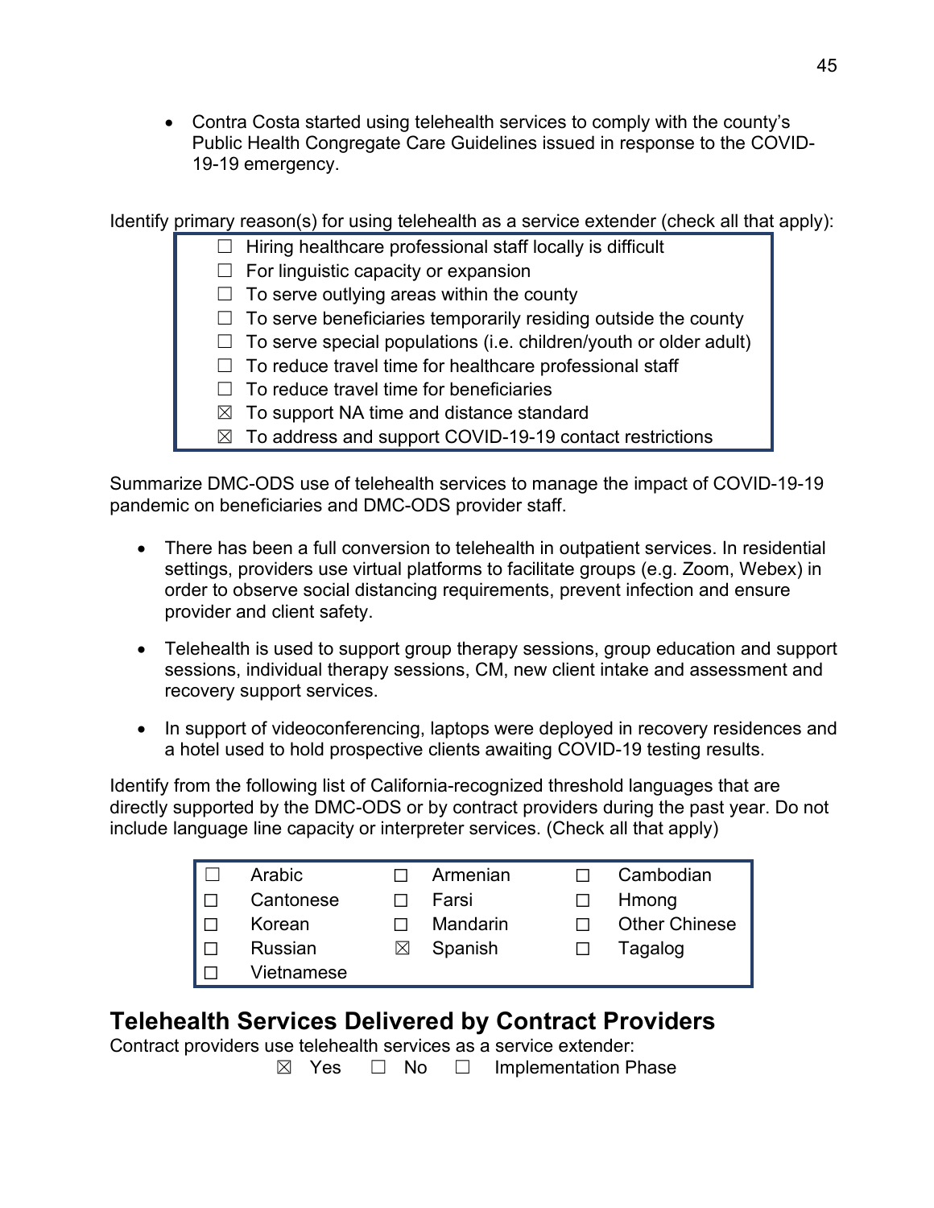- Contra Costa started using telehealth services to comply with the county's Public Health Congregate Care Guidelines issued in response to the COVID-19-19 emergency.

Identify primary reason(s) for using telehealth as a service extender (check all that apply):

☐ Hiring healthcare professional staff locally is difficult
☐ For linguistic capacity or expansion
☐ To serve outlying areas within the county
☐ To serve beneficiaries temporarily residing outside the county
☐ To serve special populations (i.e. children/youth or older adult)
☐ To reduce travel time for healthcare professional staff
☐ To reduce travel time for beneficiaries
☒ To support NA time and distance standard
☒ To address and support COVID-19-19 contact restrictions

Summarize DMC-ODS use of telehealth services to manage the impact of COVID-19-19 pandemic on beneficiaries and DMC-ODS provider staff.

- There has been a full conversion to telehealth in outpatient services. In residential settings, providers use virtual platforms to facilitate groups (e.g. Zoom, Webex) in order to observe social distancing requirements, prevent infection and ensure provider and client safety.
- Telehealth is used to support group therapy sessions, group education and support sessions, individual therapy sessions, CM, new client intake and assessment and recovery support services.
- In support of videoconferencing, laptops were deployed in recovery residences and a hotel used to hold prospective clients awaiting COVID-19 testing results.

Identify from the following list of California-recognized threshold languages that are directly supported by the DMC-ODS or by contract providers during the past year. Do not include language line capacity or interpreter services. (Check all that apply)

| | | | | | |
|---|---|---|---|---|---|
| ☐ | Arabic | ☐ | Armenian | ☐ | Cambodian |
| ☐ | Cantonese | ☐ | Farsi | ☐ | Hmong |
| ☐ | Korean | ☐ | Mandarin | ☐ | Other Chinese |
| ☐ | Russian | ☒ | Spanish | ☐ | Tagalog |
| ☐ | Vietnamese | | | | |

## Telehealth Services Delivered by Contract Providers

Contract providers use telehealth services as a service extender:

☒ Yes ☐ No ☐ Implementation Phase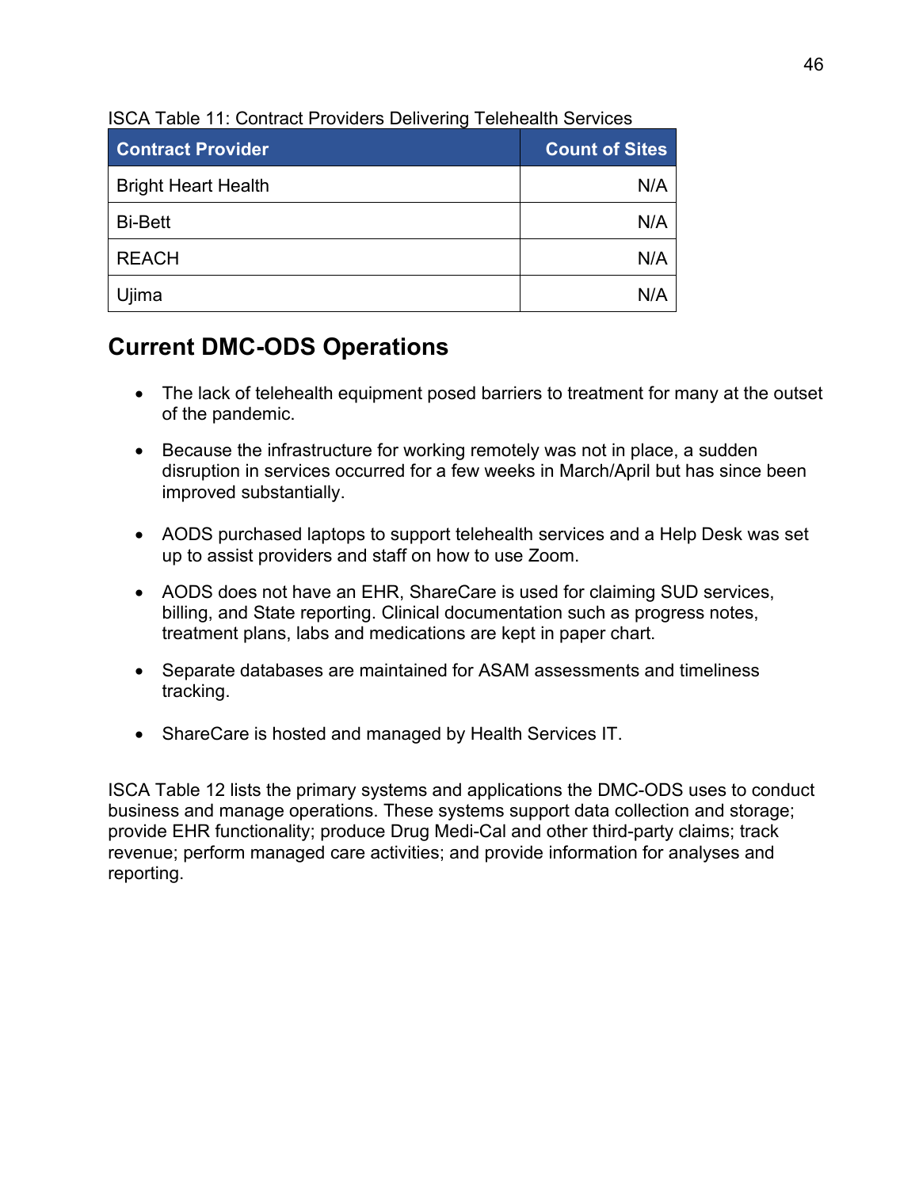ISCA Table 11: Contract Providers Delivering Telehealth Services

| Contract Provider | Count of Sites |
| --- | ---: |
| Bright Heart Health | N/A |
| Bi-Bett | N/A |
| REACH | N/A |
| Ujima | N/A |

## Current DMC-ODS Operations

- The lack of telehealth equipment posed barriers to treatment for many at the outset of the pandemic.
- Because the infrastructure for working remotely was not in place, a sudden disruption in services occurred for a few weeks in March/April but has since been improved substantially.
- AODS purchased laptops to support telehealth services and a Help Desk was set up to assist providers and staff on how to use Zoom.
- AODS does not have an EHR, ShareCare is used for claiming SUD services, billing, and State reporting. Clinical documentation such as progress notes, treatment plans, labs and medications are kept in paper chart.
- Separate databases are maintained for ASAM assessments and timeliness tracking.
- ShareCare is hosted and managed by Health Services IT.

ISCA Table 12 lists the primary systems and applications the DMC-ODS uses to conduct business and manage operations. These systems support data collection and storage; provide EHR functionality; produce Drug Medi-Cal and other third-party claims; track revenue; perform managed care activities; and provide information for analyses and reporting.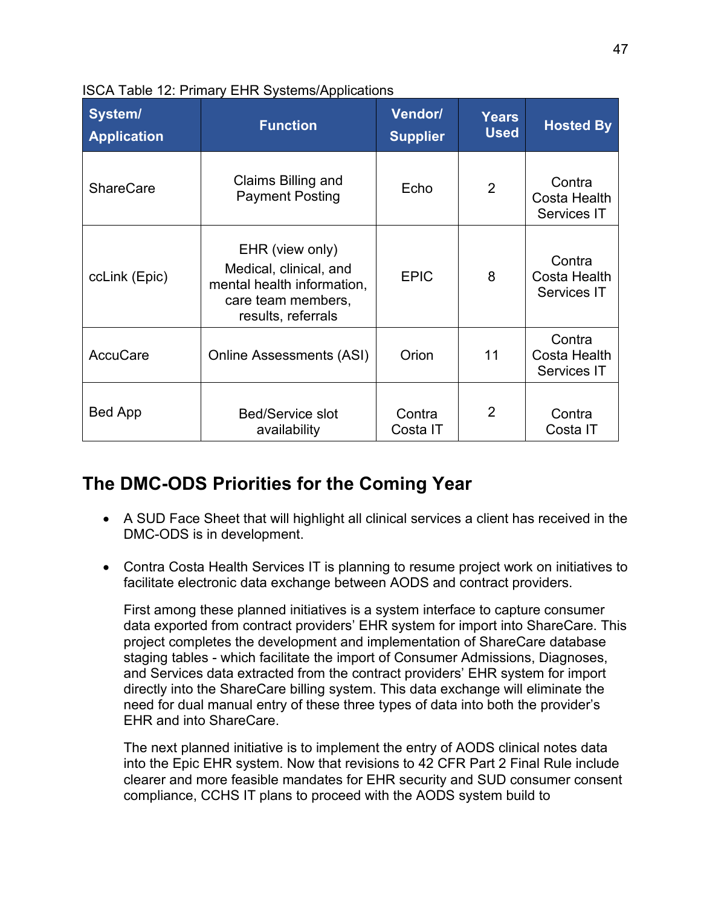ISCA Table 12: Primary EHR Systems/Applications

| System/ Application | Function | Vendor/ Supplier | Years Used | Hosted By |
|---|---|---|---|---|
| ShareCare | Claims Billing and Payment Posting | Echo | 2 | Contra Costa Health Services IT |
| ccLink (Epic) | EHR (view only) Medical, clinical, and mental health information, care team members, results, referrals | EPIC | 8 | Contra Costa Health Services IT |
| AccuCare | Online Assessments (ASI) | Orion | 11 | Contra Costa Health Services IT |
| Bed App | Bed/Service slot availability | Contra Costa IT | 2 | Contra Costa IT |

## The DMC-ODS Priorities for the Coming Year

- A SUD Face Sheet that will highlight all clinical services a client has received in the DMC-ODS is in development.

- Contra Costa Health Services IT is planning to resume project work on initiatives to facilitate electronic data exchange between AODS and contract providers.

  First among these planned initiatives is a system interface to capture consumer data exported from contract providers' EHR system for import into ShareCare. This project completes the development and implementation of ShareCare database staging tables - which facilitate the import of Consumer Admissions, Diagnoses, and Services data extracted from the contract providers' EHR system for import directly into the ShareCare billing system. This data exchange will eliminate the need for dual manual entry of these three types of data into both the provider's EHR and into ShareCare.

  The next planned initiative is to implement the entry of AODS clinical notes data into the Epic EHR system. Now that revisions to 42 CFR Part 2 Final Rule include clearer and more feasible mandates for EHR security and SUD consumer consent compliance, CCHS IT plans to proceed with the AODS system build to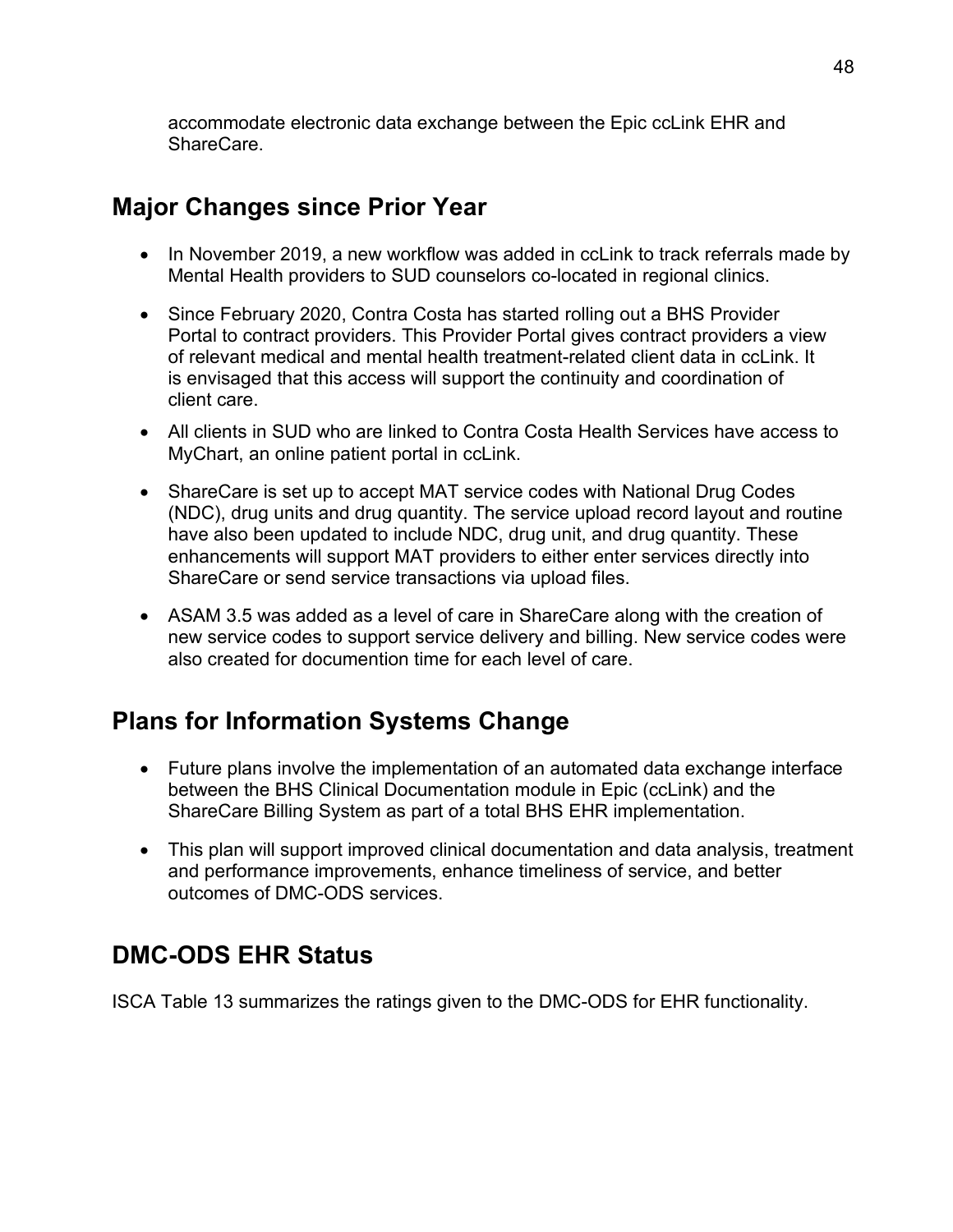accommodate electronic data exchange between the Epic ccLink EHR and ShareCare.

## Major Changes since Prior Year

- In November 2019, a new workflow was added in ccLink to track referrals made by Mental Health providers to SUD counselors co-located in regional clinics.
- Since February 2020, Contra Costa has started rolling out a BHS Provider Portal to contract providers. This Provider Portal gives contract providers a view of relevant medical and mental health treatment-related client data in ccLink. It is envisaged that this access will support the continuity and coordination of client care.
- All clients in SUD who are linked to Contra Costa Health Services have access to MyChart, an online patient portal in ccLink.
- ShareCare is set up to accept MAT service codes with National Drug Codes (NDC), drug units and drug quantity. The service upload record layout and routine have also been updated to include NDC, drug unit, and drug quantity. These enhancements will support MAT providers to either enter services directly into ShareCare or send service transactions via upload files.
- ASAM 3.5 was added as a level of care in ShareCare along with the creation of new service codes to support service delivery and billing. New service codes were also created for documention time for each level of care.

## Plans for Information Systems Change

- Future plans involve the implementation of an automated data exchange interface between the BHS Clinical Documentation module in Epic (ccLink) and the ShareCare Billing System as part of a total BHS EHR implementation.
- This plan will support improved clinical documentation and data analysis, treatment and performance improvements, enhance timeliness of service, and better outcomes of DMC-ODS services.

## DMC-ODS EHR Status

ISCA Table 13 summarizes the ratings given to the DMC-ODS for EHR functionality.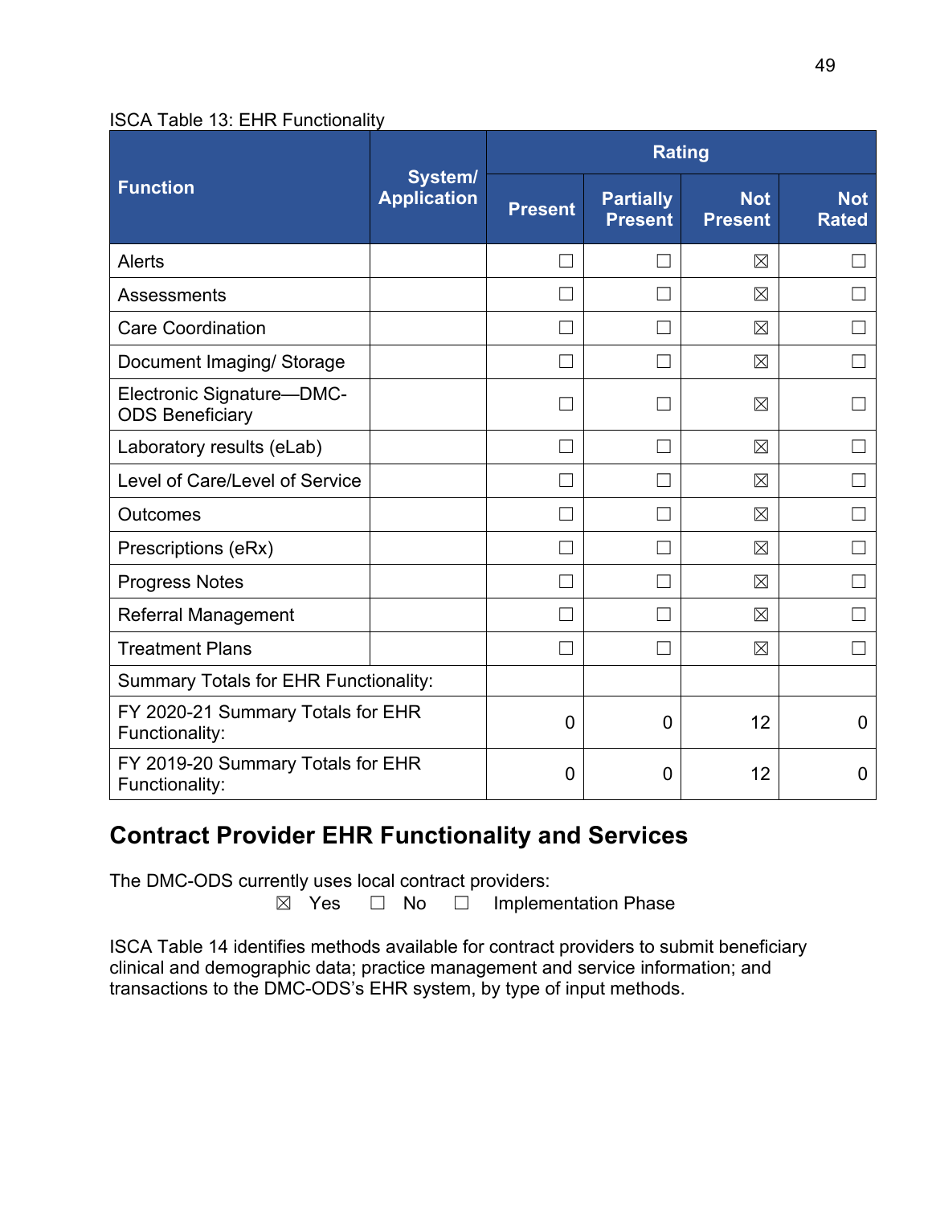ISCA Table 13: EHR Functionality

| Function | System/ Application | Rating | | | |
|---|---|---|---|---|---|
| | | Present | Partially Present | Not Present | Not Rated |
| Alerts | | ☐ | ☐ | ☒ | ☐ |
| Assessments | | ☐ | ☐ | ☒ | ☐ |
| Care Coordination | | ☐ | ☐ | ☒ | ☐ |
| Document Imaging/ Storage | | ☐ | ☐ | ☒ | ☐ |
| Electronic Signature—DMC-ODS Beneficiary | | ☐ | ☐ | ☒ | ☐ |
| Laboratory results (eLab) | | ☐ | ☐ | ☒ | ☐ |
| Level of Care/Level of Service | | ☐ | ☐ | ☒ | ☐ |
| Outcomes | | ☐ | ☐ | ☒ | ☐ |
| Prescriptions (eRx) | | ☐ | ☐ | ☒ | ☐ |
| Progress Notes | | ☐ | ☐ | ☒ | ☐ |
| Referral Management | | ☐ | ☐ | ☒ | ☐ |
| Treatment Plans | | ☐ | ☐ | ☒ | ☐ |
| Summary Totals for EHR Functionality: | | | | | |
| FY 2020-21 Summary Totals for EHR Functionality: | | 0 | 0 | 12 | 0 |
| FY 2019-20 Summary Totals for EHR Functionality: | | 0 | 0 | 12 | 0 |

## Contract Provider EHR Functionality and Services

The DMC-ODS currently uses local contract providers:

☒ Yes ☐ No ☐ Implementation Phase

ISCA Table 14 identifies methods available for contract providers to submit beneficiary clinical and demographic data; practice management and service information; and transactions to the DMC-ODS's EHR system, by type of input methods.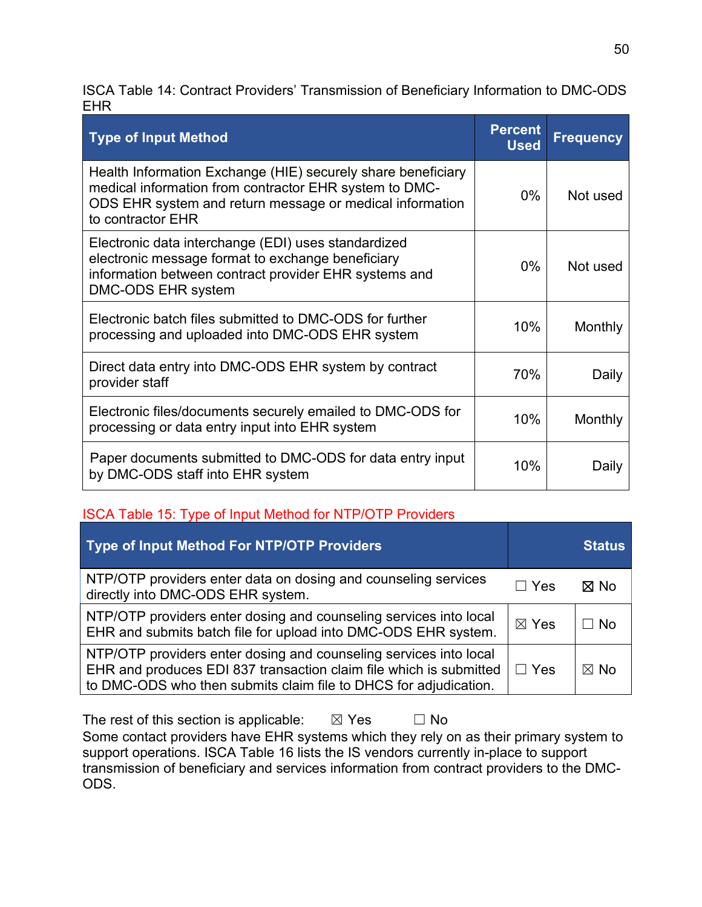ISCA Table 14: Contract Providers' Transmission of Beneficiary Information to DMC-ODS EHR

| Type of Input Method | Percent Used | Frequency |
|---|---|---|
| Health Information Exchange (HIE) securely share beneficiary medical information from contractor EHR system to DMC-ODS EHR system and return message or medical information to contractor EHR | 0% | Not used |
| Electronic data interchange (EDI) uses standardized electronic message format to exchange beneficiary information between contract provider EHR systems and DMC-ODS EHR system | 0% | Not used |
| Electronic batch files submitted to DMC-ODS for further processing and uploaded into DMC-ODS EHR system | 10% | Monthly |
| Direct data entry into DMC-ODS EHR system by contract provider staff | 70% | Daily |
| Electronic files/documents securely emailed to DMC-ODS for processing or data entry input into EHR system | 10% | Monthly |
| Paper documents submitted to DMC-ODS for data entry input by DMC-ODS staff into EHR system | 10% | Daily |

ISCA Table 15: Type of Input Method for NTP/OTP Providers

| Type of Input Method For NTP/OTP Providers | Status | |
|---|---|---|
| NTP/OTP providers enter data on dosing and counseling services directly into DMC-ODS EHR system. | ☐ Yes | ☒ No |
| NTP/OTP providers enter dosing and counseling services into local EHR and submits batch file for upload into DMC-ODS EHR system. | ☒ Yes | ☐ No |
| NTP/OTP providers enter dosing and counseling services into local EHR and produces EDI 837 transaction claim file which is submitted to DMC-ODS who then submits claim file to DHCS for adjudication. | ☐ Yes | ☒ No |

The rest of this section is applicable: ☒ Yes ☐ No

Some contact providers have EHR systems which they rely on as their primary system to support operations. ISCA Table 16 lists the IS vendors currently in-place to support transmission of beneficiary and services information from contract providers to the DMC-ODS.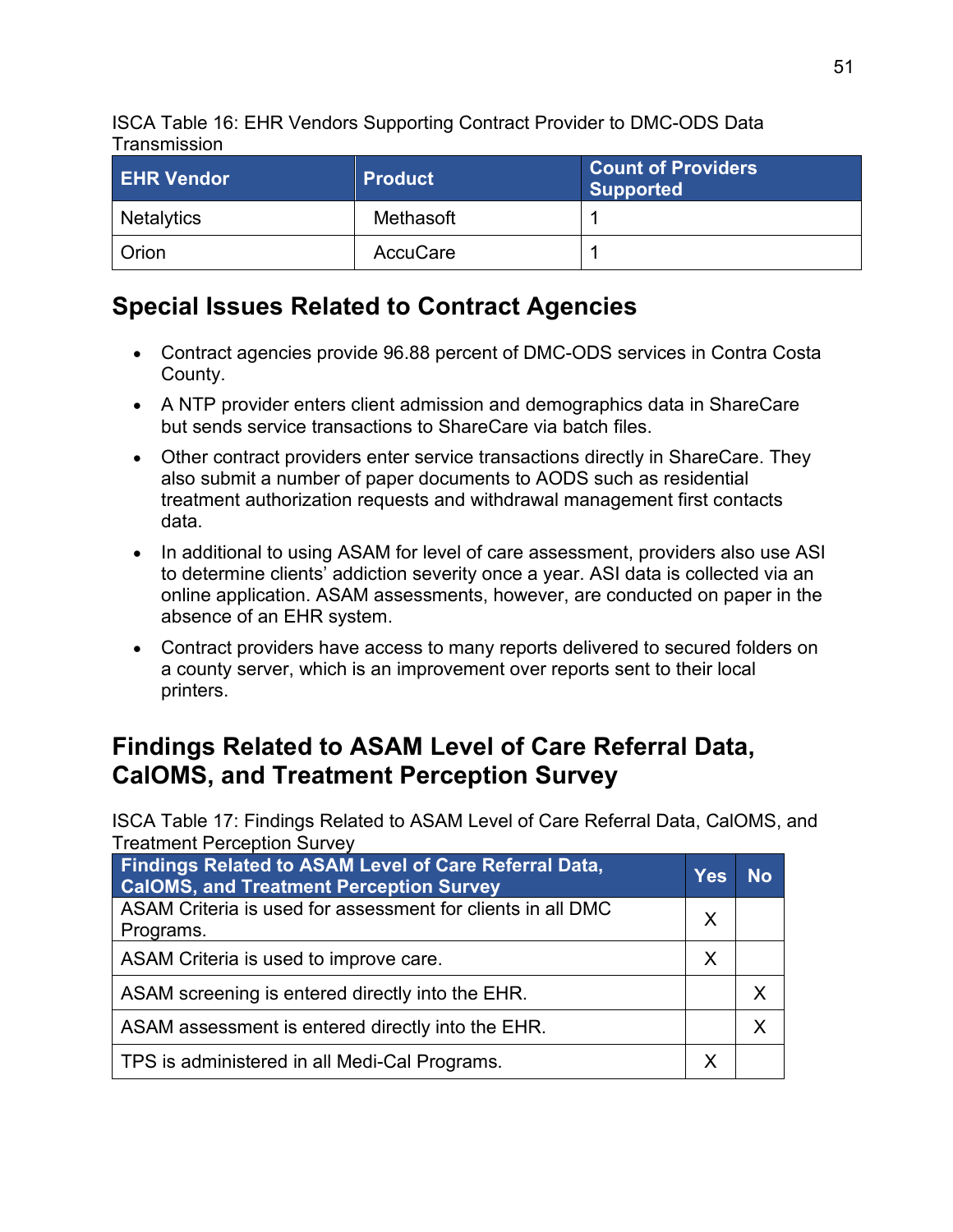ISCA Table 16: EHR Vendors Supporting Contract Provider to DMC-ODS Data Transmission

| EHR Vendor | Product | Count of Providers Supported |
|---|---|---|
| Netalytics | Methasoft | 1 |
| Orion | AccuCare | 1 |

## Special Issues Related to Contract Agencies

- Contract agencies provide 96.88 percent of DMC-ODS services in Contra Costa County.
- A NTP provider enters client admission and demographics data in ShareCare but sends service transactions to ShareCare via batch files.
- Other contract providers enter service transactions directly in ShareCare. They also submit a number of paper documents to AODS such as residential treatment authorization requests and withdrawal management first contacts data.
- In additional to using ASAM for level of care assessment, providers also use ASI to determine clients' addiction severity once a year. ASI data is collected via an online application. ASAM assessments, however, are conducted on paper in the absence of an EHR system.
- Contract providers have access to many reports delivered to secured folders on a county server, which is an improvement over reports sent to their local printers.

## Findings Related to ASAM Level of Care Referral Data, CalOMS, and Treatment Perception Survey

ISCA Table 17: Findings Related to ASAM Level of Care Referral Data, CalOMS, and Treatment Perception Survey

| Findings Related to ASAM Level of Care Referral Data, CalOMS, and Treatment Perception Survey | Yes | No |
|---|---|---|
| ASAM Criteria is used for assessment for clients in all DMC Programs. | X | |
| ASAM Criteria is used to improve care. | X | |
| ASAM screening is entered directly into the EHR. | | X |
| ASAM assessment is entered directly into the EHR. | | X |
| TPS is administered in all Medi-Cal Programs. | X | |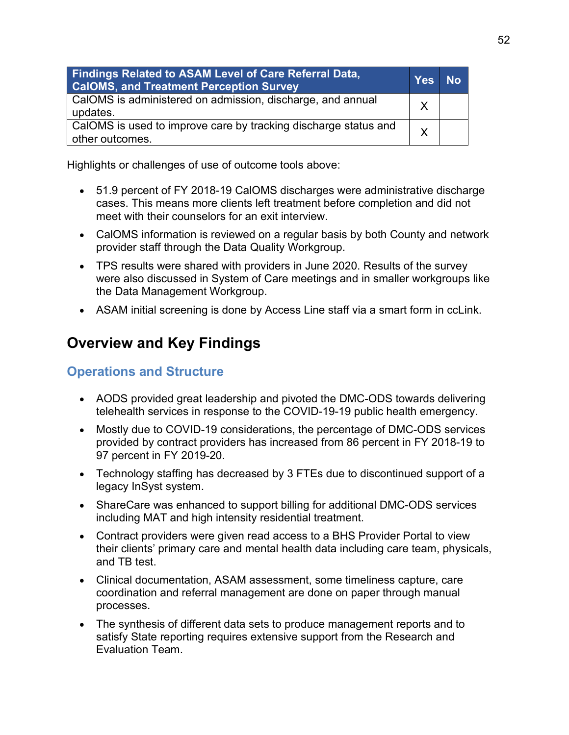| Findings Related to ASAM Level of Care Referral Data, CalOMS, and Treatment Perception Survey | Yes | No |
|---|---|---|
| CalOMS is administered on admission, discharge, and annual updates. | X | |
| CalOMS is used to improve care by tracking discharge status and other outcomes. | X | |

Highlights or challenges of use of outcome tools above:

- 51.9 percent of FY 2018-19 CalOMS discharges were administrative discharge cases. This means more clients left treatment before completion and did not meet with their counselors for an exit interview.
- CalOMS information is reviewed on a regular basis by both County and network provider staff through the Data Quality Workgroup.
- TPS results were shared with providers in June 2020. Results of the survey were also discussed in System of Care meetings and in smaller workgroups like the Data Management Workgroup.
- ASAM initial screening is done by Access Line staff via a smart form in ccLink.

## Overview and Key Findings

### Operations and Structure

- AODS provided great leadership and pivoted the DMC-ODS towards delivering telehealth services in response to the COVID-19-19 public health emergency.
- Mostly due to COVID-19 considerations, the percentage of DMC-ODS services provided by contract providers has increased from 86 percent in FY 2018-19 to 97 percent in FY 2019-20.
- Technology staffing has decreased by 3 FTEs due to discontinued support of a legacy InSyst system.
- ShareCare was enhanced to support billing for additional DMC-ODS services including MAT and high intensity residential treatment.
- Contract providers were given read access to a BHS Provider Portal to view their clients' primary care and mental health data including care team, physicals, and TB test.
- Clinical documentation, ASAM assessment, some timeliness capture, care coordination and referral management are done on paper through manual processes.
- The synthesis of different data sets to produce management reports and to satisfy State reporting requires extensive support from the Research and Evaluation Team.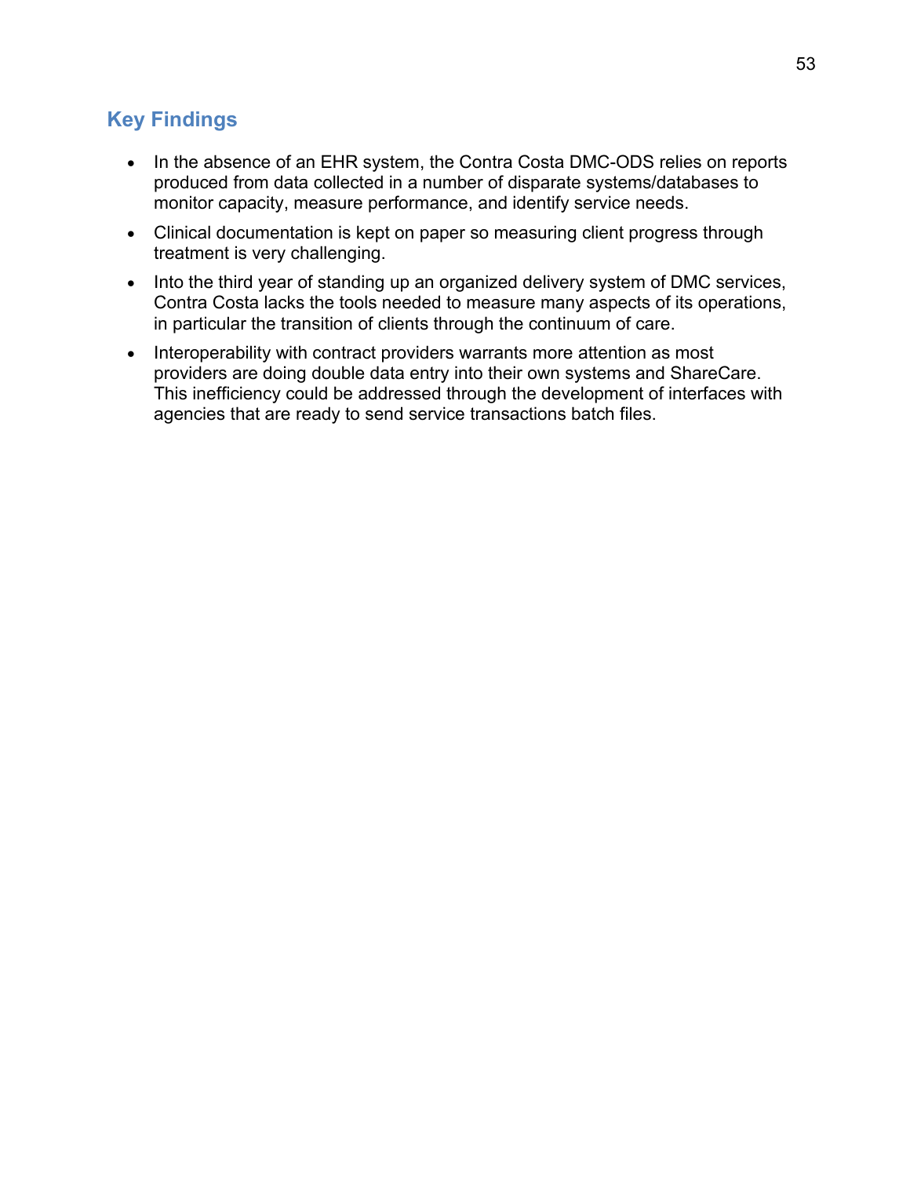## Key Findings

- In the absence of an EHR system, the Contra Costa DMC-ODS relies on reports produced from data collected in a number of disparate systems/databases to monitor capacity, measure performance, and identify service needs.
- Clinical documentation is kept on paper so measuring client progress through treatment is very challenging.
- Into the third year of standing up an organized delivery system of DMC services, Contra Costa lacks the tools needed to measure many aspects of its operations, in particular the transition of clients through the continuum of care.
- Interoperability with contract providers warrants more attention as most providers are doing double data entry into their own systems and ShareCare. This inefficiency could be addressed through the development of interfaces with agencies that are ready to send service transactions batch files.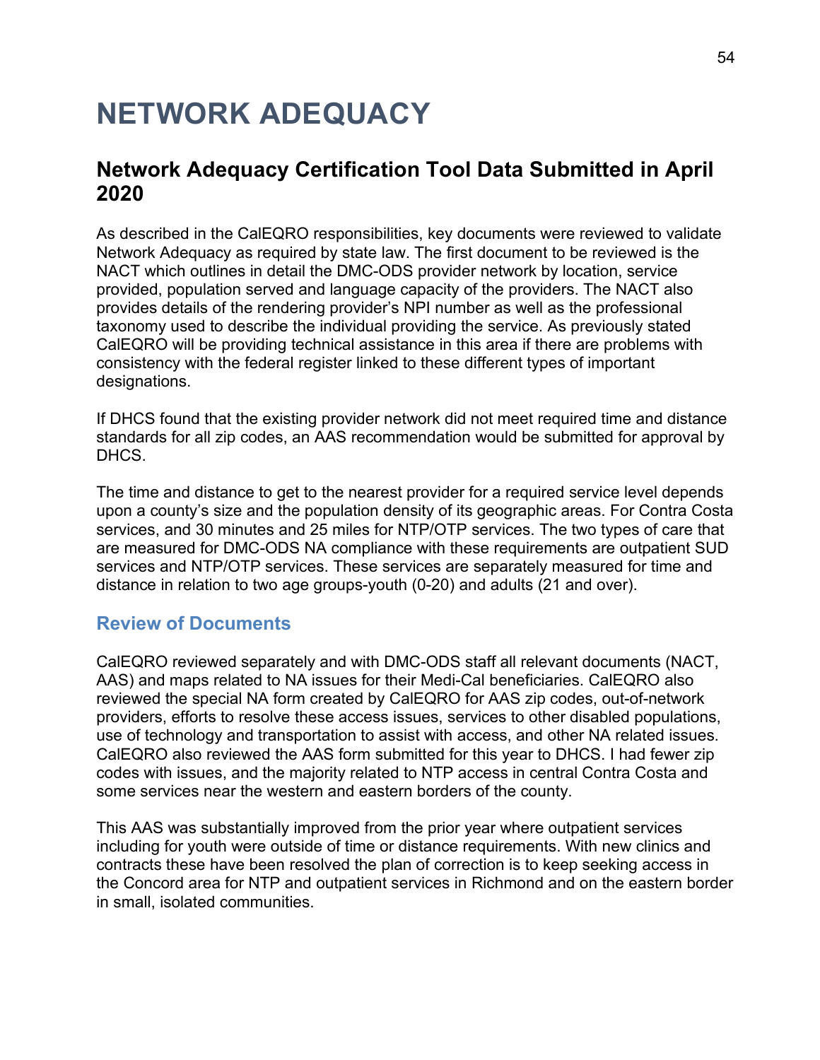# NETWORK ADEQUACY

## Network Adequacy Certification Tool Data Submitted in April 2020

As described in the CalEQRO responsibilities, key documents were reviewed to validate Network Adequacy as required by state law. The first document to be reviewed is the NACT which outlines in detail the DMC-ODS provider network by location, service provided, population served and language capacity of the providers. The NACT also provides details of the rendering provider's NPI number as well as the professional taxonomy used to describe the individual providing the service. As previously stated CalEQRO will be providing technical assistance in this area if there are problems with consistency with the federal register linked to these different types of important designations.

If DHCS found that the existing provider network did not meet required time and distance standards for all zip codes, an AAS recommendation would be submitted for approval by DHCS.

The time and distance to get to the nearest provider for a required service level depends upon a county's size and the population density of its geographic areas. For Contra Costa services, and 30 minutes and 25 miles for NTP/OTP services. The two types of care that are measured for DMC-ODS NA compliance with these requirements are outpatient SUD services and NTP/OTP services. These services are separately measured for time and distance in relation to two age groups-youth (0-20) and adults (21 and over).

### Review of Documents

CalEQRO reviewed separately and with DMC-ODS staff all relevant documents (NACT, AAS) and maps related to NA issues for their Medi-Cal beneficiaries. CalEQRO also reviewed the special NA form created by CalEQRO for AAS zip codes, out-of-network providers, efforts to resolve these access issues, services to other disabled populations, use of technology and transportation to assist with access, and other NA related issues. CalEQRO also reviewed the AAS form submitted for this year to DHCS. I had fewer zip codes with issues, and the majority related to NTP access in central Contra Costa and some services near the western and eastern borders of the county.

This AAS was substantially improved from the prior year where outpatient services including for youth were outside of time or distance requirements. With new clinics and contracts these have been resolved the plan of correction is to keep seeking access in the Concord area for NTP and outpatient services in Richmond and on the eastern border in small, isolated communities.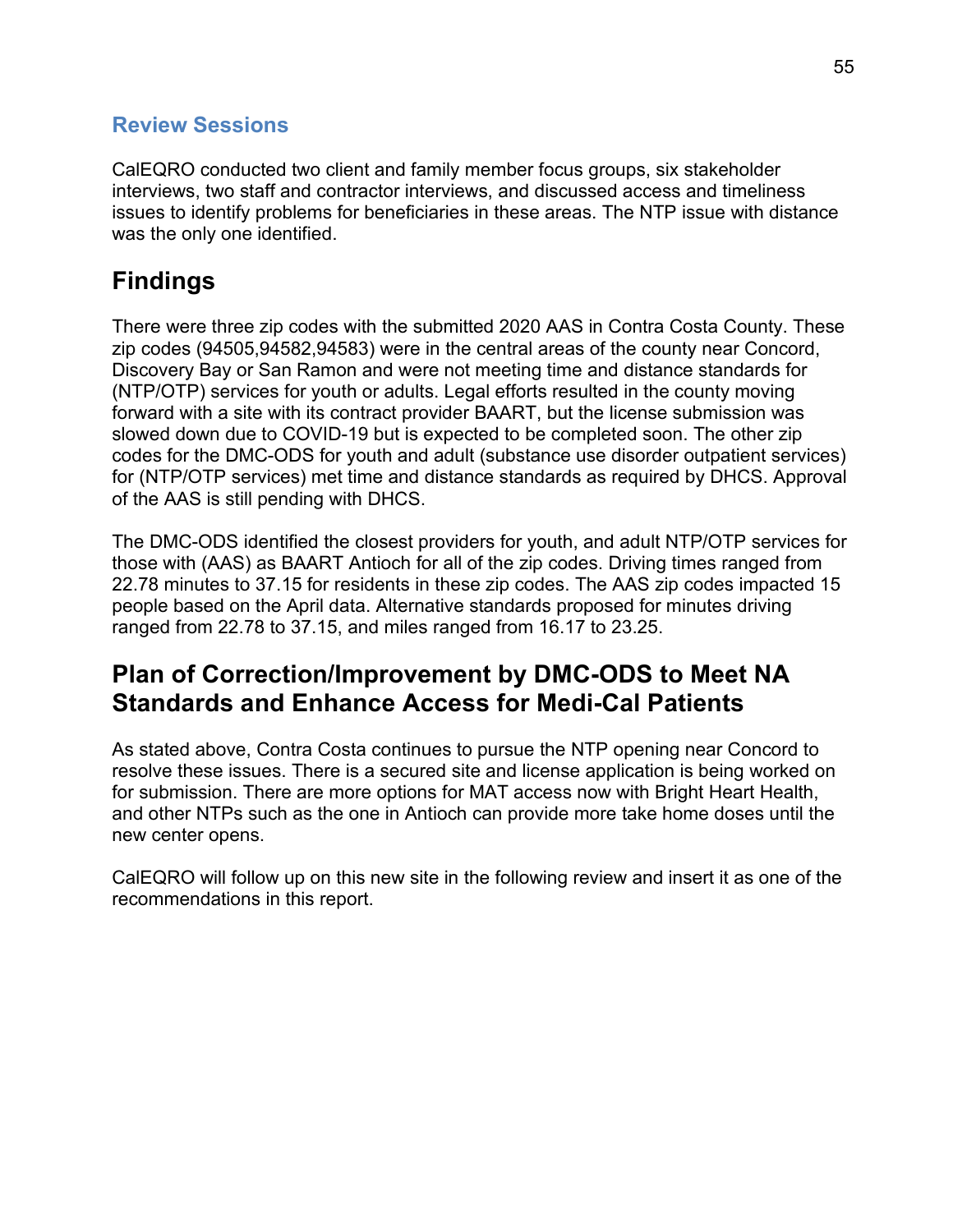### Review Sessions

CalEQRO conducted two client and family member focus groups, six stakeholder interviews, two staff and contractor interviews, and discussed access and timeliness issues to identify problems for beneficiaries in these areas. The NTP issue with distance was the only one identified.

## Findings

There were three zip codes with the submitted 2020 AAS in Contra Costa County. These zip codes (94505,94582,94583) were in the central areas of the county near Concord, Discovery Bay or San Ramon and were not meeting time and distance standards for (NTP/OTP) services for youth or adults. Legal efforts resulted in the county moving forward with a site with its contract provider BAART, but the license submission was slowed down due to COVID-19 but is expected to be completed soon. The other zip codes for the DMC-ODS for youth and adult (substance use disorder outpatient services) for (NTP/OTP services) met time and distance standards as required by DHCS. Approval of the AAS is still pending with DHCS.

The DMC-ODS identified the closest providers for youth, and adult NTP/OTP services for those with (AAS) as BAART Antioch for all of the zip codes. Driving times ranged from 22.78 minutes to 37.15 for residents in these zip codes. The AAS zip codes impacted 15 people based on the April data. Alternative standards proposed for minutes driving ranged from 22.78 to 37.15, and miles ranged from 16.17 to 23.25.

## Plan of Correction/Improvement by DMC-ODS to Meet NA Standards and Enhance Access for Medi-Cal Patients

As stated above, Contra Costa continues to pursue the NTP opening near Concord to resolve these issues. There is a secured site and license application is being worked on for submission. There are more options for MAT access now with Bright Heart Health, and other NTPs such as the one in Antioch can provide more take home doses until the new center opens.

CalEQRO will follow up on this new site in the following review and insert it as one of the recommendations in this report.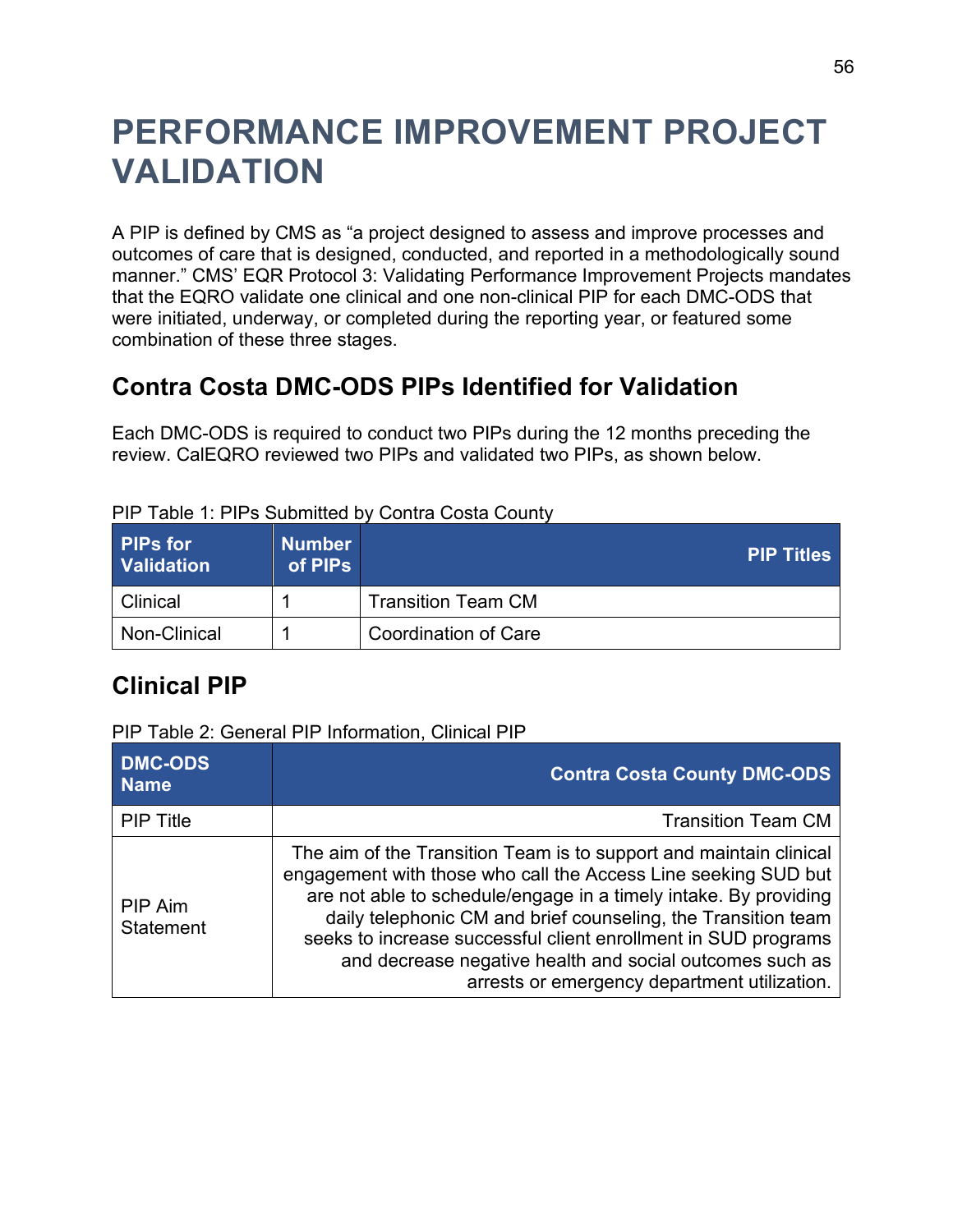# PERFORMANCE IMPROVEMENT PROJECT VALIDATION

A PIP is defined by CMS as "a project designed to assess and improve processes and outcomes of care that is designed, conducted, and reported in a methodologically sound manner." CMS' EQR Protocol 3: Validating Performance Improvement Projects mandates that the EQRO validate one clinical and one non-clinical PIP for each DMC-ODS that were initiated, underway, or completed during the reporting year, or featured some combination of these three stages.

## Contra Costa DMC-ODS PIPs Identified for Validation

Each DMC-ODS is required to conduct two PIPs during the 12 months preceding the review. CalEQRO reviewed two PIPs and validated two PIPs, as shown below.

PIP Table 1: PIPs Submitted by Contra Costa County

| PIPs for Validation | Number of PIPs | PIP Titles |
|---|---|---|
| Clinical | 1 | Transition Team CM |
| Non-Clinical | 1 | Coordination of Care |

## Clinical PIP

PIP Table 2: General PIP Information, Clinical PIP

| DMC-ODS Name | Contra Costa County DMC-ODS |
|---|---|
| PIP Title | Transition Team CM |
| PIP Aim Statement | The aim of the Transition Team is to support and maintain clinical engagement with those who call the Access Line seeking SUD but are not able to schedule/engage in a timely intake. By providing daily telephonic CM and brief counseling, the Transition team seeks to increase successful client enrollment in SUD programs and decrease negative health and social outcomes such as arrests or emergency department utilization. |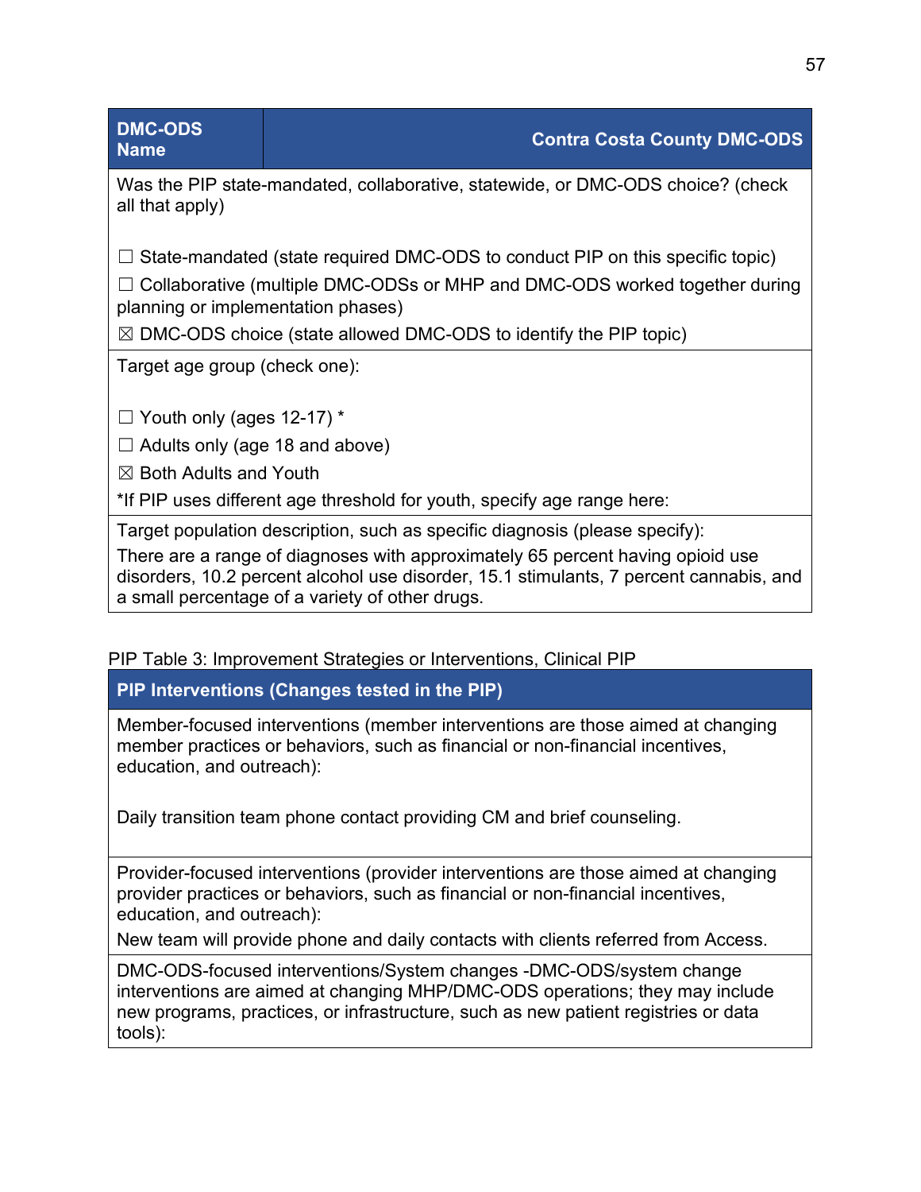| DMC-ODS Name | Contra Costa County DMC-ODS |
|---|---|
| Was the PIP state-mandated, collaborative, statewide, or DMC-ODS choice? (check all that apply)<br><br>☐ State-mandated (state required DMC-ODS to conduct PIP on this specific topic)<br>☐ Collaborative (multiple DMC-ODSs or MHP and DMC-ODS worked together during planning or implementation phases)<br>☒ DMC-ODS choice (state allowed DMC-ODS to identify the PIP topic) | |
| Target age group (check one):<br><br>☐ Youth only (ages 12-17) *<br>☐ Adults only (age 18 and above)<br>☒ Both Adults and Youth<br>*If PIP uses different age threshold for youth, specify age range here: | |
| Target population description, such as specific diagnosis (please specify):<br>There are a range of diagnoses with approximately 65 percent having opioid use disorders, 10.2 percent alcohol use disorder, 15.1 stimulants, 7 percent cannabis, and a small percentage of a variety of other drugs. | |

PIP Table 3: Improvement Strategies or Interventions, Clinical PIP

| PIP Interventions (Changes tested in the PIP) |
|---|
| Member-focused interventions (member interventions are those aimed at changing member practices or behaviors, such as financial or non-financial incentives, education, and outreach):<br><br>Daily transition team phone contact providing CM and brief counseling. |
| Provider-focused interventions (provider interventions are those aimed at changing provider practices or behaviors, such as financial or non-financial incentives, education, and outreach):<br>New team will provide phone and daily contacts with clients referred from Access. |
| DMC-ODS-focused interventions/System changes -DMC-ODS/system change interventions are aimed at changing MHP/DMC-ODS operations; they may include new programs, practices, or infrastructure, such as new patient registries or data tools): |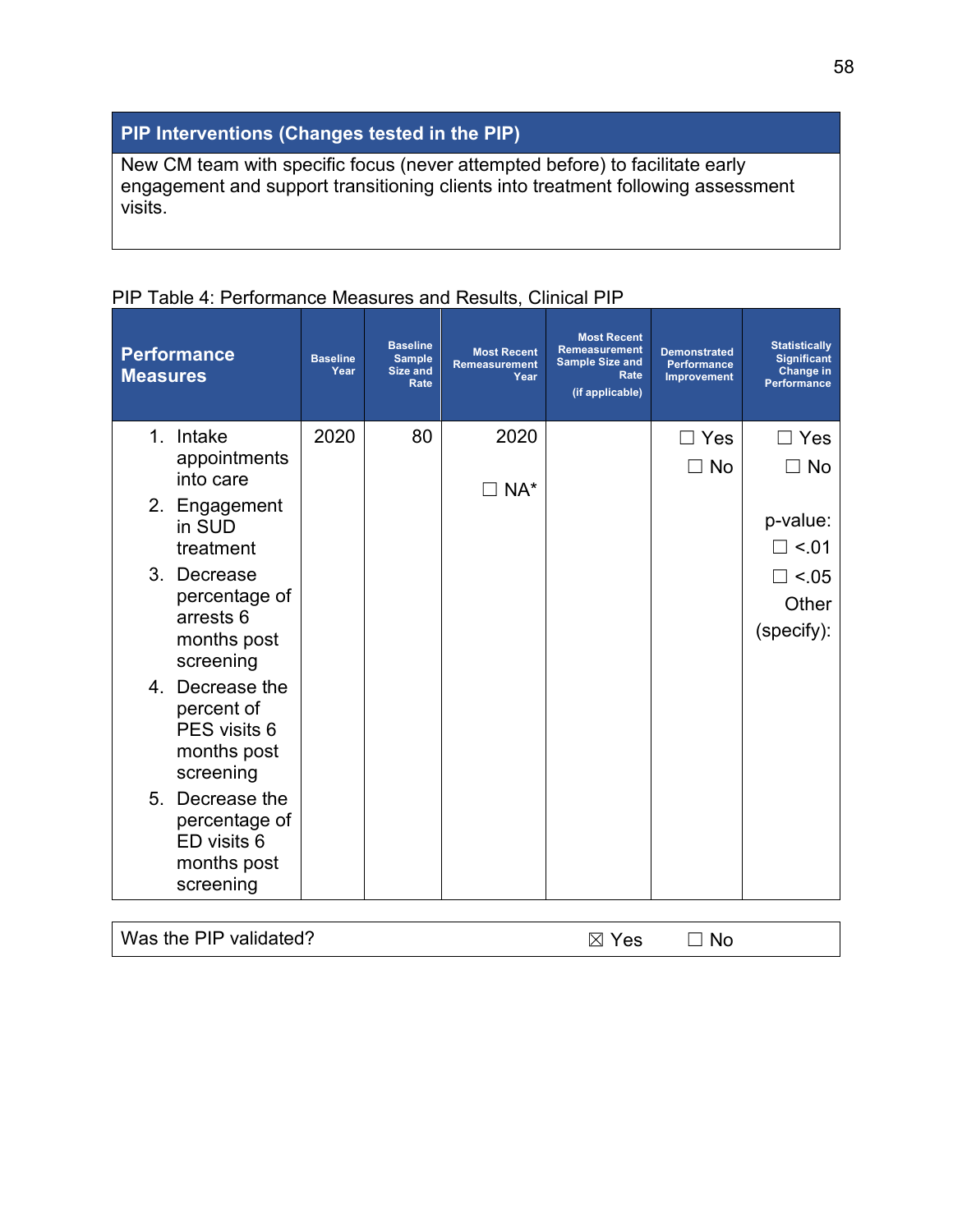| PIP Interventions (Changes tested in the PIP) |
|---|
| New CM team with specific focus (never attempted before) to facilitate early engagement and support transitioning clients into treatment following assessment visits. |

PIP Table 4: Performance Measures and Results, Clinical PIP

| Performance Measures | Baseline Year | Baseline Sample Size and Rate | Most Recent Remeasurement Year | Most Recent Remeasurement Sample Size and Rate (if applicable) | Demonstrated Performance Improvement | Statistically Significant Change in Performance |
|---|---|---|---|---|---|---|
| 1. Intake appointments into care<br>2. Engagement in SUD treatment<br>3. Decrease percentage of arrests 6 months post screening<br>4. Decrease the percent of PES visits 6 months post screening<br>5. Decrease the percentage of ED visits 6 months post screening | 2020 | 80 | 2020<br>☐ NA* | | ☐ Yes<br>☐ No | ☐ Yes<br>☐ No<br>p-value:<br>☐ <.01<br>☐ <.05<br>Other (specify): |

| Was the PIP validated? | ☒ Yes ☐ No |
|---|---|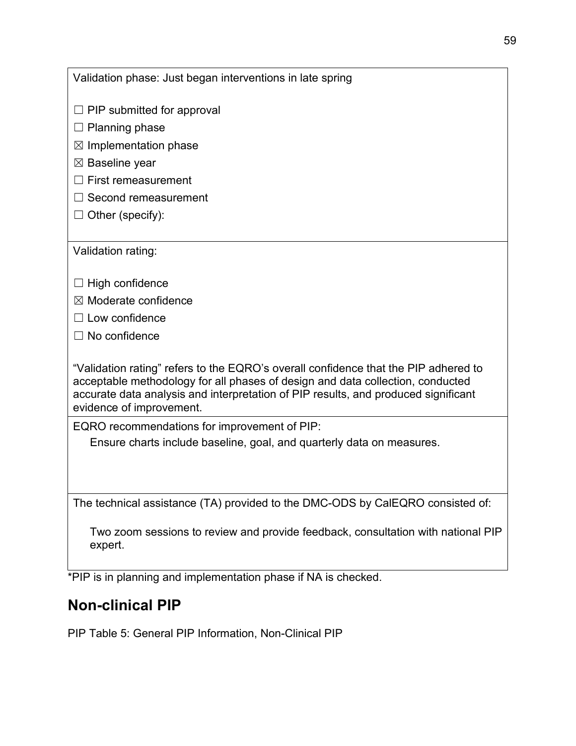| Validation phase: Just began interventions in late spring<br><br>☐ PIP submitted for approval<br>☐ Planning phase<br>☒ Implementation phase<br>☒ Baseline year<br>☐ First remeasurement<br>☐ Second remeasurement<br>☐ Other (specify): |
| --- |
| Validation rating:<br><br>☐ High confidence<br>☒ Moderate confidence<br>☐ Low confidence<br>☐ No confidence<br><br>"Validation rating" refers to the EQRO's overall confidence that the PIP adhered to acceptable methodology for all phases of design and data collection, conducted accurate data analysis and interpretation of PIP results, and produced significant evidence of improvement. |
| EQRO recommendations for improvement of PIP:<br>Ensure charts include baseline, goal, and quarterly data on measures. |
| The technical assistance (TA) provided to the DMC-ODS by CalEQRO consisted of:<br><br>Two zoom sessions to review and provide feedback, consultation with national PIP expert. |

*PIP is in planning and implementation phase if NA is checked.

## Non-clinical PIP

PIP Table 5: General PIP Information, Non-Clinical PIP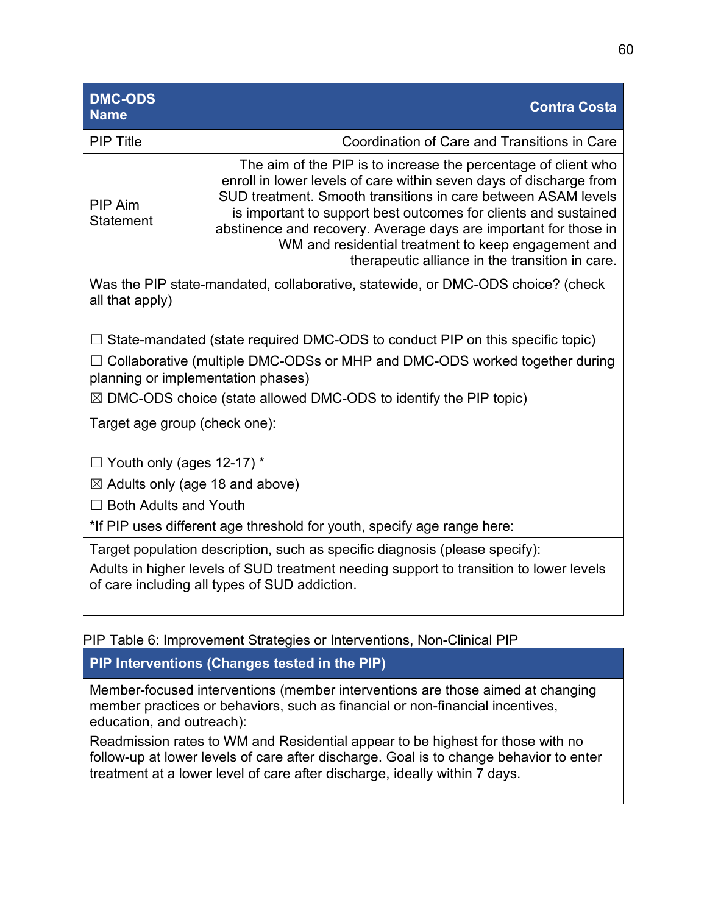| DMC-ODS Name | Contra Costa |
|---|---|
| PIP Title | Coordination of Care and Transitions in Care |
| PIP Aim Statement | The aim of the PIP is to increase the percentage of client who enroll in lower levels of care within seven days of discharge from SUD treatment. Smooth transitions in care between ASAM levels is important to support best outcomes for clients and sustained abstinence and recovery. Average days are important for those in WM and residential treatment to keep engagement and therapeutic alliance in the transition in care. |
| Was the PIP state-mandated, collaborative, statewide, or DMC-ODS choice? (check all that apply)<br><br>☐ State-mandated (state required DMC-ODS to conduct PIP on this specific topic)<br>☐ Collaborative (multiple DMC-ODSs or MHP and DMC-ODS worked together during planning or implementation phases)<br>☒ DMC-ODS choice (state allowed DMC-ODS to identify the PIP topic) | |
| Target age group (check one):<br><br>☐ Youth only (ages 12-17) *<br>☒ Adults only (age 18 and above)<br>☐ Both Adults and Youth<br>*If PIP uses different age threshold for youth, specify age range here: | |
| Target population description, such as specific diagnosis (please specify):<br>Adults in higher levels of SUD treatment needing support to transition to lower levels of care including all types of SUD addiction. | |

PIP Table 6: Improvement Strategies or Interventions, Non-Clinical PIP

| PIP Interventions (Changes tested in the PIP) |
|---|
| Member-focused interventions (member interventions are those aimed at changing member practices or behaviors, such as financial or non-financial incentives, education, and outreach):<br>Readmission rates to WM and Residential appear to be highest for those with no follow-up at lower levels of care after discharge. Goal is to change behavior to enter treatment at a lower level of care after discharge, ideally within 7 days. |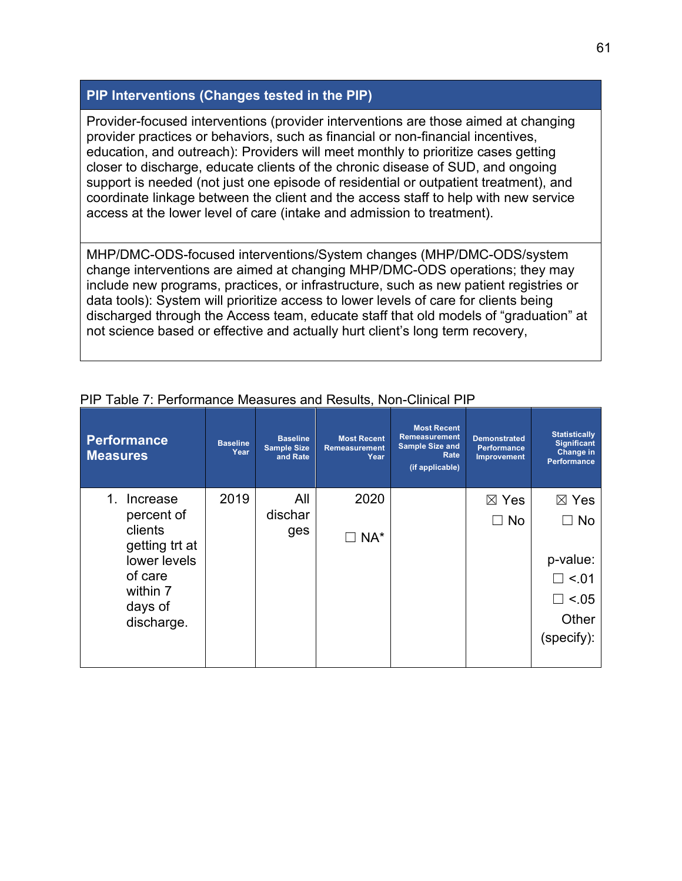| PIP Interventions (Changes tested in the PIP) |
| --- |
| Provider-focused interventions (provider interventions are those aimed at changing provider practices or behaviors, such as financial or non-financial incentives, education, and outreach): Providers will meet monthly to prioritize cases getting closer to discharge, educate clients of the chronic disease of SUD, and ongoing support is needed (not just one episode of residential or outpatient treatment), and coordinate linkage between the client and the access staff to help with new service access at the lower level of care (intake and admission to treatment). |
| MHP/DMC-ODS-focused interventions/System changes (MHP/DMC-ODS/system change interventions are aimed at changing MHP/DMC-ODS operations; they may include new programs, practices, or infrastructure, such as new patient registries or data tools): System will prioritize access to lower levels of care for clients being discharged through the Access team, educate staff that old models of "graduation" at not science based or effective and actually hurt client's long term recovery, |

PIP Table 7: Performance Measures and Results, Non-Clinical PIP

| Performance Measures | Baseline Year | Baseline Sample Size and Rate | Most Recent Remeasurement Year | Most Recent Remeasurement Sample Size and Rate (if applicable) | Demonstrated Performance Improvement | Statistically Significant Change in Performance |
| --- | --- | --- | --- | --- | --- | --- |
| 1. Increase percent of clients getting trt at lower levels of care within 7 days of discharge. | 2019 | All discharges | 2020<br>☐ NA* | | ☒ Yes<br>☐ No | ☒ Yes<br>☐ No<br>p-value:<br>☐ <.01<br>☐ <.05<br>Other (specify): |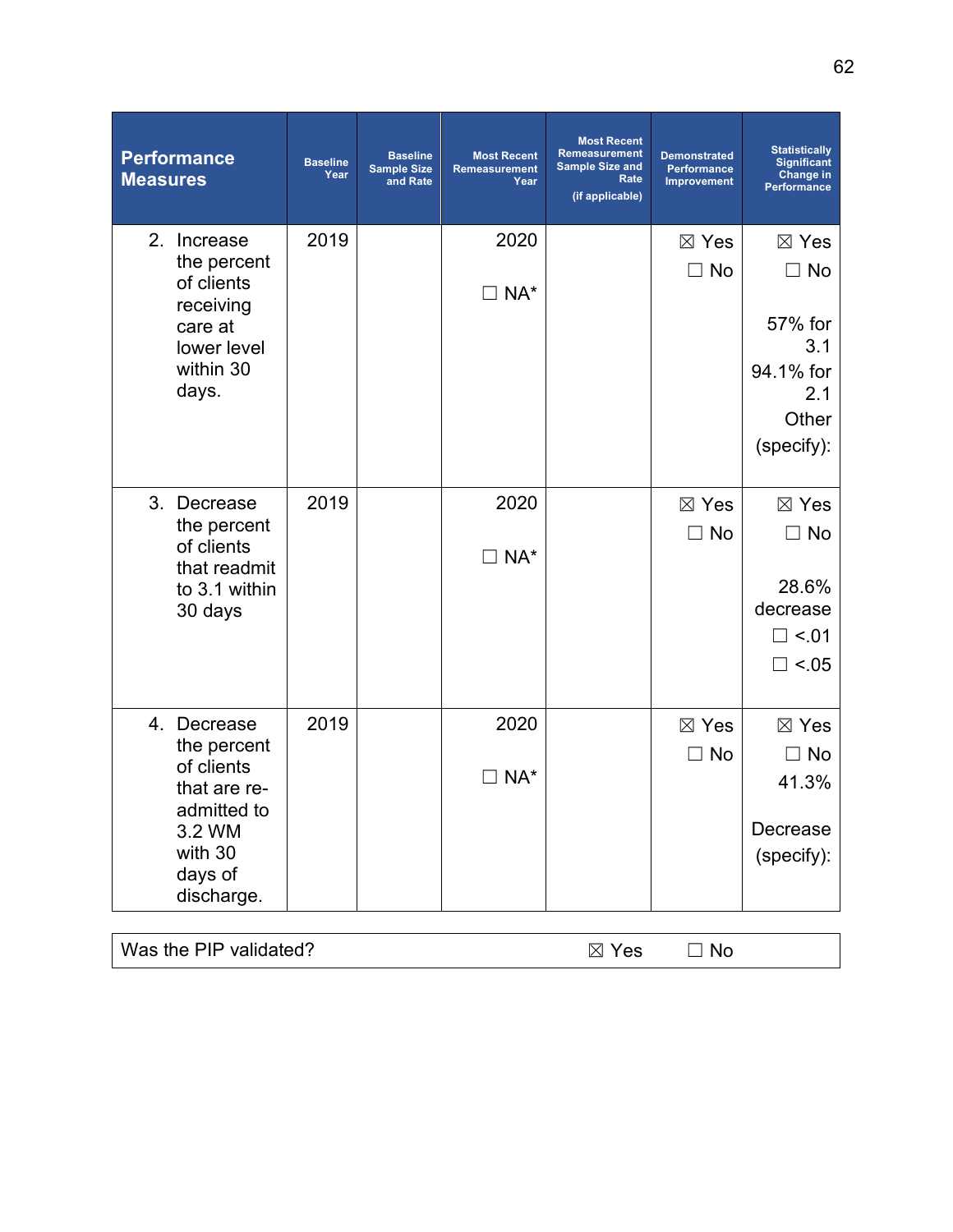| Performance Measures | Baseline Year | Baseline Sample Size and Rate | Most Recent Remeasurement Year | Most Recent Remeasurement Sample Size and Rate (if applicable) | Demonstrated Performance Improvement | Statistically Significant Change in Performance |
|---|---|---|---|---|---|---|
| 2. Increase the percent of clients receiving care at lower level within 30 days. | 2019 | | 2020 ☐ NA* | | ☒ Yes ☐ No | ☒ Yes ☐ No 57% for 3.1 94.1% for 2.1 Other (specify): |
| 3. Decrease the percent of clients that readmit to 3.1 within 30 days | 2019 | | 2020 ☐ NA* | | ☒ Yes ☐ No | ☒ Yes ☐ No 28.6% decrease ☐ <.01 ☐ <.05 |
| 4. Decrease the percent of clients that are re-admitted to 3.2 WM with 30 days of discharge. | 2019 | | 2020 ☐ NA* | | ☒ Yes ☐ No | ☒ Yes ☐ No 41.3% Decrease (specify): |

| Was the PIP validated? | ☒ Yes | ☐ No |
|---|---|---|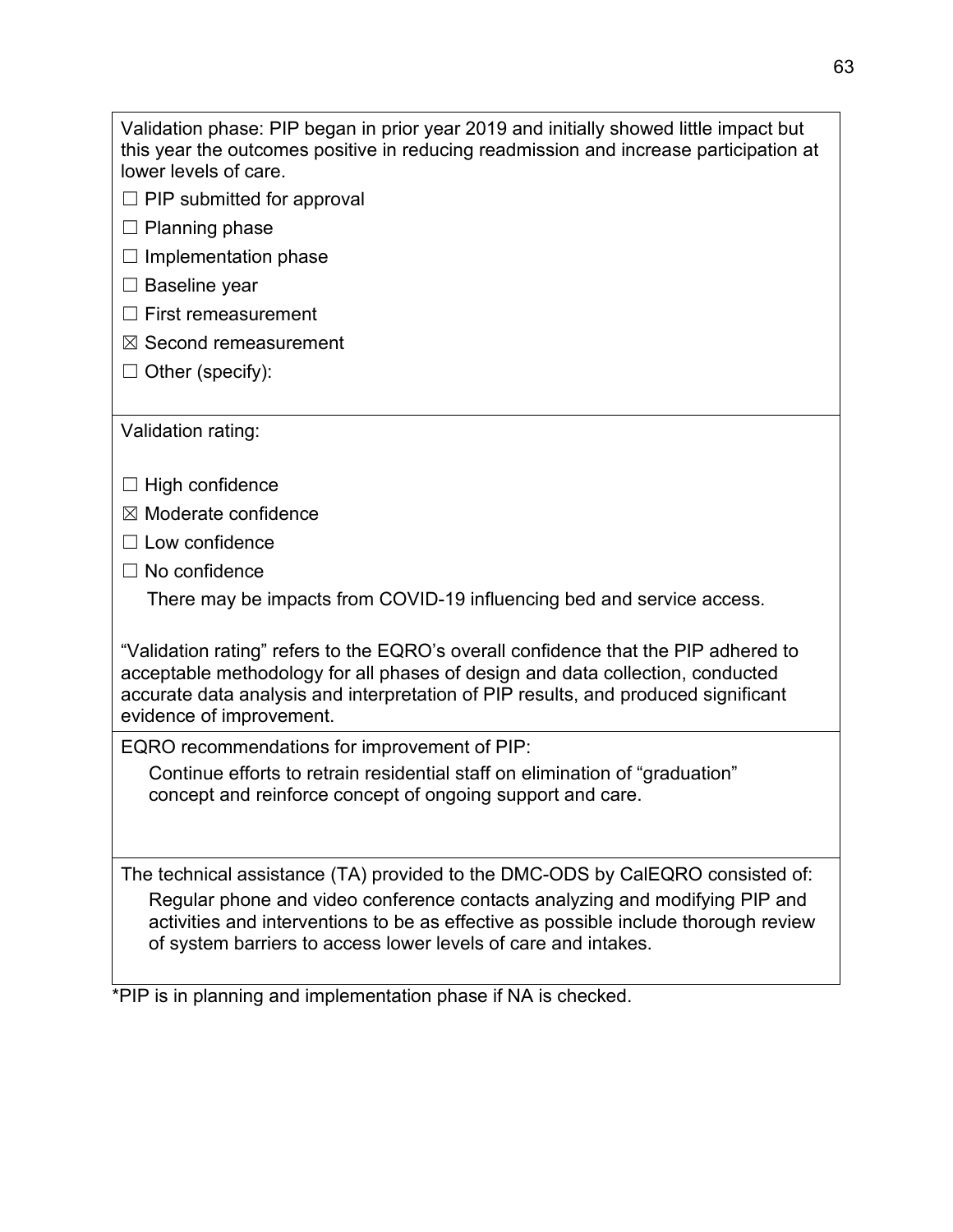Validation phase: PIP began in prior year 2019 and initially showed little impact but this year the outcomes positive in reducing readmission and increase participation at lower levels of care.

☐ PIP submitted for approval

☐ Planning phase

☐ Implementation phase

☐ Baseline year

☐ First remeasurement

☒ Second remeasurement

☐ Other (specify):

Validation rating:

☐ High confidence

☒ Moderate confidence

☐ Low confidence

☐ No confidence

There may be impacts from COVID-19 influencing bed and service access.

"Validation rating" refers to the EQRO's overall confidence that the PIP adhered to acceptable methodology for all phases of design and data collection, conducted accurate data analysis and interpretation of PIP results, and produced significant evidence of improvement.

EQRO recommendations for improvement of PIP:

Continue efforts to retrain residential staff on elimination of "graduation" concept and reinforce concept of ongoing support and care.

The technical assistance (TA) provided to the DMC-ODS by CalEQRO consisted of:

Regular phone and video conference contacts analyzing and modifying PIP and activities and interventions to be as effective as possible include thorough review of system barriers to access lower levels of care and intakes.

*PIP is in planning and implementation phase if NA is checked.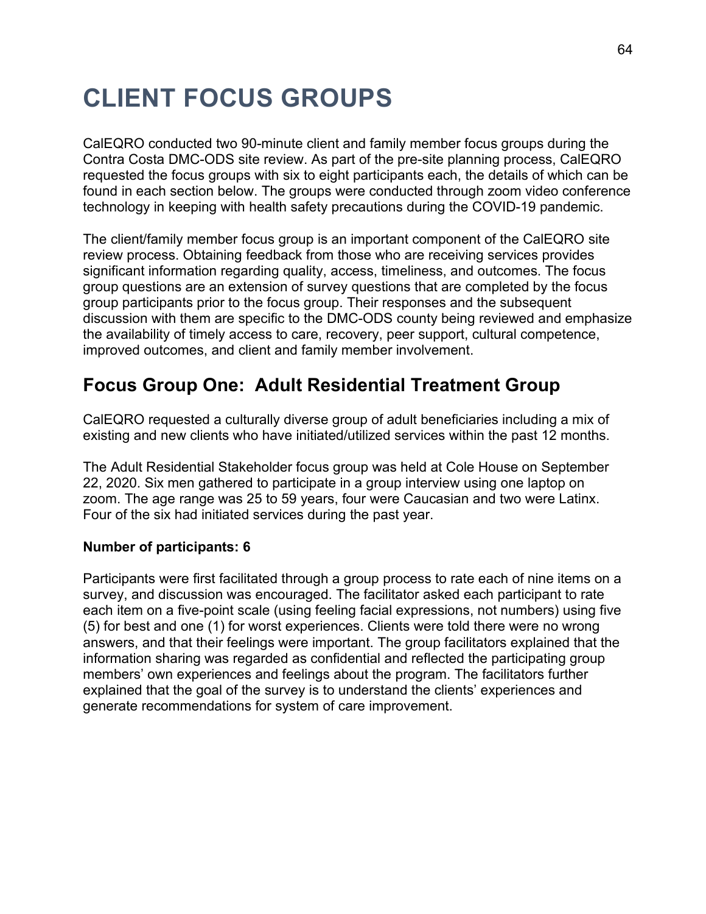# CLIENT FOCUS GROUPS

CalEQRO conducted two 90-minute client and family member focus groups during the Contra Costa DMC-ODS site review. As part of the pre-site planning process, CalEQRO requested the focus groups with six to eight participants each, the details of which can be found in each section below. The groups were conducted through zoom video conference technology in keeping with health safety precautions during the COVID-19 pandemic.

The client/family member focus group is an important component of the CalEQRO site review process. Obtaining feedback from those who are receiving services provides significant information regarding quality, access, timeliness, and outcomes. The focus group questions are an extension of survey questions that are completed by the focus group participants prior to the focus group. Their responses and the subsequent discussion with them are specific to the DMC-ODS county being reviewed and emphasize the availability of timely access to care, recovery, peer support, cultural competence, improved outcomes, and client and family member involvement.

## Focus Group One: Adult Residential Treatment Group

CalEQRO requested a culturally diverse group of adult beneficiaries including a mix of existing and new clients who have initiated/utilized services within the past 12 months.

The Adult Residential Stakeholder focus group was held at Cole House on September 22, 2020. Six men gathered to participate in a group interview using one laptop on zoom. The age range was 25 to 59 years, four were Caucasian and two were Latinx. Four of the six had initiated services during the past year.

**Number of participants: 6**

Participants were first facilitated through a group process to rate each of nine items on a survey, and discussion was encouraged. The facilitator asked each participant to rate each item on a five-point scale (using feeling facial expressions, not numbers) using five (5) for best and one (1) for worst experiences. Clients were told there were no wrong answers, and that their feelings were important. The group facilitators explained that the information sharing was regarded as confidential and reflected the participating group members' own experiences and feelings about the program. The facilitators further explained that the goal of the survey is to understand the clients' experiences and generate recommendations for system of care improvement.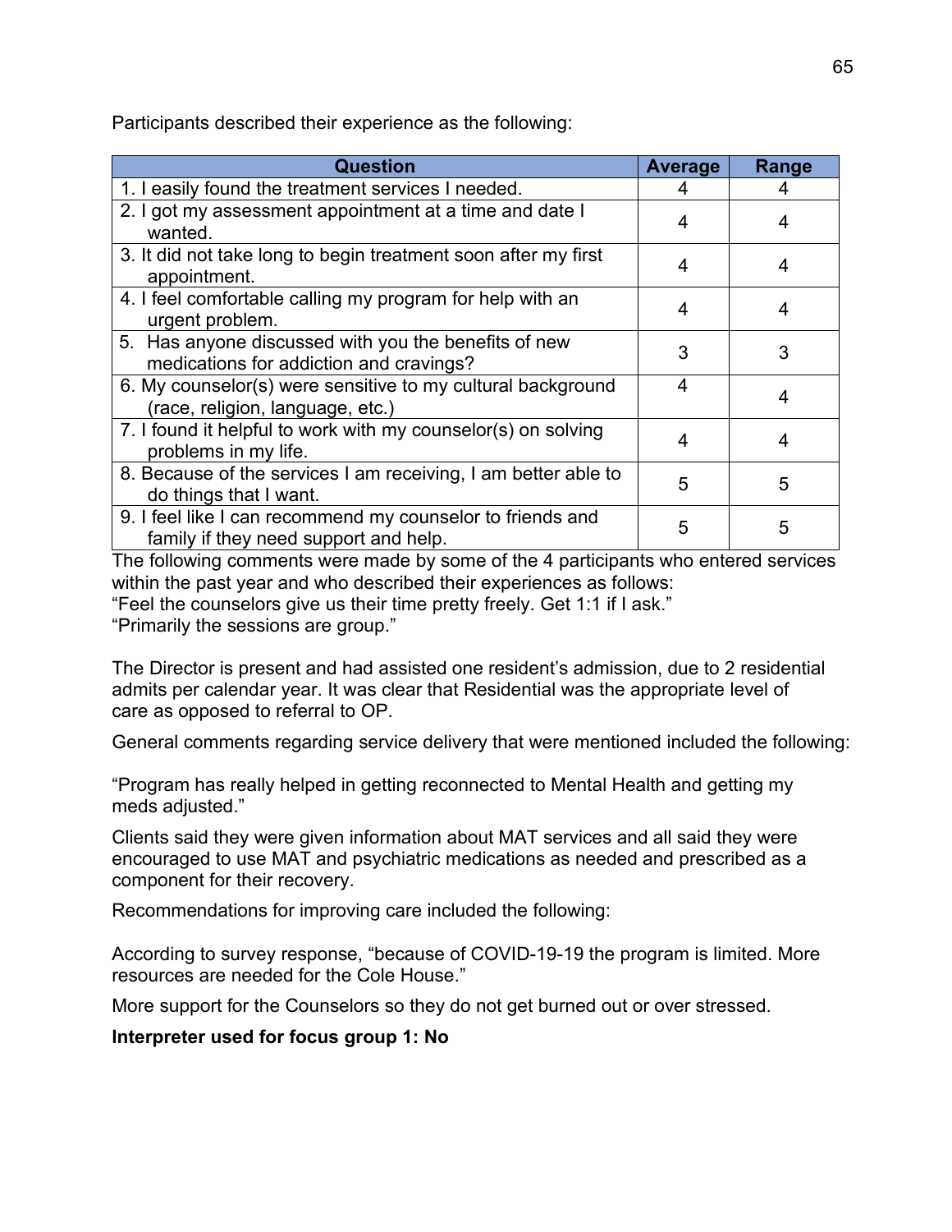Participants described their experience as the following:

| Question | Average | Range |
|---|---|---|
| 1. I easily found the treatment services I needed. | 4 | 4 |
| 2. I got my assessment appointment at a time and date I wanted. | 4 | 4 |
| 3. It did not take long to begin treatment soon after my first appointment. | 4 | 4 |
| 4. I feel comfortable calling my program for help with an urgent problem. | 4 | 4 |
| 5. Has anyone discussed with you the benefits of new medications for addiction and cravings? | 3 | 3 |
| 6. My counselor(s) were sensitive to my cultural background (race, religion, language, etc.) | 4 | 4 |
| 7. I found it helpful to work with my counselor(s) on solving problems in my life. | 4 | 4 |
| 8. Because of the services I am receiving, I am better able to do things that I want. | 5 | 5 |
| 9. I feel like I can recommend my counselor to friends and family if they need support and help. | 5 | 5 |

The following comments were made by some of the 4 participants who entered services within the past year and who described their experiences as follows:
"Feel the counselors give us their time pretty freely. Get 1:1 if I ask."
"Primarily the sessions are group."

The Director is present and had assisted one resident's admission, due to 2 residential admits per calendar year. It was clear that Residential was the appropriate level of care as opposed to referral to OP.

General comments regarding service delivery that were mentioned included the following:

"Program has really helped in getting reconnected to Mental Health and getting my meds adjusted."

Clients said they were given information about MAT services and all said they were encouraged to use MAT and psychiatric medications as needed and prescribed as a component for their recovery.

Recommendations for improving care included the following:

According to survey response, "because of COVID-19-19 the program is limited. More resources are needed for the Cole House."

More support for the Counselors so they do not get burned out or over stressed.

**Interpreter used for focus group 1: No**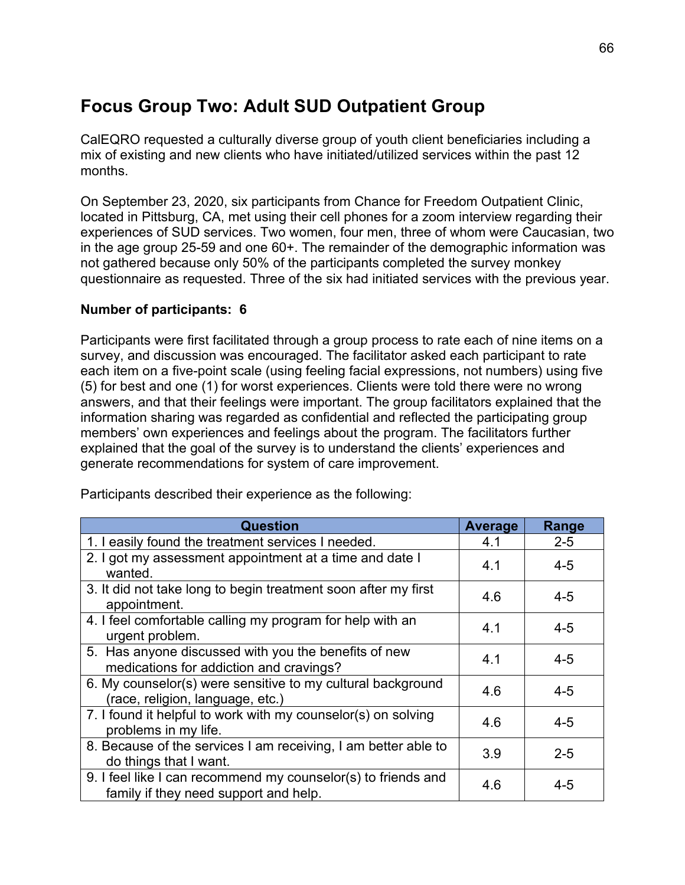## Focus Group Two: Adult SUD Outpatient Group

CalEQRO requested a culturally diverse group of youth client beneficiaries including a mix of existing and new clients who have initiated/utilized services within the past 12 months.

On September 23, 2020, six participants from Chance for Freedom Outpatient Clinic, located in Pittsburg, CA, met using their cell phones for a zoom interview regarding their experiences of SUD services. Two women, four men, three of whom were Caucasian, two in the age group 25-59 and one 60+. The remainder of the demographic information was not gathered because only 50% of the participants completed the survey monkey questionnaire as requested. Three of the six had initiated services with the previous year.

**Number of participants: 6**

Participants were first facilitated through a group process to rate each of nine items on a survey, and discussion was encouraged. The facilitator asked each participant to rate each item on a five-point scale (using feeling facial expressions, not numbers) using five (5) for best and one (1) for worst experiences. Clients were told there were no wrong answers, and that their feelings were important. The group facilitators explained that the information sharing was regarded as confidential and reflected the participating group members' own experiences and feelings about the program. The facilitators further explained that the goal of the survey is to understand the clients' experiences and generate recommendations for system of care improvement.

Participants described their experience as the following:

| Question | Average | Range |
|---|---|---|
| 1. I easily found the treatment services I needed. | 4.1 | 2-5 |
| 2. I got my assessment appointment at a time and date I wanted. | 4.1 | 4-5 |
| 3. It did not take long to begin treatment soon after my first appointment. | 4.6 | 4-5 |
| 4. I feel comfortable calling my program for help with an urgent problem. | 4.1 | 4-5 |
| 5. Has anyone discussed with you the benefits of new medications for addiction and cravings? | 4.1 | 4-5 |
| 6. My counselor(s) were sensitive to my cultural background (race, religion, language, etc.) | 4.6 | 4-5 |
| 7. I found it helpful to work with my counselor(s) on solving problems in my life. | 4.6 | 4-5 |
| 8. Because of the services I am receiving, I am better able to do things that I want. | 3.9 | 2-5 |
| 9. I feel like I can recommend my counselor(s) to friends and family if they need support and help. | 4.6 | 4-5 |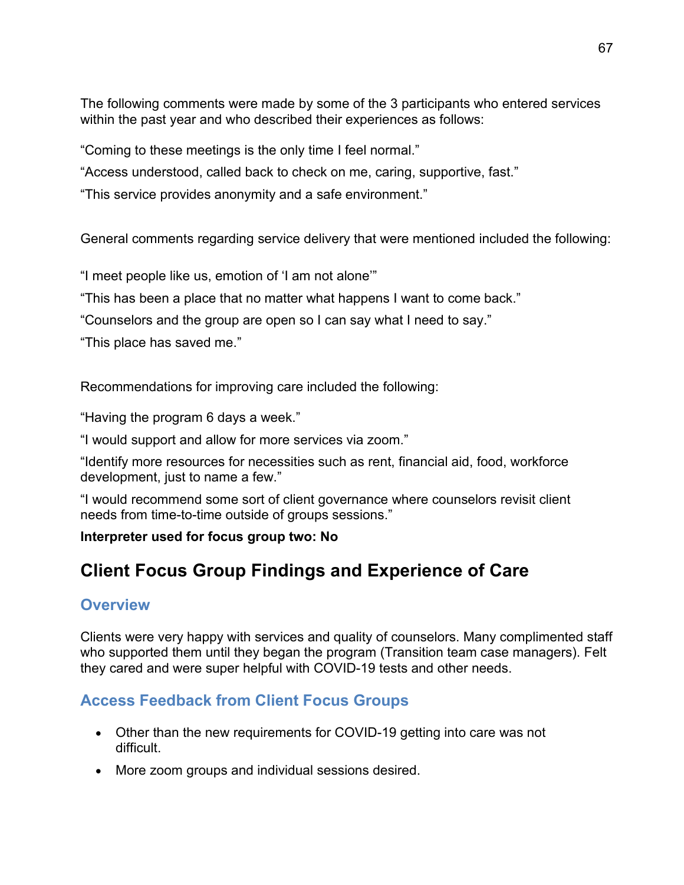The following comments were made by some of the 3 participants who entered services within the past year and who described their experiences as follows:

"Coming to these meetings is the only time I feel normal."

"Access understood, called back to check on me, caring, supportive, fast."

"This service provides anonymity and a safe environment."

General comments regarding service delivery that were mentioned included the following:

"I meet people like us, emotion of 'I am not alone'"

"This has been a place that no matter what happens I want to come back."

"Counselors and the group are open so I can say what I need to say."

"This place has saved me."

Recommendations for improving care included the following:

"Having the program 6 days a week."

"I would support and allow for more services via zoom."

"Identify more resources for necessities such as rent, financial aid, food, workforce development, just to name a few."

"I would recommend some sort of client governance where counselors revisit client needs from time-to-time outside of groups sessions."

**Interpreter used for focus group two: No**

## Client Focus Group Findings and Experience of Care

### Overview

Clients were very happy with services and quality of counselors. Many complimented staff who supported them until they began the program (Transition team case managers). Felt they cared and were super helpful with COVID-19 tests and other needs.

### Access Feedback from Client Focus Groups

- Other than the new requirements for COVID-19 getting into care was not difficult.
- More zoom groups and individual sessions desired.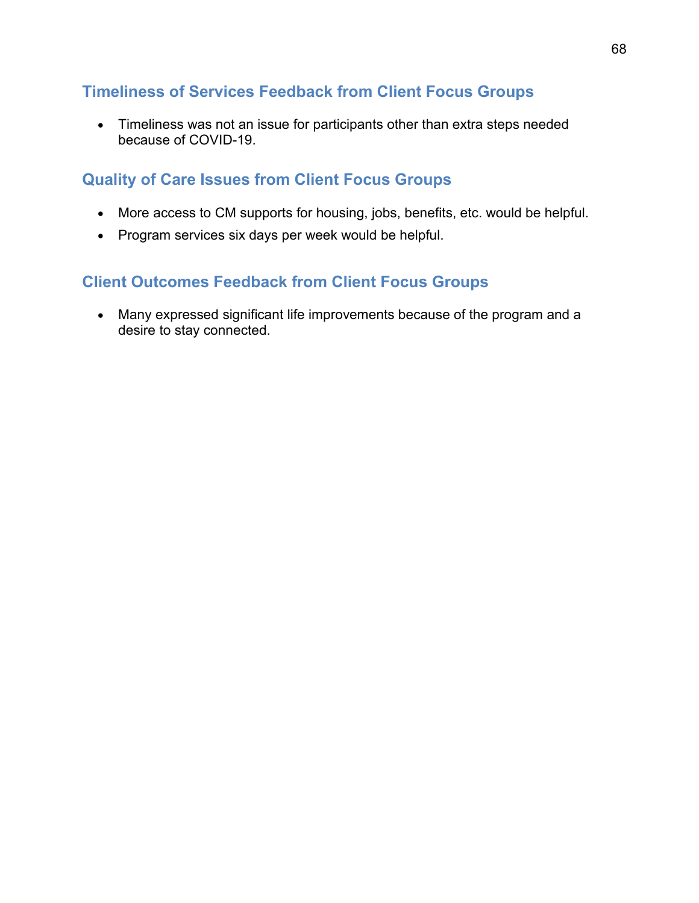## Timeliness of Services Feedback from Client Focus Groups

- Timeliness was not an issue for participants other than extra steps needed because of COVID-19.

## Quality of Care Issues from Client Focus Groups

- More access to CM supports for housing, jobs, benefits, etc. would be helpful.
- Program services six days per week would be helpful.

## Client Outcomes Feedback from Client Focus Groups

- Many expressed significant life improvements because of the program and a desire to stay connected.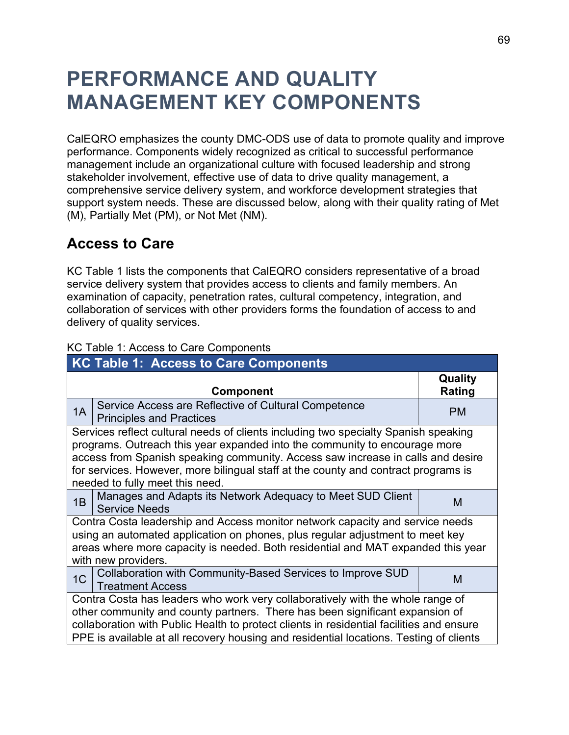# PERFORMANCE AND QUALITY MANAGEMENT KEY COMPONENTS

CalEQRO emphasizes the county DMC-ODS use of data to promote quality and improve performance. Components widely recognized as critical to successful performance management include an organizational culture with focused leadership and strong stakeholder involvement, effective use of data to drive quality management, a comprehensive service delivery system, and workforce development strategies that support system needs. These are discussed below, along with their quality rating of Met (M), Partially Met (PM), or Not Met (NM).

## Access to Care

KC Table 1 lists the components that CalEQRO considers representative of a broad service delivery system that provides access to clients and family members. An examination of capacity, penetration rates, cultural competency, integration, and collaboration of services with other providers forms the foundation of access to and delivery of quality services.

KC Table 1: Access to Care Components

| | Component | Quality Rating |
|---|---|---|
| 1A | Service Access are Reflective of Cultural Competence Principles and Practices | PM |
| | Services reflect cultural needs of clients including two specialty Spanish speaking programs. Outreach this year expanded into the community to encourage more access from Spanish speaking community. Access saw increase in calls and desire for services. However, more bilingual staff at the county and contract programs is needed to fully meet this need. | |
| 1B | Manages and Adapts its Network Adequacy to Meet SUD Client Service Needs | M |
| | Contra Costa leadership and Access monitor network capacity and service needs using an automated application on phones, plus regular adjustment to meet key areas where more capacity is needed. Both residential and MAT expanded this year with new providers. | |
| 1C | Collaboration with Community-Based Services to Improve SUD Treatment Access | M |
| | Contra Costa has leaders who work very collaboratively with the whole range of other community and county partners. There has been significant expansion of collaboration with Public Health to protect clients in residential facilities and ensure PPE is available at all recovery housing and residential locations. Testing of clients | |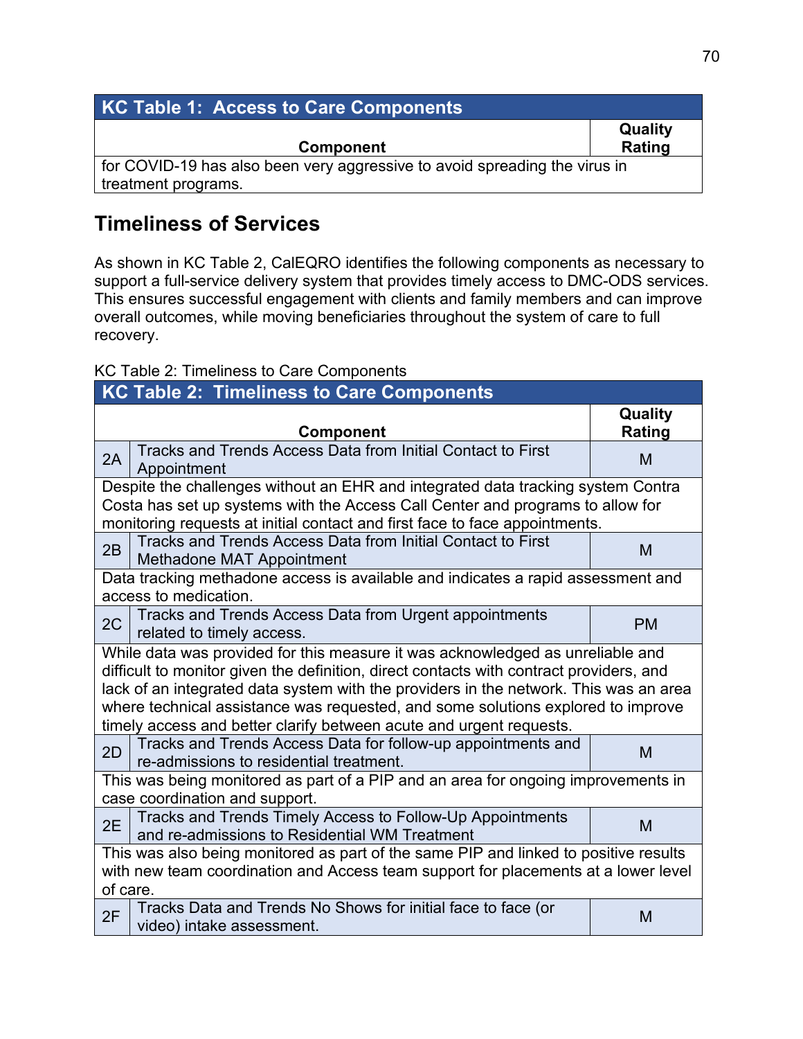| KC Table 1: Access to Care Components | |
|---|---|
| **Component** | **Quality Rating** |
| for COVID-19 has also been very aggressive to avoid spreading the virus in treatment programs. | |

## Timeliness of Services

As shown in KC Table 2, CalEQRO identifies the following components as necessary to support a full-service delivery system that provides timely access to DMC-ODS services. This ensures successful engagement with clients and family members and can improve overall outcomes, while moving beneficiaries throughout the system of care to full recovery.

KC Table 2: Timeliness to Care Components

| KC Table 2: Timeliness to Care Components | | |
|---|---|---|
| | **Component** | **Quality Rating** |
| 2A | Tracks and Trends Access Data from Initial Contact to First Appointment | M |
| Despite the challenges without an EHR and integrated data tracking system Contra Costa has set up systems with the Access Call Center and programs to allow for monitoring requests at initial contact and first face to face appointments. | | |
| 2B | Tracks and Trends Access Data from Initial Contact to First Methadone MAT Appointment | M |
| Data tracking methadone access is available and indicates a rapid assessment and access to medication. | | |
| 2C | Tracks and Trends Access Data from Urgent appointments related to timely access. | PM |
| While data was provided for this measure it was acknowledged as unreliable and difficult to monitor given the definition, direct contacts with contract providers, and lack of an integrated data system with the providers in the network. This was an area where technical assistance was requested, and some solutions explored to improve timely access and better clarify between acute and urgent requests. | | |
| 2D | Tracks and Trends Access Data for follow-up appointments and re-admissions to residential treatment. | M |
| This was being monitored as part of a PIP and an area for ongoing improvements in case coordination and support. | | |
| 2E | Tracks and Trends Timely Access to Follow-Up Appointments and re-admissions to Residential WM Treatment | M |
| This was also being monitored as part of the same PIP and linked to positive results with new team coordination and Access team support for placements at a lower level of care. | | |
| 2F | Tracks Data and Trends No Shows for initial face to face (or video) intake assessment. | M |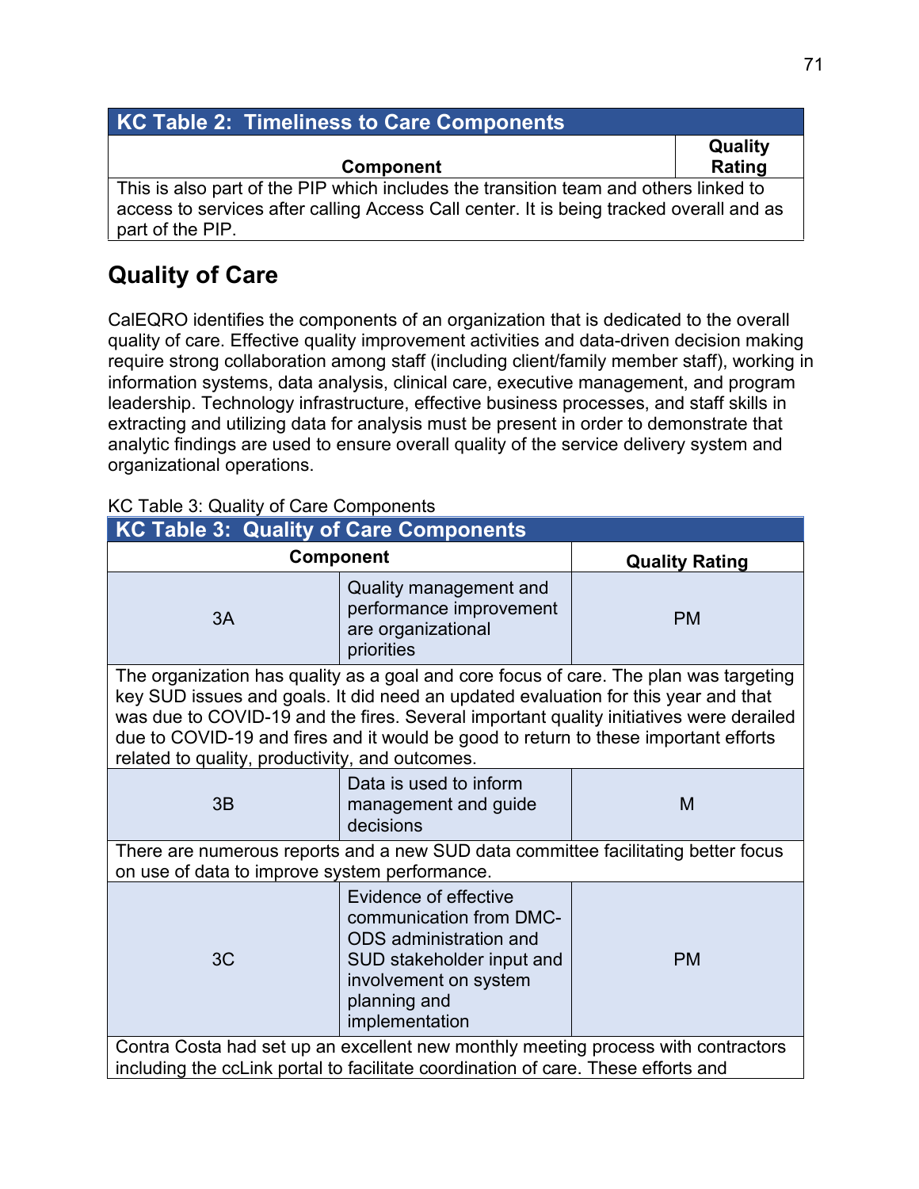| KC Table 2: Timeliness to Care Components | |
|---|---|
| **Component** | **Quality Rating** |
| This is also part of the PIP which includes the transition team and others linked to access to services after calling Access Call center. It is being tracked overall and as part of the PIP. | |

## Quality of Care

CalEQRO identifies the components of an organization that is dedicated to the overall quality of care. Effective quality improvement activities and data-driven decision making require strong collaboration among staff (including client/family member staff), working in information systems, data analysis, clinical care, executive management, and program leadership. Technology infrastructure, effective business processes, and staff skills in extracting and utilizing data for analysis must be present in order to demonstrate that analytic findings are used to ensure overall quality of the service delivery system and organizational operations.

KC Table 3: Quality of Care Components

| KC Table 3: Quality of Care Components | | |
|---|---|---|
| **Component** | | **Quality Rating** |
| 3A | Quality management and performance improvement are organizational priorities | PM |
| The organization has quality as a goal and core focus of care. The plan was targeting key SUD issues and goals. It did need an updated evaluation for this year and that was due to COVID-19 and the fires. Several important quality initiatives were derailed due to COVID-19 and fires and it would be good to return to these important efforts related to quality, productivity, and outcomes. | | |
| 3B | Data is used to inform management and guide decisions | M |
| There are numerous reports and a new SUD data committee facilitating better focus on use of data to improve system performance. | | |
| 3C | Evidence of effective communication from DMC-ODS administration and SUD stakeholder input and involvement on system planning and implementation | PM |
| Contra Costa had set up an excellent new monthly meeting process with contractors including the ccLink portal to facilitate coordination of care. These efforts and | | |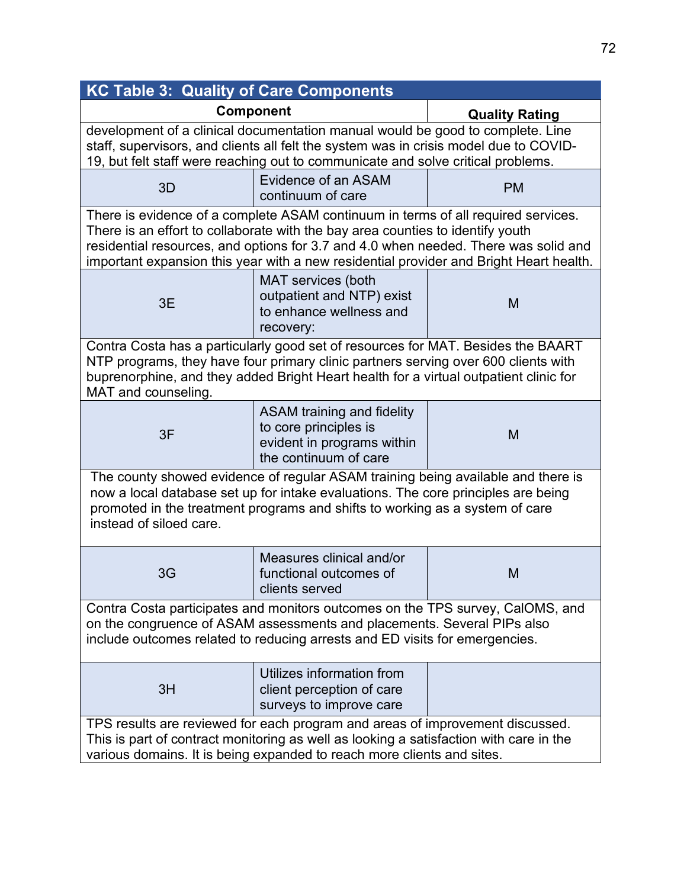**KC Table 3: Quality of Care Components**

| Component | | Quality Rating |
|---|---|---|
| development of a clinical documentation manual would be good to complete. Line staff, supervisors, and clients all felt the system was in crisis model due to COVID-19, but felt staff were reaching out to communicate and solve critical problems. | | |
| 3D | Evidence of an ASAM continuum of care | PM |
| There is evidence of a complete ASAM continuum in terms of all required services. There is an effort to collaborate with the bay area counties to identify youth residential resources, and options for 3.7 and 4.0 when needed. There was solid and important expansion this year with a new residential provider and Bright Heart health. | | |
| 3E | MAT services (both outpatient and NTP) exist to enhance wellness and recovery: | M |
| Contra Costa has a particularly good set of resources for MAT. Besides the BAART NTP programs, they have four primary clinic partners serving over 600 clients with buprenorphine, and they added Bright Heart health for a virtual outpatient clinic for MAT and counseling. | | |
| 3F | ASAM training and fidelity to core principles is evident in programs within the continuum of care | M |
| The county showed evidence of regular ASAM training being available and there is now a local database set up for intake evaluations. The core principles are being promoted in the treatment programs and shifts to working as a system of care instead of siloed care. | | |
| 3G | Measures clinical and/or functional outcomes of clients served | M |
| Contra Costa participates and monitors outcomes on the TPS survey, CalOMS, and on the congruence of ASAM assessments and placements. Several PIPs also include outcomes related to reducing arrests and ED visits for emergencies. | | |
| 3H | Utilizes information from client perception of care surveys to improve care | |
| TPS results are reviewed for each program and areas of improvement discussed. This is part of contract monitoring as well as looking a satisfaction with care in the various domains. It is being expanded to reach more clients and sites. | | |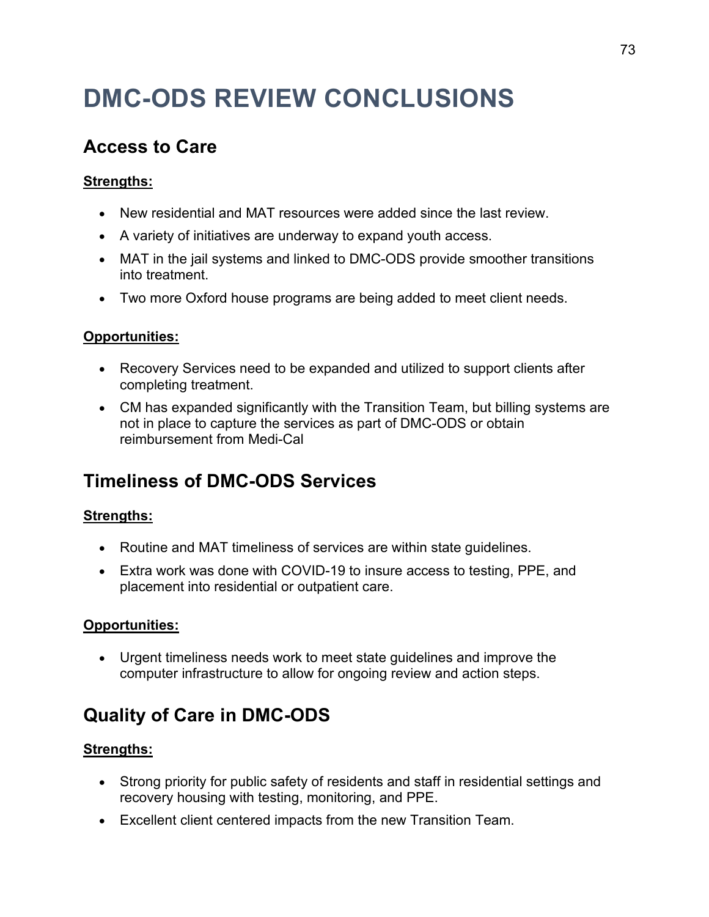# DMC-ODS REVIEW CONCLUSIONS

## Access to Care

**Strengths:**

- New residential and MAT resources were added since the last review.
- A variety of initiatives are underway to expand youth access.
- MAT in the jail systems and linked to DMC-ODS provide smoother transitions into treatment.
- Two more Oxford house programs are being added to meet client needs.

**Opportunities:**

- Recovery Services need to be expanded and utilized to support clients after completing treatment.
- CM has expanded significantly with the Transition Team, but billing systems are not in place to capture the services as part of DMC-ODS or obtain reimbursement from Medi-Cal

## Timeliness of DMC-ODS Services

**Strengths:**

- Routine and MAT timeliness of services are within state guidelines.
- Extra work was done with COVID-19 to insure access to testing, PPE, and placement into residential or outpatient care.

**Opportunities:**

- Urgent timeliness needs work to meet state guidelines and improve the computer infrastructure to allow for ongoing review and action steps.

## Quality of Care in DMC-ODS

**Strengths:**

- Strong priority for public safety of residents and staff in residential settings and recovery housing with testing, monitoring, and PPE.
- Excellent client centered impacts from the new Transition Team.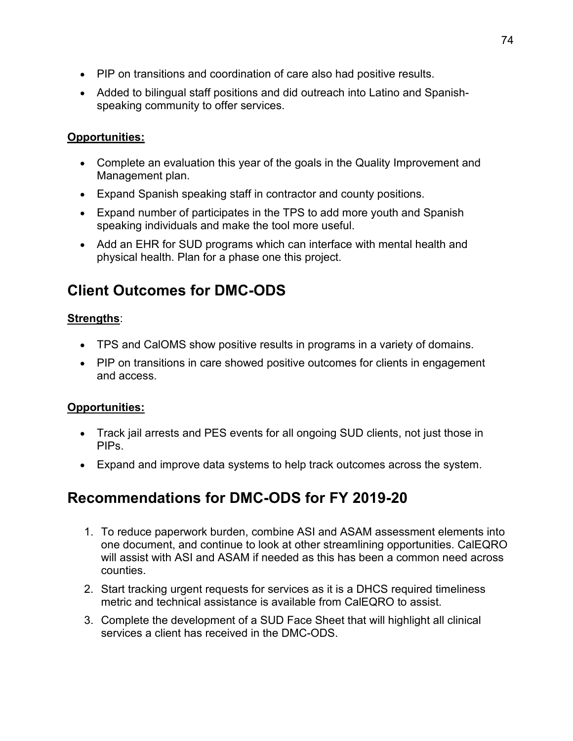- PIP on transitions and coordination of care also had positive results.
- Added to bilingual staff positions and did outreach into Latino and Spanish-speaking community to offer services.

**Opportunities:**

- Complete an evaluation this year of the goals in the Quality Improvement and Management plan.
- Expand Spanish speaking staff in contractor and county positions.
- Expand number of participates in the TPS to add more youth and Spanish speaking individuals and make the tool more useful.
- Add an EHR for SUD programs which can interface with mental health and physical health. Plan for a phase one this project.

## Client Outcomes for DMC-ODS

**Strengths**:

- TPS and CalOMS show positive results in programs in a variety of domains.
- PIP on transitions in care showed positive outcomes for clients in engagement and access.

**Opportunities:**

- Track jail arrests and PES events for all ongoing SUD clients, not just those in PIPs.
- Expand and improve data systems to help track outcomes across the system.

## Recommendations for DMC-ODS for FY 2019-20

1. To reduce paperwork burden, combine ASI and ASAM assessment elements into one document, and continue to look at other streamlining opportunities. CalEQRO will assist with ASI and ASAM if needed as this has been a common need across counties.
2. Start tracking urgent requests for services as it is a DHCS required timeliness metric and technical assistance is available from CalEQRO to assist.
3. Complete the development of a SUD Face Sheet that will highlight all clinical services a client has received in the DMC-ODS.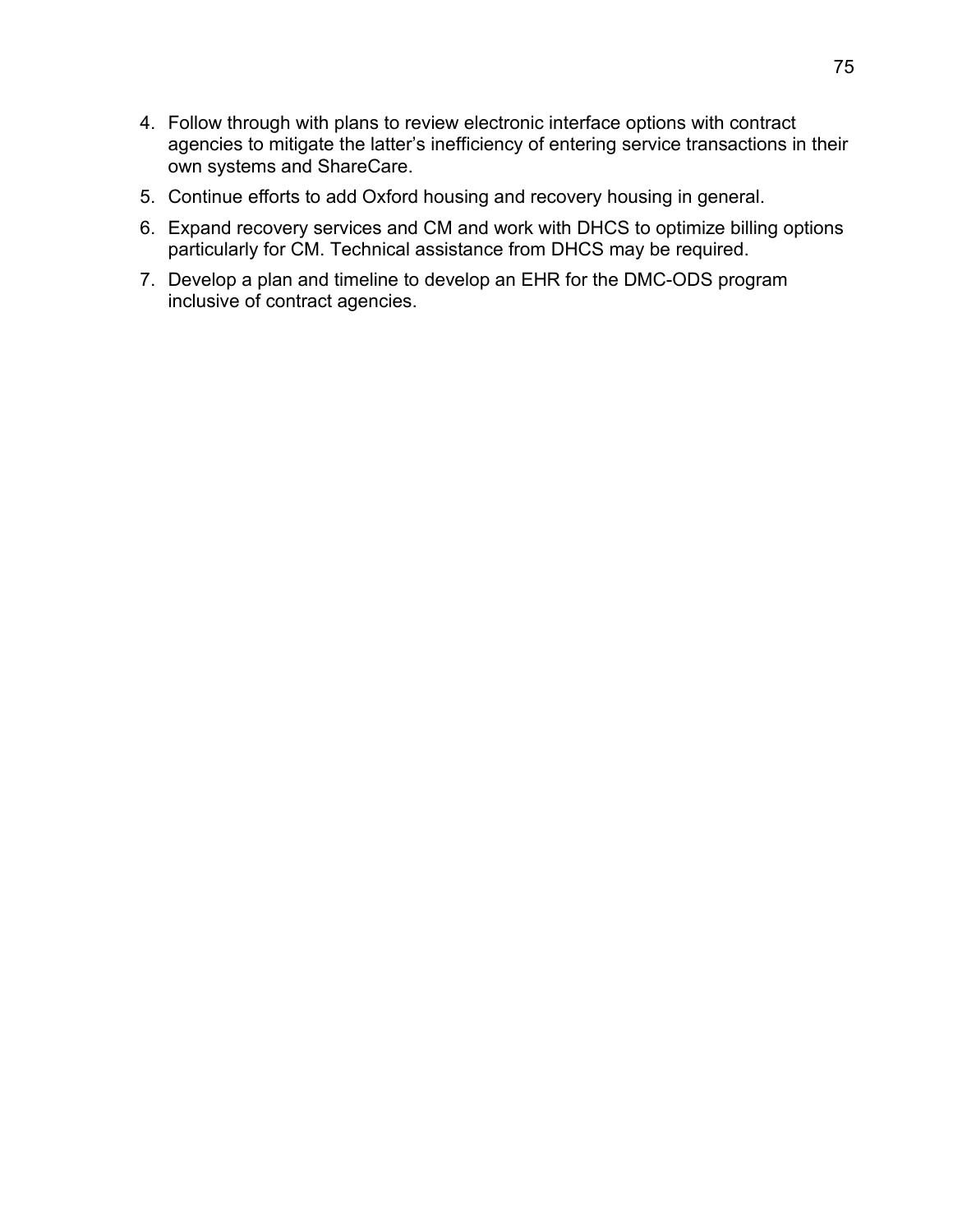4. Follow through with plans to review electronic interface options with contract agencies to mitigate the latter's inefficiency of entering service transactions in their own systems and ShareCare.
5. Continue efforts to add Oxford housing and recovery housing in general.
6. Expand recovery services and CM and work with DHCS to optimize billing options particularly for CM. Technical assistance from DHCS may be required.
7. Develop a plan and timeline to develop an EHR for the DMC-ODS program inclusive of contract agencies.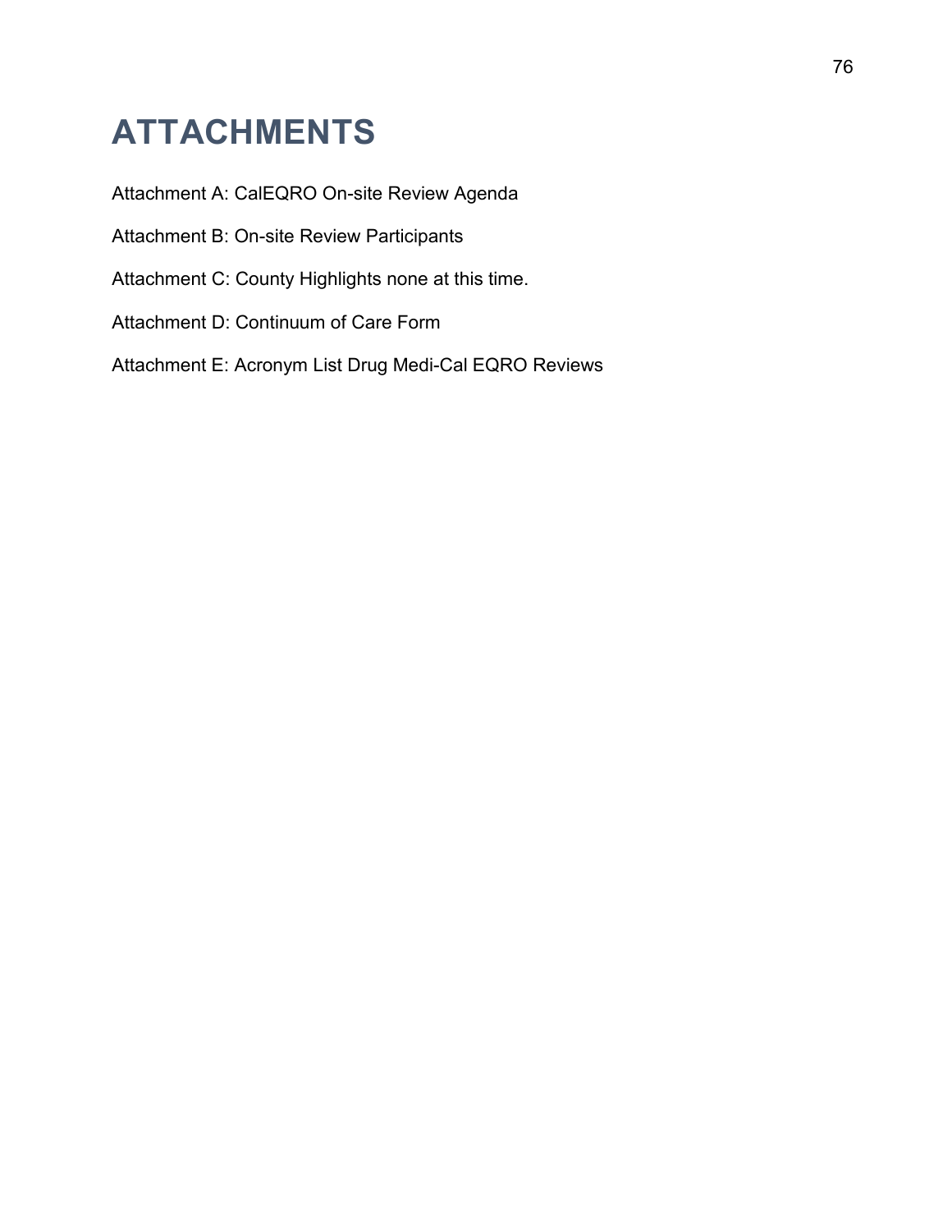# ATTACHMENTS

Attachment A: CalEQRO On-site Review Agenda

Attachment B: On-site Review Participants

Attachment C: County Highlights none at this time.

Attachment D: Continuum of Care Form

Attachment E: Acronym List Drug Medi-Cal EQRO Reviews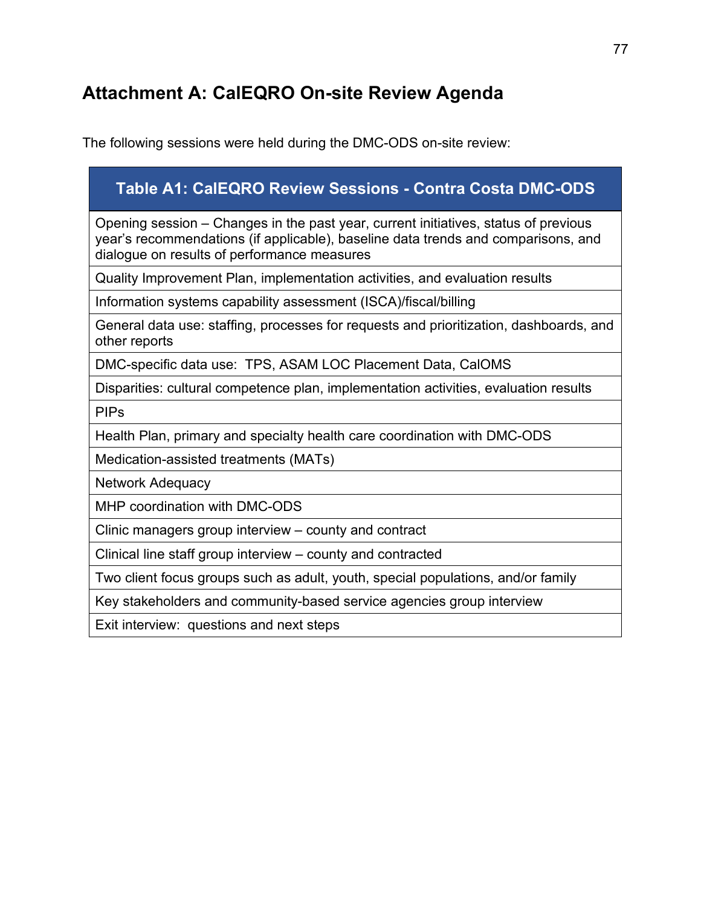## Attachment A: CalEQRO On-site Review Agenda

The following sessions were held during the DMC-ODS on-site review:

| Table A1: CalEQRO Review Sessions - Contra Costa DMC-ODS |
|---|
| Opening session – Changes in the past year, current initiatives, status of previous year's recommendations (if applicable), baseline data trends and comparisons, and dialogue on results of performance measures |
| Quality Improvement Plan, implementation activities, and evaluation results |
| Information systems capability assessment (ISCA)/fiscal/billing |
| General data use: staffing, processes for requests and prioritization, dashboards, and other reports |
| DMC-specific data use:  TPS, ASAM LOC Placement Data, CalOMS |
| Disparities: cultural competence plan, implementation activities, evaluation results |
| PIPs |
| Health Plan, primary and specialty health care coordination with DMC-ODS |
| Medication-assisted treatments (MATs) |
| Network Adequacy |
| MHP coordination with DMC-ODS |
| Clinic managers group interview – county and contract |
| Clinical line staff group interview – county and contracted |
| Two client focus groups such as adult, youth, special populations, and/or family |
| Key stakeholders and community-based service agencies group interview |
| Exit interview:  questions and next steps |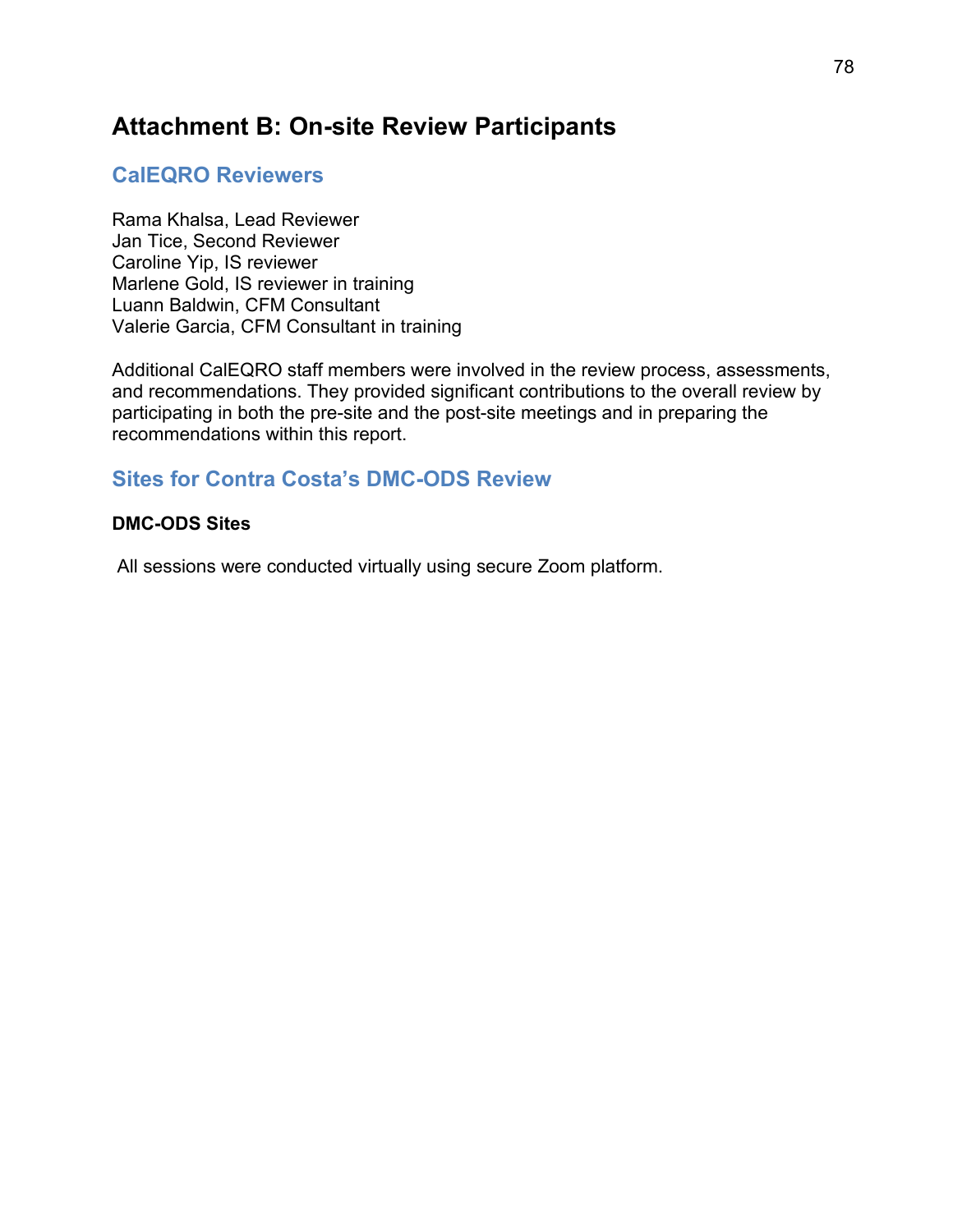# Attachment B: On-site Review Participants

## CalEQRO Reviewers

Rama Khalsa, Lead Reviewer
Jan Tice, Second Reviewer
Caroline Yip, IS reviewer
Marlene Gold, IS reviewer in training
Luann Baldwin, CFM Consultant
Valerie Garcia, CFM Consultant in training

Additional CalEQRO staff members were involved in the review process, assessments, and recommendations. They provided significant contributions to the overall review by participating in both the pre-site and the post-site meetings and in preparing the recommendations within this report.

## Sites for Contra Costa's DMC-ODS Review

### DMC-ODS Sites

All sessions were conducted virtually using secure Zoom platform.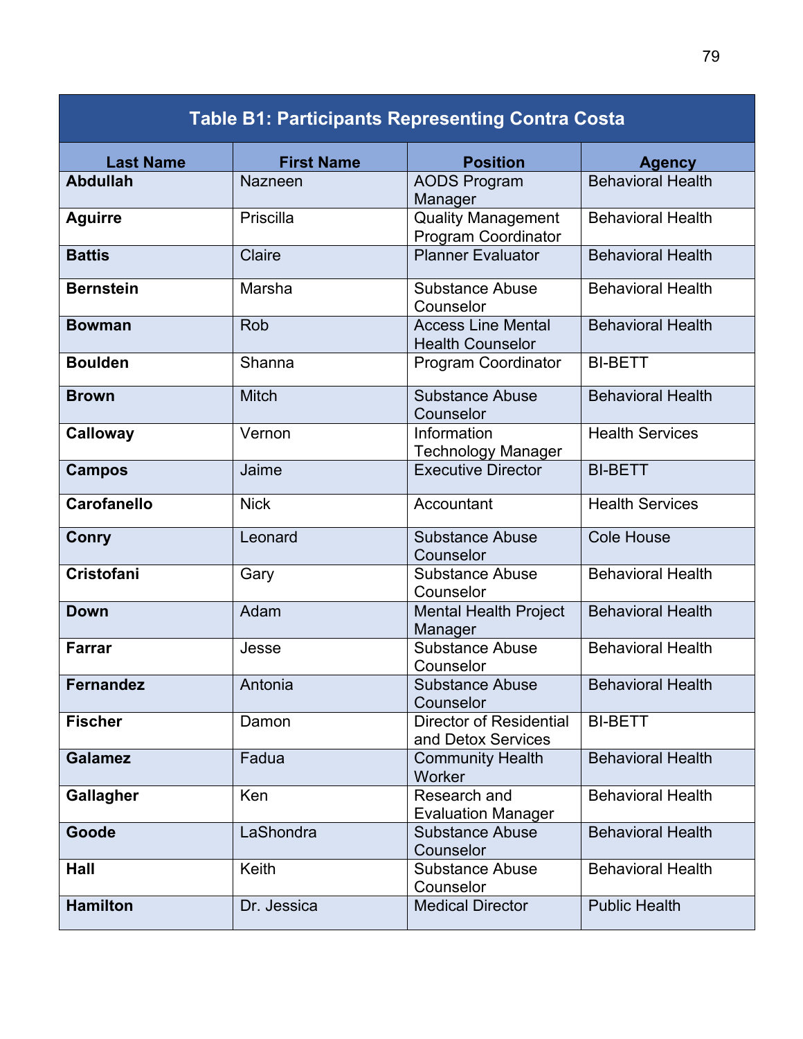| Table B1: Participants Representing Contra Costa | | | |
|---|---|---|---|
| **Last Name** | **First Name** | **Position** | **Agency** |
| **Abdullah** | Nazneen | AODS Program Manager | Behavioral Health |
| **Aguirre** | Priscilla | Quality Management Program Coordinator | Behavioral Health |
| **Battis** | Claire | Planner Evaluator | Behavioral Health |
| **Bernstein** | Marsha | Substance Abuse Counselor | Behavioral Health |
| **Bowman** | Rob | Access Line Mental Health Counselor | Behavioral Health |
| **Boulden** | Shanna | Program Coordinator | BI-BETT |
| **Brown** | Mitch | Substance Abuse Counselor | Behavioral Health |
| **Calloway** | Vernon | Information Technology Manager | Health Services |
| **Campos** | Jaime | Executive Director | BI-BETT |
| **Carofanello** | Nick | Accountant | Health Services |
| **Conry** | Leonard | Substance Abuse Counselor | Cole House |
| **Cristofani** | Gary | Substance Abuse Counselor | Behavioral Health |
| **Down** | Adam | Mental Health Project Manager | Behavioral Health |
| **Farrar** | Jesse | Substance Abuse Counselor | Behavioral Health |
| **Fernandez** | Antonia | Substance Abuse Counselor | Behavioral Health |
| **Fischer** | Damon | Director of Residential and Detox Services | BI-BETT |
| **Galamez** | Fadua | Community Health Worker | Behavioral Health |
| **Gallagher** | Ken | Research and Evaluation Manager | Behavioral Health |
| **Goode** | LaShondra | Substance Abuse Counselor | Behavioral Health |
| **Hall** | Keith | Substance Abuse Counselor | Behavioral Health |
| **Hamilton** | Dr. Jessica | Medical Director | Public Health |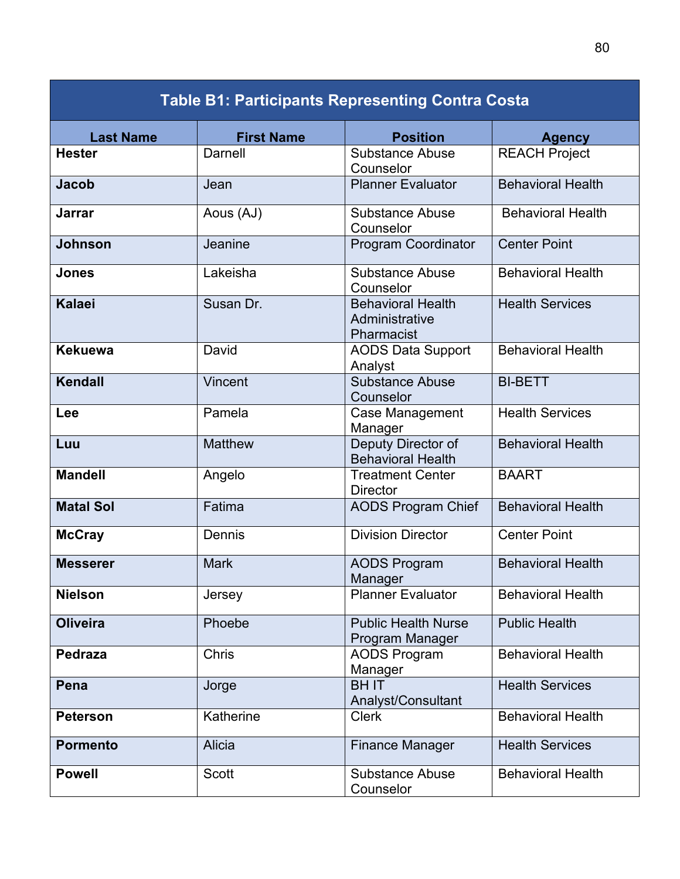| Table B1: Participants Representing Contra Costa | | | |
|---|---|---|---|
| **Last Name** | **First Name** | **Position** | **Agency** |
| **Hester** | Darnell | Substance Abuse Counselor | REACH Project |
| **Jacob** | Jean | Planner Evaluator | Behavioral Health |
| **Jarrar** | Aous (AJ) | Substance Abuse Counselor | Behavioral Health |
| **Johnson** | Jeanine | Program Coordinator | Center Point |
| **Jones** | Lakeisha | Substance Abuse Counselor | Behavioral Health |
| **Kalaei** | Susan Dr. | Behavioral Health Administrative Pharmacist | Health Services |
| **Kekuewa** | David | AODS Data Support Analyst | Behavioral Health |
| **Kendall** | Vincent | Substance Abuse Counselor | BI-BETT |
| **Lee** | Pamela | Case Management Manager | Health Services |
| **Luu** | Matthew | Deputy Director of Behavioral Health | Behavioral Health |
| **Mandell** | Angelo | Treatment Center Director | BAART |
| **Matal Sol** | Fatima | AODS Program Chief | Behavioral Health |
| **McCray** | Dennis | Division Director | Center Point |
| **Messerer** | Mark | AODS Program Manager | Behavioral Health |
| **Nielson** | Jersey | Planner Evaluator | Behavioral Health |
| **Oliveira** | Phoebe | Public Health Nurse Program Manager | Public Health |
| **Pedraza** | Chris | AODS Program Manager | Behavioral Health |
| **Pena** | Jorge | BH IT Analyst/Consultant | Health Services |
| **Peterson** | Katherine | Clerk | Behavioral Health |
| **Pormento** | Alicia | Finance Manager | Health Services |
| **Powell** | Scott | Substance Abuse Counselor | Behavioral Health |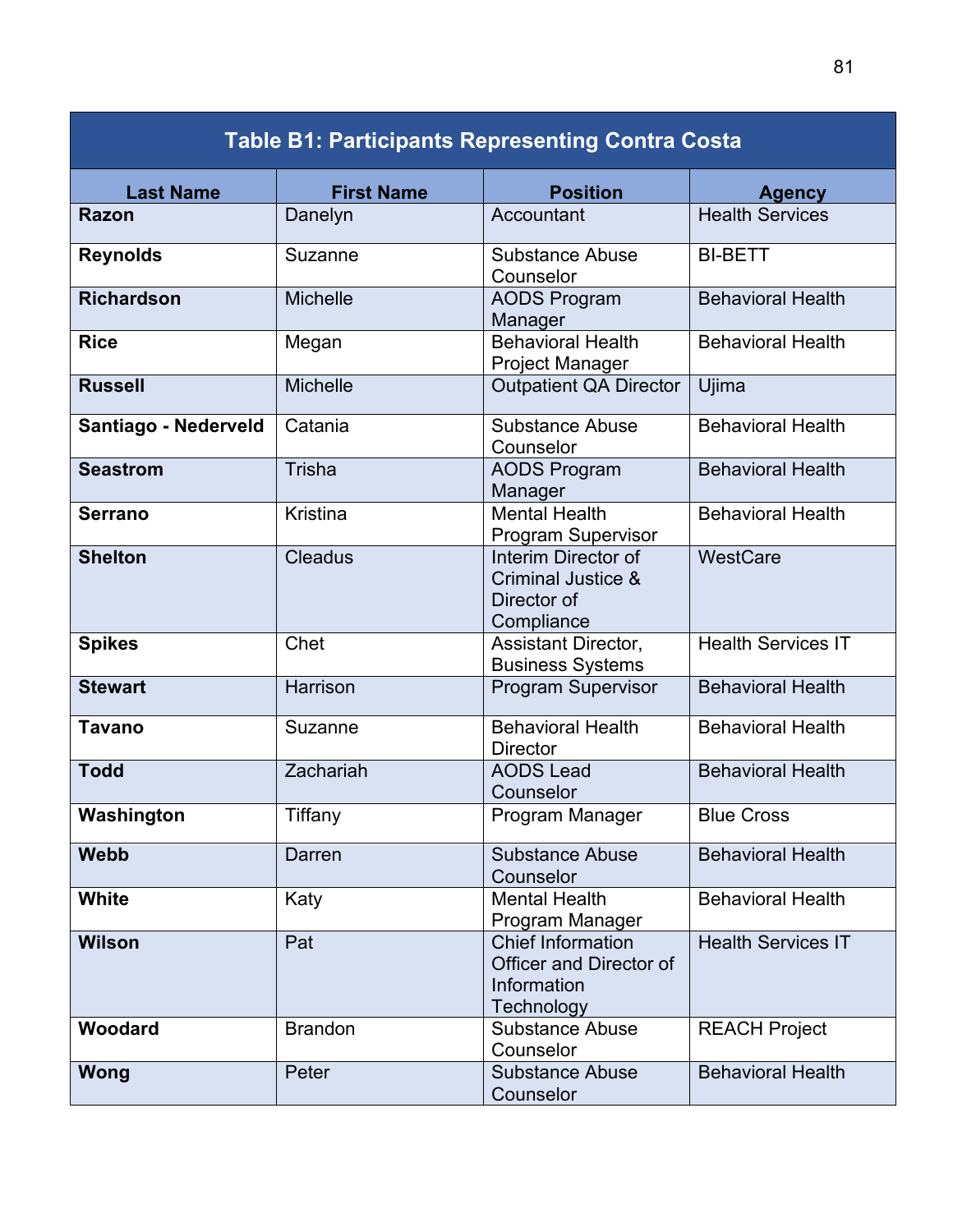| Table B1: Participants Representing Contra Costa | | | |
|---|---|---|---|
| **Last Name** | **First Name** | **Position** | **Agency** |
| **Razon** | Danelyn | Accountant | Health Services |
| **Reynolds** | Suzanne | Substance Abuse Counselor | BI-BETT |
| **Richardson** | Michelle | AODS Program Manager | Behavioral Health |
| **Rice** | Megan | Behavioral Health Project Manager | Behavioral Health |
| **Russell** | Michelle | Outpatient QA Director | Ujima |
| **Santiago - Nederveld** | Catania | Substance Abuse Counselor | Behavioral Health |
| **Seastrom** | Trisha | AODS Program Manager | Behavioral Health |
| **Serrano** | Kristina | Mental Health Program Supervisor | Behavioral Health |
| **Shelton** | Cleadus | Interim Director of Criminal Justice & Director of Compliance | WestCare |
| **Spikes** | Chet | Assistant Director, Business Systems | Health Services IT |
| **Stewart** | Harrison | Program Supervisor | Behavioral Health |
| **Tavano** | Suzanne | Behavioral Health Director | Behavioral Health |
| **Todd** | Zachariah | AODS Lead Counselor | Behavioral Health |
| **Washington** | Tiffany | Program Manager | Blue Cross |
| **Webb** | Darren | Substance Abuse Counselor | Behavioral Health |
| **White** | Katy | Mental Health Program Manager | Behavioral Health |
| **Wilson** | Pat | Chief Information Officer and Director of Information Technology | Health Services IT |
| **Woodard** | Brandon | Substance Abuse Counselor | REACH Project |
| **Wong** | Peter | Substance Abuse Counselor | Behavioral Health |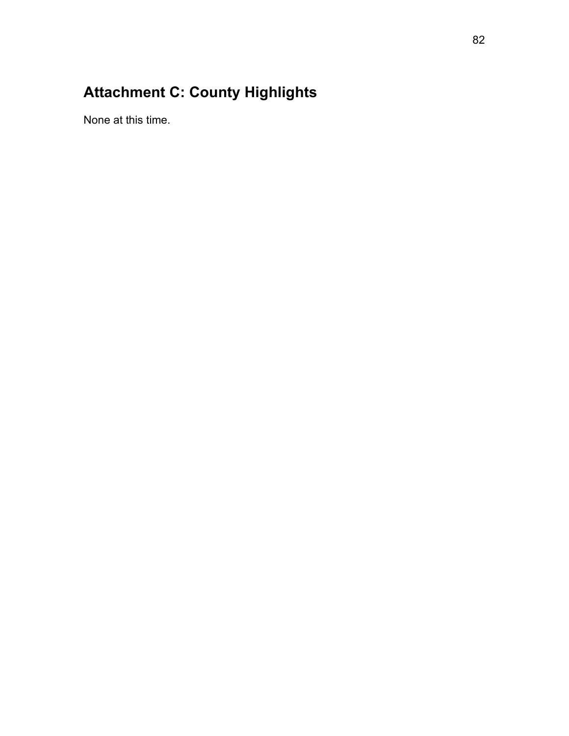# Attachment C: County Highlights

None at this time.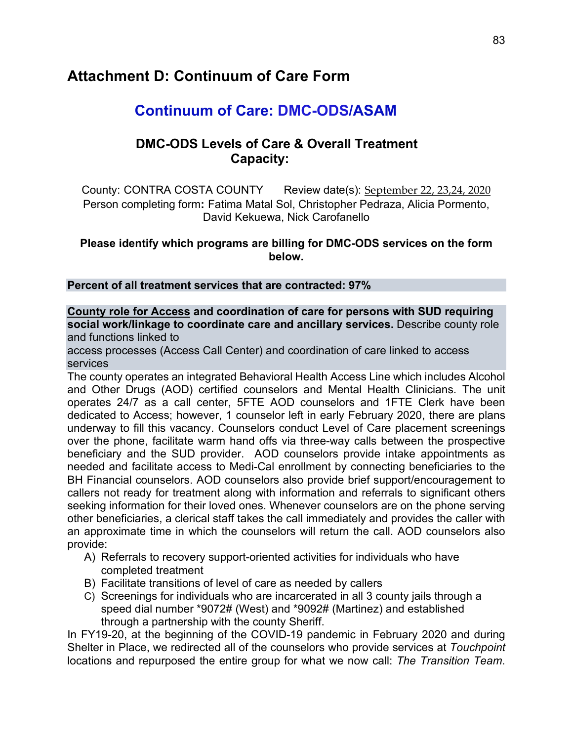# Attachment D: Continuum of Care Form

## Continuum of Care: DMC-ODS/ASAM

### DMC-ODS Levels of Care & Overall Treatment Capacity:

County: CONTRA COSTA COUNTY     Review date(s): September 22, 23,24, 2020
Person completing form**:** Fatima Matal Sol, Christopher Pedraza, Alicia Pormento, David Kekuewa, Nick Carofanello

**Please identify which programs are billing for DMC-ODS services on the form below.**

**Percent of all treatment services that are contracted: 97%**

**<u>County role for Access</u> and coordination of care for persons with SUD requiring social work/linkage to coordinate care and ancillary services.** Describe county role and functions linked to
access processes (Access Call Center) and coordination of care linked to access services

The county operates an integrated Behavioral Health Access Line which includes Alcohol and Other Drugs (AOD) certified counselors and Mental Health Clinicians. The unit operates 24/7 as a call center, 5FTE AOD counselors and 1FTE Clerk have been dedicated to Access; however, 1 counselor left in early February 2020, there are plans underway to fill this vacancy. Counselors conduct Level of Care placement screenings over the phone, facilitate warm hand offs via three-way calls between the prospective beneficiary and the SUD provider. AOD counselors provide intake appointments as needed and facilitate access to Medi-Cal enrollment by connecting beneficiaries to the BH Financial counselors. AOD counselors also provide brief support/encouragement to callers not ready for treatment along with information and referrals to significant others seeking information for their loved ones. Whenever counselors are on the phone serving other beneficiaries, a clerical staff takes the call immediately and provides the caller with an approximate time in which the counselors will return the call. AOD counselors also provide:

A) Referrals to recovery support-oriented activities for individuals who have completed treatment
B) Facilitate transitions of level of care as needed by callers
C) Screenings for individuals who are incarcerated in all 3 county jails through a speed dial number *9072# (West) and *9092# (Martinez) and established through a partnership with the county Sheriff.

In FY19-20, at the beginning of the COVID-19 pandemic in February 2020 and during Shelter in Place, we redirected all of the counselors who provide services at *Touchpoint* locations and repurposed the entire group for what we now call: *The Transition Team*.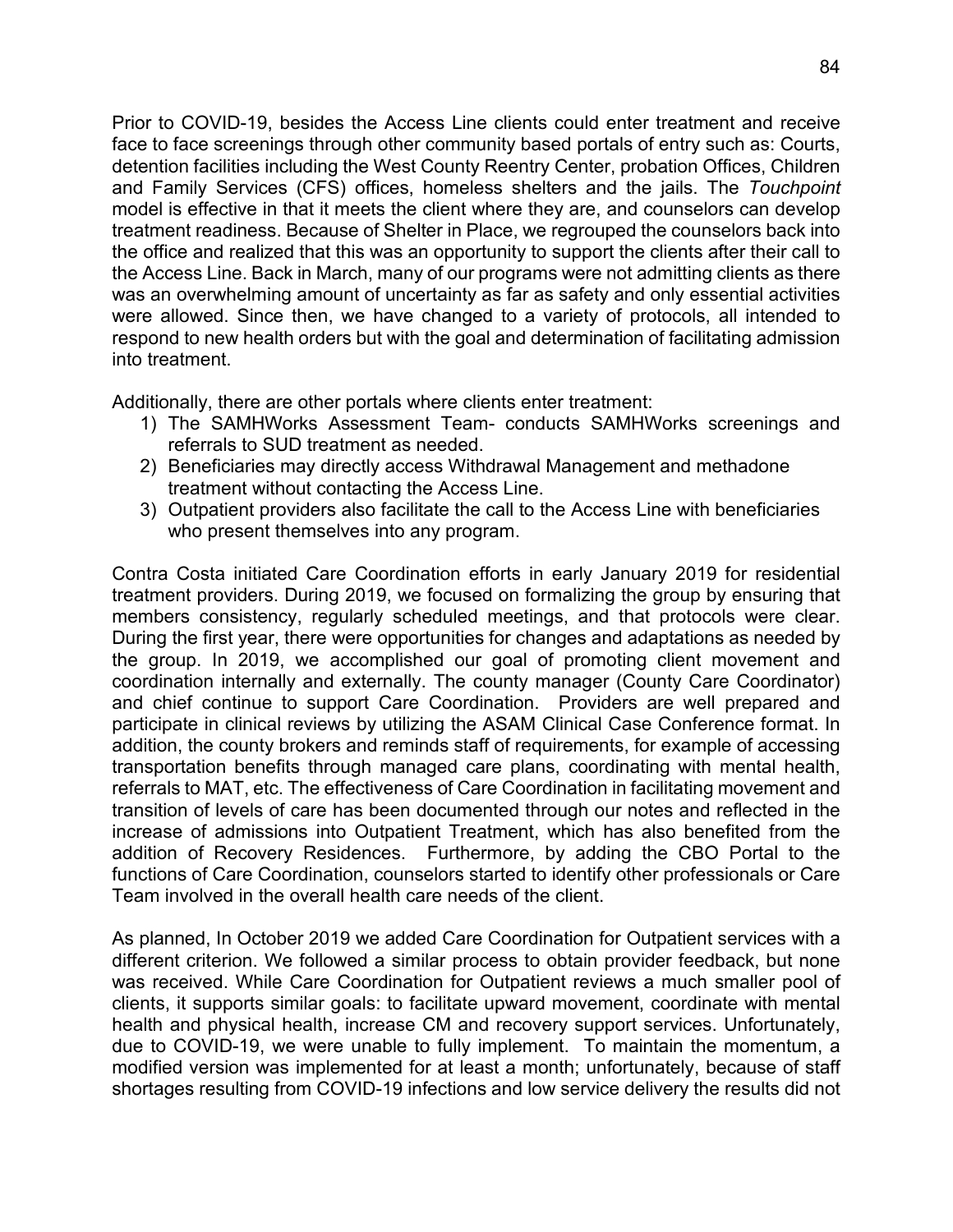Prior to COVID-19, besides the Access Line clients could enter treatment and receive face to face screenings through other community based portals of entry such as: Courts, detention facilities including the West County Reentry Center, probation Offices, Children and Family Services (CFS) offices, homeless shelters and the jails. The *Touchpoint* model is effective in that it meets the client where they are, and counselors can develop treatment readiness. Because of Shelter in Place, we regrouped the counselors back into the office and realized that this was an opportunity to support the clients after their call to the Access Line. Back in March, many of our programs were not admitting clients as there was an overwhelming amount of uncertainty as far as safety and only essential activities were allowed. Since then, we have changed to a variety of protocols, all intended to respond to new health orders but with the goal and determination of facilitating admission into treatment.

Additionally, there are other portals where clients enter treatment:

1) The SAMHWorks Assessment Team- conducts SAMHWorks screenings and referrals to SUD treatment as needed.
2) Beneficiaries may directly access Withdrawal Management and methadone treatment without contacting the Access Line.
3) Outpatient providers also facilitate the call to the Access Line with beneficiaries who present themselves into any program.

Contra Costa initiated Care Coordination efforts in early January 2019 for residential treatment providers. During 2019, we focused on formalizing the group by ensuring that members consistency, regularly scheduled meetings, and that protocols were clear. During the first year, there were opportunities for changes and adaptations as needed by the group. In 2019, we accomplished our goal of promoting client movement and coordination internally and externally. The county manager (County Care Coordinator) and chief continue to support Care Coordination. Providers are well prepared and participate in clinical reviews by utilizing the ASAM Clinical Case Conference format. In addition, the county brokers and reminds staff of requirements, for example of accessing transportation benefits through managed care plans, coordinating with mental health, referrals to MAT, etc. The effectiveness of Care Coordination in facilitating movement and transition of levels of care has been documented through our notes and reflected in the increase of admissions into Outpatient Treatment, which has also benefited from the addition of Recovery Residences. Furthermore, by adding the CBO Portal to the functions of Care Coordination, counselors started to identify other professionals or Care Team involved in the overall health care needs of the client.

As planned, In October 2019 we added Care Coordination for Outpatient services with a different criterion. We followed a similar process to obtain provider feedback, but none was received. While Care Coordination for Outpatient reviews a much smaller pool of clients, it supports similar goals: to facilitate upward movement, coordinate with mental health and physical health, increase CM and recovery support services. Unfortunately, due to COVID-19, we were unable to fully implement. To maintain the momentum, a modified version was implemented for at least a month; unfortunately, because of staff shortages resulting from COVID-19 infections and low service delivery the results did not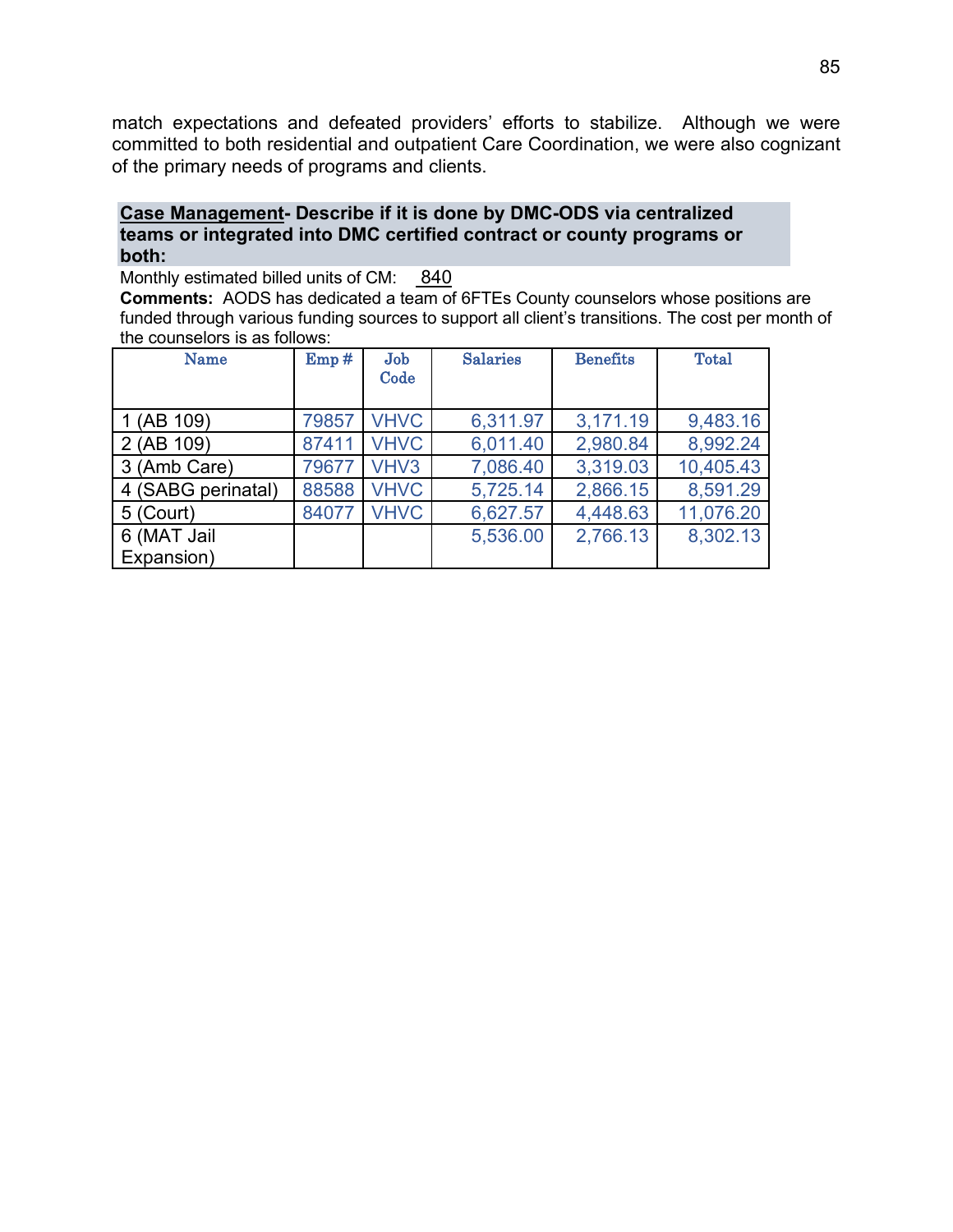match expectations and defeated providers' efforts to stabilize. Although we were committed to both residential and outpatient Care Coordination, we were also cognizant of the primary needs of programs and clients.

**Case Management- Describe if it is done by DMC-ODS via centralized teams or integrated into DMC certified contract or county programs or both:**

Monthly estimated billed units of CM: 840

**Comments:** AODS has dedicated a team of 6FTEs County counselors whose positions are funded through various funding sources to support all client's transitions. The cost per month of the counselors is as follows:

| Name | Emp # | Job Code | Salaries | Benefits | Total |
|---|---|---|---|---|---|
| 1 (AB 109) | 79857 | VHVC | 6,311.97 | 3,171.19 | 9,483.16 |
| 2 (AB 109) | 87411 | VHVC | 6,011.40 | 2,980.84 | 8,992.24 |
| 3 (Amb Care) | 79677 | VHV3 | 7,086.40 | 3,319.03 | 10,405.43 |
| 4 (SABG perinatal) | 88588 | VHVC | 5,725.14 | 2,866.15 | 8,591.29 |
| 5 (Court) | 84077 | VHVC | 6,627.57 | 4,448.63 | 11,076.20 |
| 6 (MAT Jail Expansion) | | | 5,536.00 | 2,766.13 | 8,302.13 |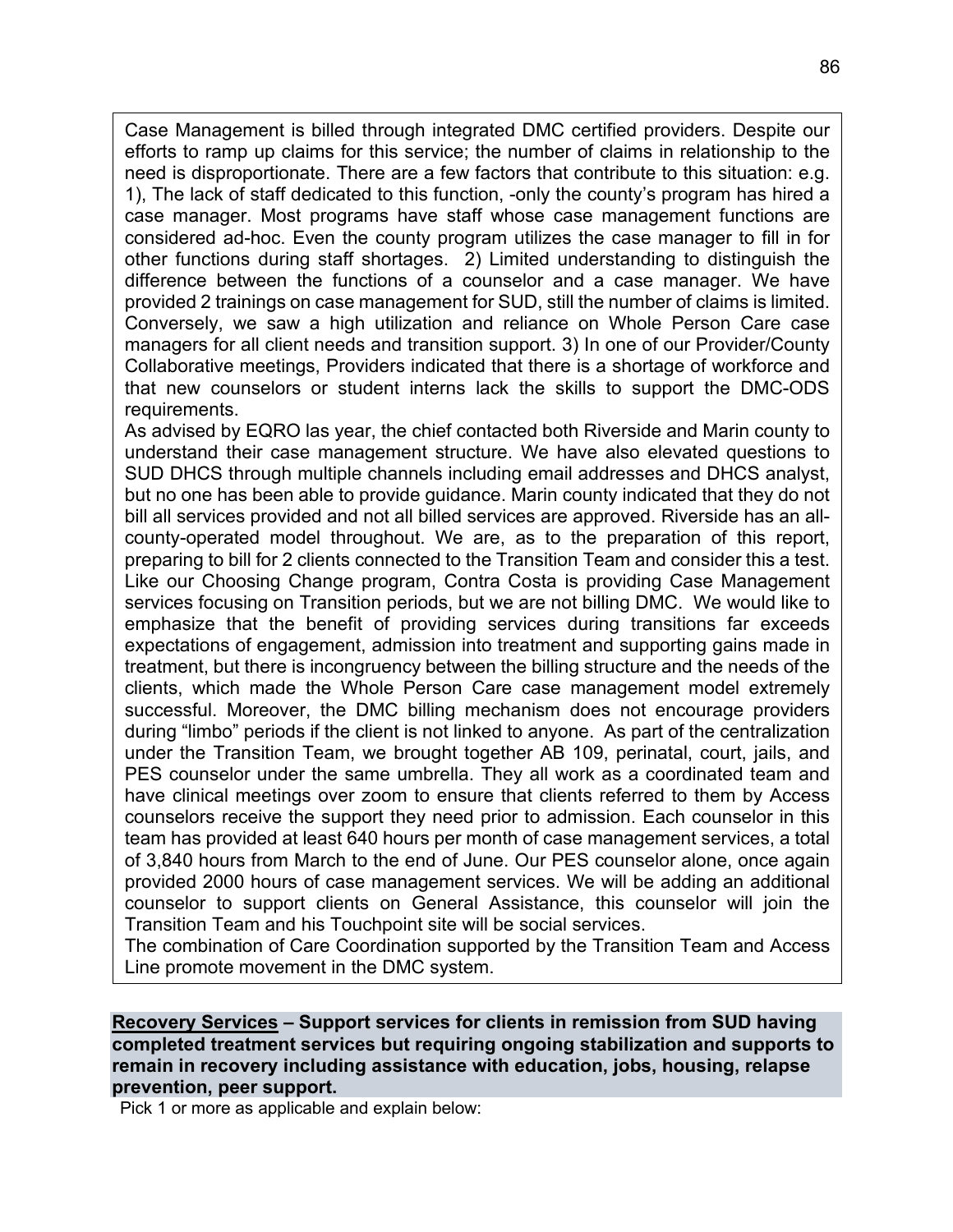Case Management is billed through integrated DMC certified providers. Despite our efforts to ramp up claims for this service; the number of claims in relationship to the need is disproportionate. There are a few factors that contribute to this situation: e.g. 1), The lack of staff dedicated to this function, -only the county's program has hired a case manager. Most programs have staff whose case management functions are considered ad-hoc. Even the county program utilizes the case manager to fill in for other functions during staff shortages. 2) Limited understanding to distinguish the difference between the functions of a counselor and a case manager. We have provided 2 trainings on case management for SUD, still the number of claims is limited. Conversely, we saw a high utilization and reliance on Whole Person Care case managers for all client needs and transition support. 3) In one of our Provider/County Collaborative meetings, Providers indicated that there is a shortage of workforce and that new counselors or student interns lack the skills to support the DMC-ODS requirements.
As advised by EQRO las year, the chief contacted both Riverside and Marin county to understand their case management structure. We have also elevated questions to SUD DHCS through multiple channels including email addresses and DHCS analyst, but no one has been able to provide guidance. Marin county indicated that they do not bill all services provided and not all billed services are approved. Riverside has an all-county-operated model throughout. We are, as to the preparation of this report, preparing to bill for 2 clients connected to the Transition Team and consider this a test. Like our Choosing Change program, Contra Costa is providing Case Management services focusing on Transition periods, but we are not billing DMC. We would like to emphasize that the benefit of providing services during transitions far exceeds expectations of engagement, admission into treatment and supporting gains made in treatment, but there is incongruency between the billing structure and the needs of the clients, which made the Whole Person Care case management model extremely successful. Moreover, the DMC billing mechanism does not encourage providers during "limbo" periods if the client is not linked to anyone. As part of the centralization under the Transition Team, we brought together AB 109, perinatal, court, jails, and PES counselor under the same umbrella. They all work as a coordinated team and have clinical meetings over zoom to ensure that clients referred to them by Access counselors receive the support they need prior to admission. Each counselor in this team has provided at least 640 hours per month of case management services, a total of 3,840 hours from March to the end of June. Our PES counselor alone, once again provided 2000 hours of case management services. We will be adding an additional counselor to support clients on General Assistance, this counselor will join the Transition Team and his Touchpoint site will be social services.
The combination of Care Coordination supported by the Transition Team and Access Line promote movement in the DMC system.

**<u>Recovery Services</u> – Support services for clients in remission from SUD having completed treatment services but requiring ongoing stabilization and supports to remain in recovery including assistance with education, jobs, housing, relapse prevention, peer support.**

Pick 1 or more as applicable and explain below: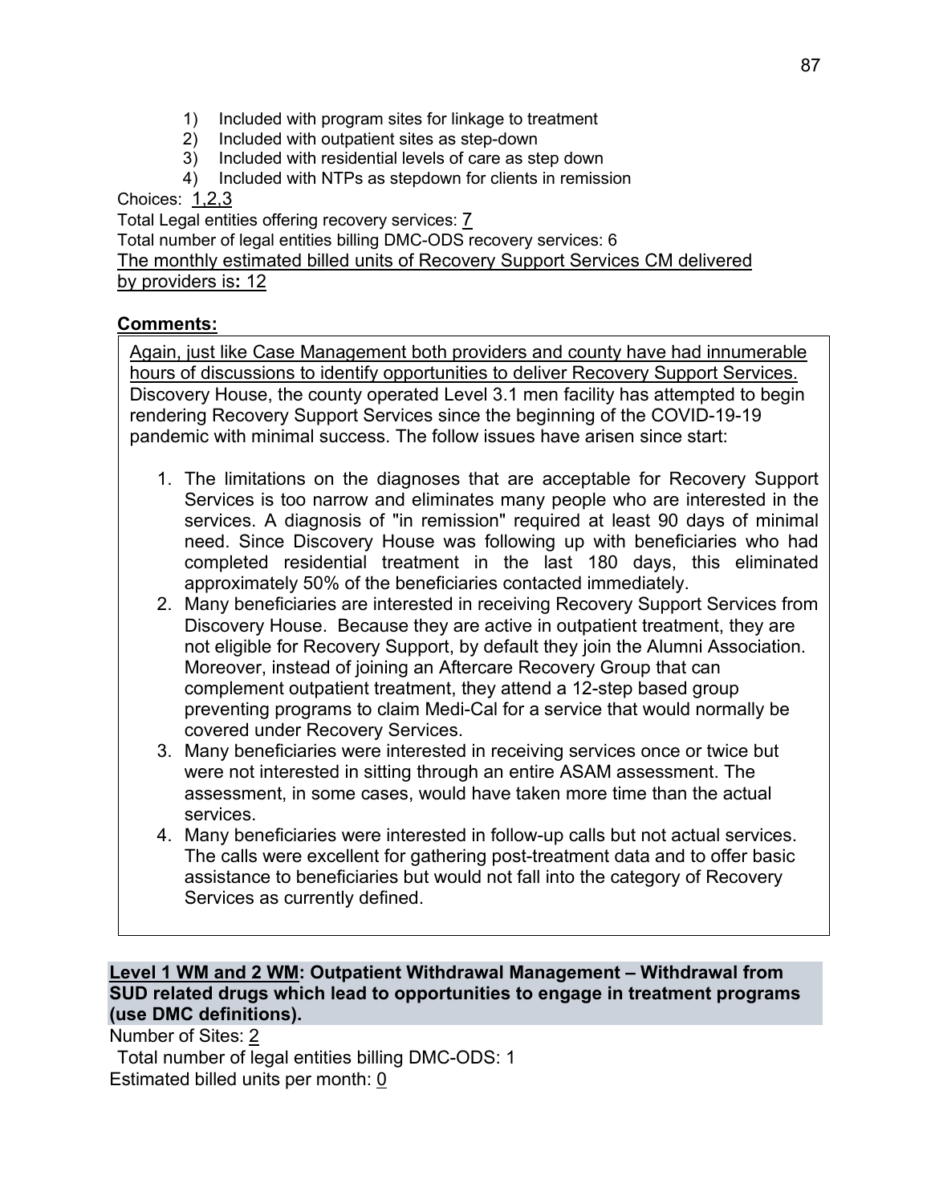1) Included with program sites for linkage to treatment
2) Included with outpatient sites as step-down
3) Included with residential levels of care as step down
4) Included with NTPs as stepdown for clients in remission

Choices: 1,2,3

Total Legal entities offering recovery services: 7

Total number of legal entities billing DMC-ODS recovery services: 6

The monthly estimated billed units of Recovery Support Services CM delivered by providers is**:** 12

**Comments:**

Again, just like Case Management both providers and county have had innumerable hours of discussions to identify opportunities to deliver Recovery Support Services. Discovery House, the county operated Level 3.1 men facility has attempted to begin rendering Recovery Support Services since the beginning of the COVID-19-19 pandemic with minimal success. The follow issues have arisen since start:

1. The limitations on the diagnoses that are acceptable for Recovery Support Services is too narrow and eliminates many people who are interested in the services. A diagnosis of "in remission" required at least 90 days of minimal need. Since Discovery House was following up with beneficiaries who had completed residential treatment in the last 180 days, this eliminated approximately 50% of the beneficiaries contacted immediately.
2. Many beneficiaries are interested in receiving Recovery Support Services from Discovery House. Because they are active in outpatient treatment, they are not eligible for Recovery Support, by default they join the Alumni Association. Moreover, instead of joining an Aftercare Recovery Group that can complement outpatient treatment, they attend a 12-step based group preventing programs to claim Medi-Cal for a service that would normally be covered under Recovery Services.
3. Many beneficiaries were interested in receiving services once or twice but were not interested in sitting through an entire ASAM assessment. The assessment, in some cases, would have taken more time than the actual services.
4. Many beneficiaries were interested in follow-up calls but not actual services. The calls were excellent for gathering post-treatment data and to offer basic assistance to beneficiaries but would not fall into the category of Recovery Services as currently defined.

**Level 1 WM and 2 WM: Outpatient Withdrawal Management – Withdrawal from SUD related drugs which lead to opportunities to engage in treatment programs (use DMC definitions).**

Number of Sites: 2

Total number of legal entities billing DMC-ODS: 1

Estimated billed units per month: 0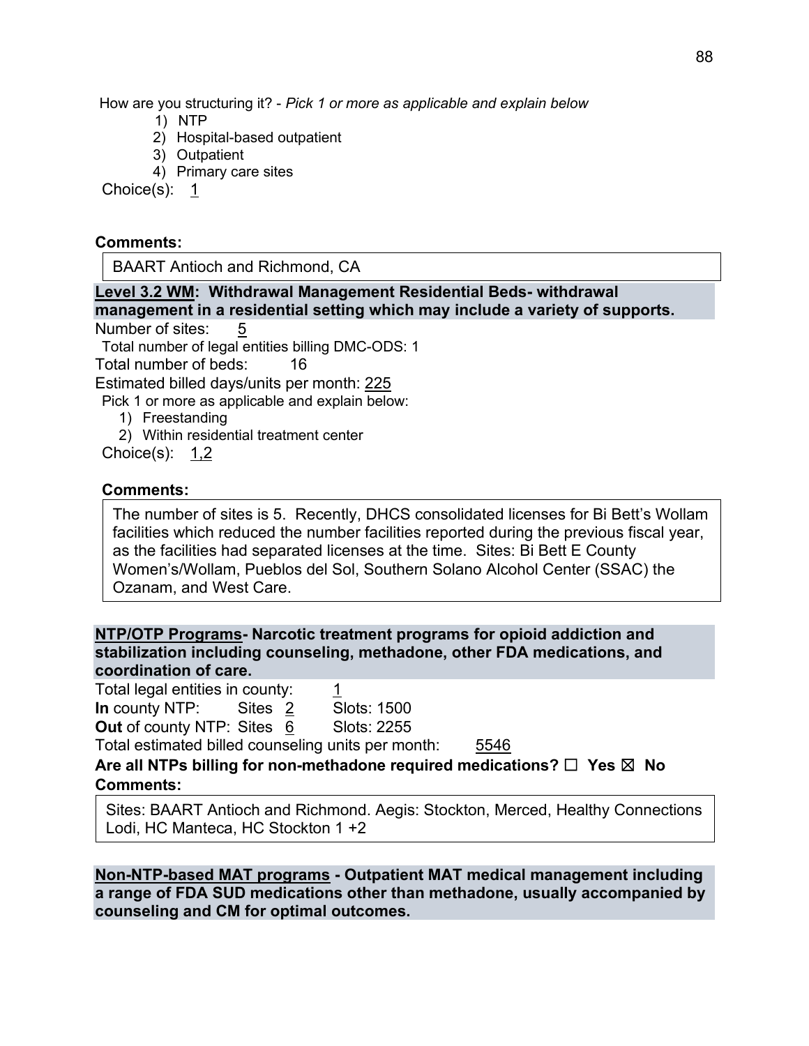How are you structuring it? - *Pick 1 or more as applicable and explain below*

1) NTP
2) Hospital-based outpatient
3) Outpatient
4) Primary care sites

Choice(s): 1

**Comments:**

BAART Antioch and Richmond, CA

**Level 3.2 WM: Withdrawal Management Residential Beds- withdrawal management in a residential setting which may include a variety of supports.**

Number of sites: 5

Total number of legal entities billing DMC-ODS: 1

Total number of beds: 16

Estimated billed days/units per month: 225

Pick 1 or more as applicable and explain below:

1) Freestanding
2) Within residential treatment center

Choice(s): 1,2

**Comments:**

The number of sites is 5. Recently, DHCS consolidated licenses for Bi Bett's Wollam facilities which reduced the number facilities reported during the previous fiscal year, as the facilities had separated licenses at the time. Sites: Bi Bett E County Women's/Wollam, Pueblos del Sol, Southern Solano Alcohol Center (SSAC) the Ozanam, and West Care.

**NTP/OTP Programs- Narcotic treatment programs for opioid addiction and stabilization including counseling, methadone, other FDA medications, and coordination of care.**

Total legal entities in county: 1

**In** county NTP: Sites 2 Slots: 1500

**Out** of county NTP: Sites 6 Slots: 2255

Total estimated billed counseling units per month: 5546

**Are all NTPs billing for non-methadone required medications? ☐ Yes ☒ No**

**Comments:**

Sites: BAART Antioch and Richmond. Aegis: Stockton, Merced, Healthy Connections Lodi, HC Manteca, HC Stockton 1 +2

**Non-NTP-based MAT programs - Outpatient MAT medical management including a range of FDA SUD medications other than methadone, usually accompanied by counseling and CM for optimal outcomes.**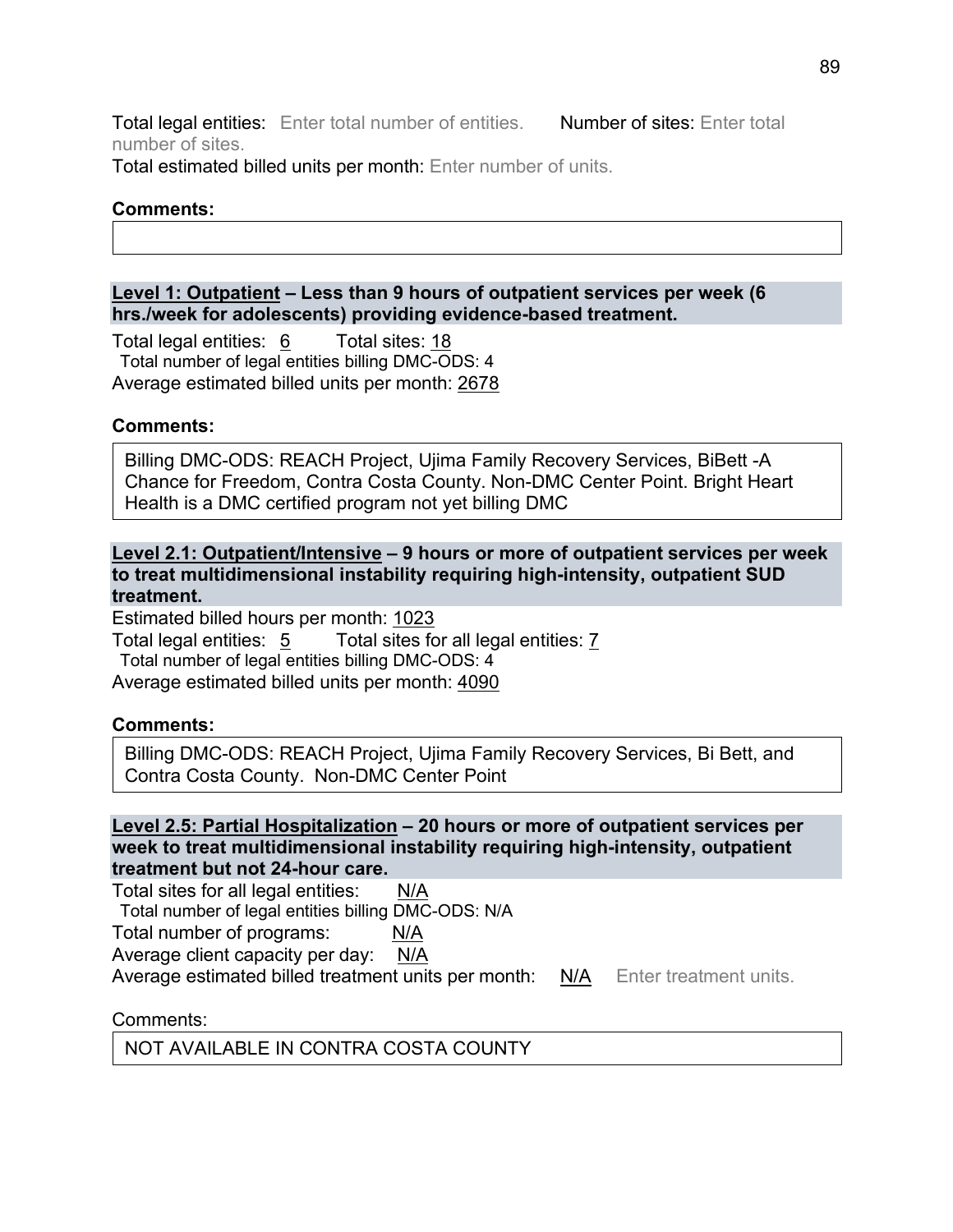Total legal entities: Enter total number of entities. Number of sites: Enter total number of sites.

Total estimated billed units per month: Enter number of units.

**Comments:**

**Level 1: Outpatient – Less than 9 hours of outpatient services per week (6 hrs./week for adolescents) providing evidence-based treatment.**

Total legal entities: 6 Total sites: 18

Total number of legal entities billing DMC-ODS: 4

Average estimated billed units per month: 2678

**Comments:**

Billing DMC-ODS: REACH Project, Ujima Family Recovery Services, BiBett -A Chance for Freedom, Contra Costa County. Non-DMC Center Point. Bright Heart Health is a DMC certified program not yet billing DMC

**Level 2.1: Outpatient/Intensive – 9 hours or more of outpatient services per week to treat multidimensional instability requiring high-intensity, outpatient SUD treatment.**

Estimated billed hours per month: 1023

Total legal entities: 5 Total sites for all legal entities: 7

Total number of legal entities billing DMC-ODS: 4

Average estimated billed units per month: 4090

**Comments:**

Billing DMC-ODS: REACH Project, Ujima Family Recovery Services, Bi Bett, and Contra Costa County. Non-DMC Center Point

**Level 2.5: Partial Hospitalization – 20 hours or more of outpatient services per week to treat multidimensional instability requiring high-intensity, outpatient treatment but not 24-hour care.**

Total sites for all legal entities: N/A

Total number of legal entities billing DMC-ODS: N/A

Total number of programs: N/A

Average client capacity per day: N/A

Average estimated billed treatment units per month: N/A Enter treatment units.

Comments:

NOT AVAILABLE IN CONTRA COSTA COUNTY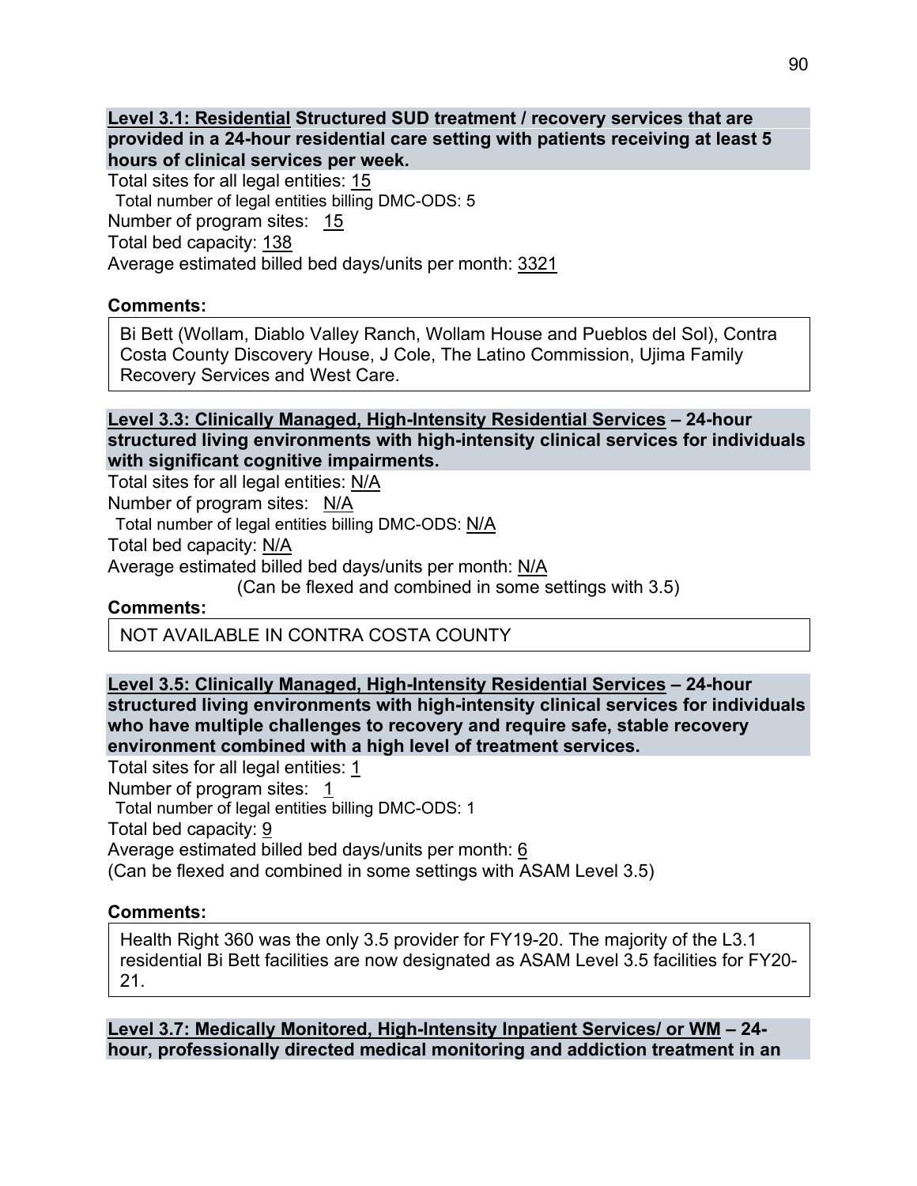**Level 3.1: Residential Structured SUD treatment / recovery services that are provided in a 24-hour residential care setting with patients receiving at least 5 hours of clinical services per week.**

Total sites for all legal entities: 15
Total number of legal entities billing DMC-ODS: 5
Number of program sites: 15
Total bed capacity: 138
Average estimated billed bed days/units per month: 3321

**Comments:**

Bi Bett (Wollam, Diablo Valley Ranch, Wollam House and Pueblos del Sol), Contra Costa County Discovery House, J Cole, The Latino Commission, Ujima Family Recovery Services and West Care.

**Level 3.3: Clinically Managed, High-Intensity Residential Services – 24-hour structured living environments with high-intensity clinical services for individuals with significant cognitive impairments.**

Total sites for all legal entities: N/A
Number of program sites: N/A
Total number of legal entities billing DMC-ODS: N/A
Total bed capacity: N/A
Average estimated billed bed days/units per month: N/A
(Can be flexed and combined in some settings with 3.5)

**Comments:**

NOT AVAILABLE IN CONTRA COSTA COUNTY

**Level 3.5: Clinically Managed, High-Intensity Residential Services – 24-hour structured living environments with high-intensity clinical services for individuals who have multiple challenges to recovery and require safe, stable recovery environment combined with a high level of treatment services.**

Total sites for all legal entities: 1
Number of program sites: 1
Total number of legal entities billing DMC-ODS: 1
Total bed capacity: 9
Average estimated billed bed days/units per month: 6
(Can be flexed and combined in some settings with ASAM Level 3.5)

**Comments:**

Health Right 360 was the only 3.5 provider for FY19-20. The majority of the L3.1 residential Bi Bett facilities are now designated as ASAM Level 3.5 facilities for FY20-21.

**Level 3.7: Medically Monitored, High-Intensity Inpatient Services/ or WM – 24-hour, professionally directed medical monitoring and addiction treatment in an**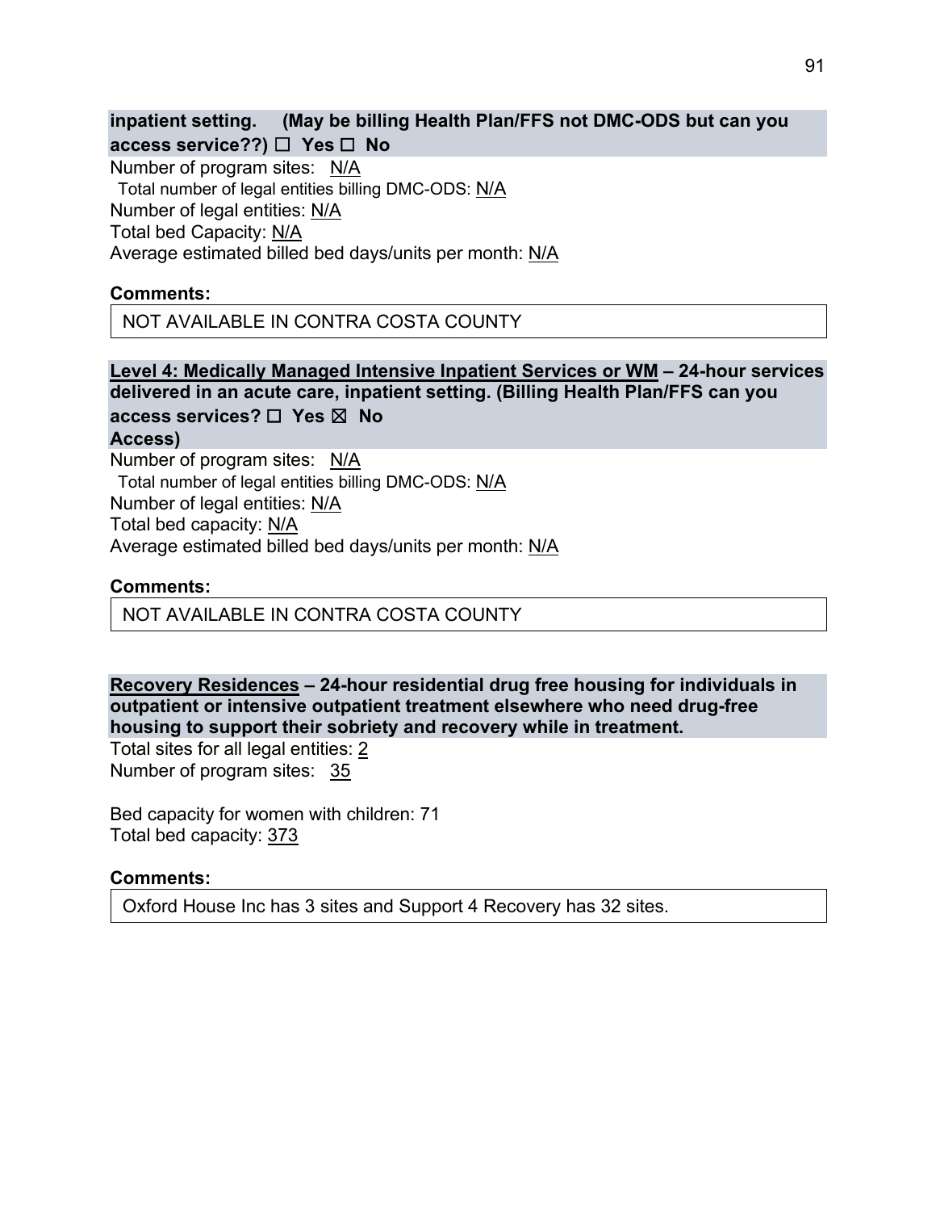**inpatient setting. (May be billing Health Plan/FFS not DMC-ODS but can you access service??) ☐ Yes ☐ No**

Number of program sites: N/A
Total number of legal entities billing DMC-ODS: N/A
Number of legal entities: N/A
Total bed Capacity: N/A
Average estimated billed bed days/units per month: N/A

**Comments:**

NOT AVAILABLE IN CONTRA COSTA COUNTY

**Level 4: Medically Managed Intensive Inpatient Services or WM – 24-hour services delivered in an acute care, inpatient setting. (Billing Health Plan/FFS can you access services? ☐ Yes ☒ No Access)**

Number of program sites: N/A
Total number of legal entities billing DMC-ODS: N/A
Number of legal entities: N/A
Total bed capacity: N/A
Average estimated billed bed days/units per month: N/A

**Comments:**

NOT AVAILABLE IN CONTRA COSTA COUNTY

**Recovery Residences – 24-hour residential drug free housing for individuals in outpatient or intensive outpatient treatment elsewhere who need drug-free housing to support their sobriety and recovery while in treatment.**

Total sites for all legal entities: 2
Number of program sites: 35

Bed capacity for women with children: 71
Total bed capacity: 373

**Comments:**

Oxford House Inc has 3 sites and Support 4 Recovery has 32 sites.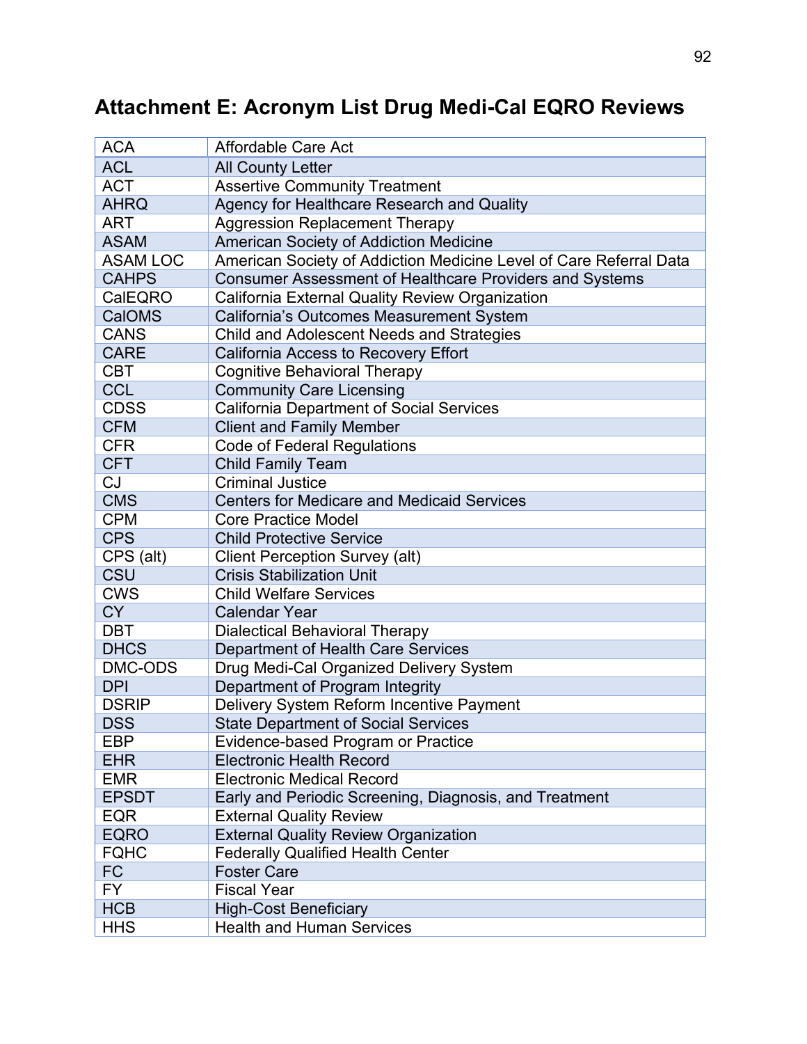# Attachment E: Acronym List Drug Medi-Cal EQRO Reviews

| ACA | Affordable Care Act |
|---|---|
| ACL | All County Letter |
| ACT | Assertive Community Treatment |
| AHRQ | Agency for Healthcare Research and Quality |
| ART | Aggression Replacement Therapy |
| ASAM | American Society of Addiction Medicine |
| ASAM LOC | American Society of Addiction Medicine Level of Care Referral Data |
| CAHPS | Consumer Assessment of Healthcare Providers and Systems |
| CalEQRO | California External Quality Review Organization |
| CalOMS | California's Outcomes Measurement System |
| CANS | Child and Adolescent Needs and Strategies |
| CARE | California Access to Recovery Effort |
| CBT | Cognitive Behavioral Therapy |
| CCL | Community Care Licensing |
| CDSS | California Department of Social Services |
| CFM | Client and Family Member |
| CFR | Code of Federal Regulations |
| CFT | Child Family Team |
| CJ | Criminal Justice |
| CMS | Centers for Medicare and Medicaid Services |
| CPM | Core Practice Model |
| CPS | Child Protective Service |
| CPS (alt) | Client Perception Survey (alt) |
| CSU | Crisis Stabilization Unit |
| CWS | Child Welfare Services |
| CY | Calendar Year |
| DBT | Dialectical Behavioral Therapy |
| DHCS | Department of Health Care Services |
| DMC-ODS | Drug Medi-Cal Organized Delivery System |
| DPI | Department of Program Integrity |
| DSRIP | Delivery System Reform Incentive Payment |
| DSS | State Department of Social Services |
| EBP | Evidence-based Program or Practice |
| EHR | Electronic Health Record |
| EMR | Electronic Medical Record |
| EPSDT | Early and Periodic Screening, Diagnosis, and Treatment |
| EQR | External Quality Review |
| EQRO | External Quality Review Organization |
| FQHC | Federally Qualified Health Center |
| FC | Foster Care |
| FY | Fiscal Year |
| HCB | High-Cost Beneficiary |
| HHS | Health and Human Services |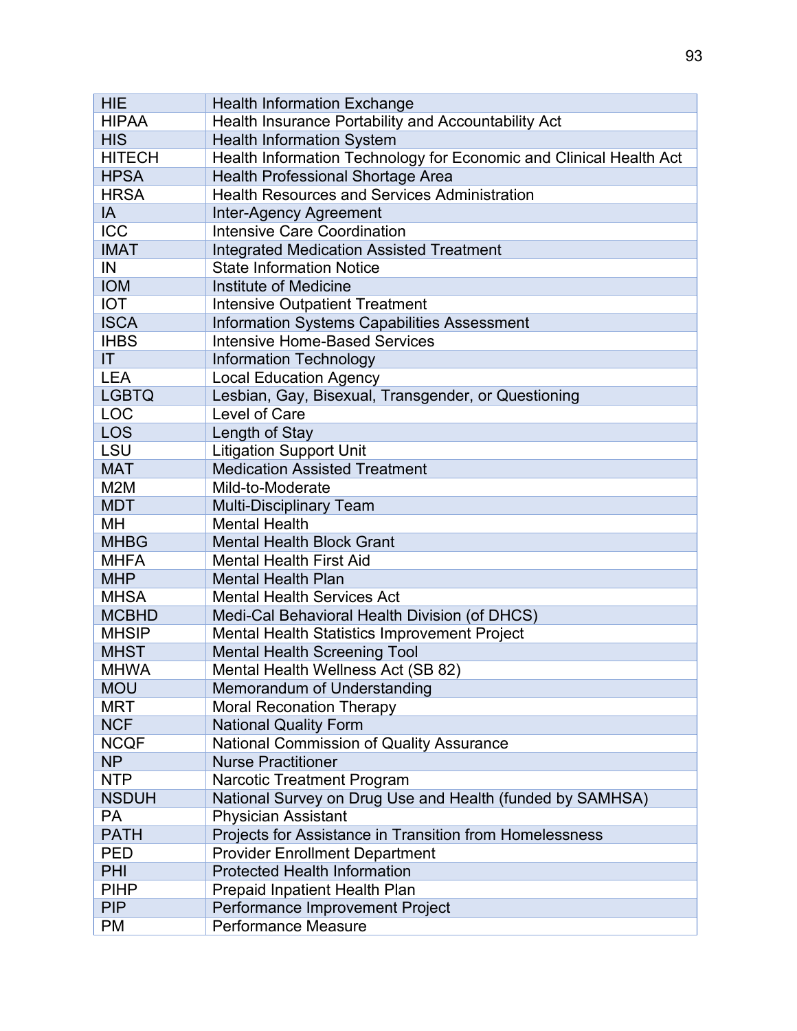| HIE | Health Information Exchange |
|---|---|
| HIPAA | Health Insurance Portability and Accountability Act |
| HIS | Health Information System |
| HITECH | Health Information Technology for Economic and Clinical Health Act |
| HPSA | Health Professional Shortage Area |
| HRSA | Health Resources and Services Administration |
| IA | Inter-Agency Agreement |
| ICC | Intensive Care Coordination |
| IMAT | Integrated Medication Assisted Treatment |
| IN | State Information Notice |
| IOM | Institute of Medicine |
| IOT | Intensive Outpatient Treatment |
| ISCA | Information Systems Capabilities Assessment |
| IHBS | Intensive Home-Based Services |
| IT | Information Technology |
| LEA | Local Education Agency |
| LGBTQ | Lesbian, Gay, Bisexual, Transgender, or Questioning |
| LOC | Level of Care |
| LOS | Length of Stay |
| LSU | Litigation Support Unit |
| MAT | Medication Assisted Treatment |
| M2M | Mild-to-Moderate |
| MDT | Multi-Disciplinary Team |
| MH | Mental Health |
| MHBG | Mental Health Block Grant |
| MHFA | Mental Health First Aid |
| MHP | Mental Health Plan |
| MHSA | Mental Health Services Act |
| MCBHD | Medi-Cal Behavioral Health Division (of DHCS) |
| MHSIP | Mental Health Statistics Improvement Project |
| MHST | Mental Health Screening Tool |
| MHWA | Mental Health Wellness Act (SB 82) |
| MOU | Memorandum of Understanding |
| MRT | Moral Reconation Therapy |
| NCF | National Quality Form |
| NCQF | National Commission of Quality Assurance |
| NP | Nurse Practitioner |
| NTP | Narcotic Treatment Program |
| NSDUH | National Survey on Drug Use and Health (funded by SAMHSA) |
| PA | Physician Assistant |
| PATH | Projects for Assistance in Transition from Homelessness |
| PED | Provider Enrollment Department |
| PHI | Protected Health Information |
| PIHP | Prepaid Inpatient Health Plan |
| PIP | Performance Improvement Project |
| PM | Performance Measure |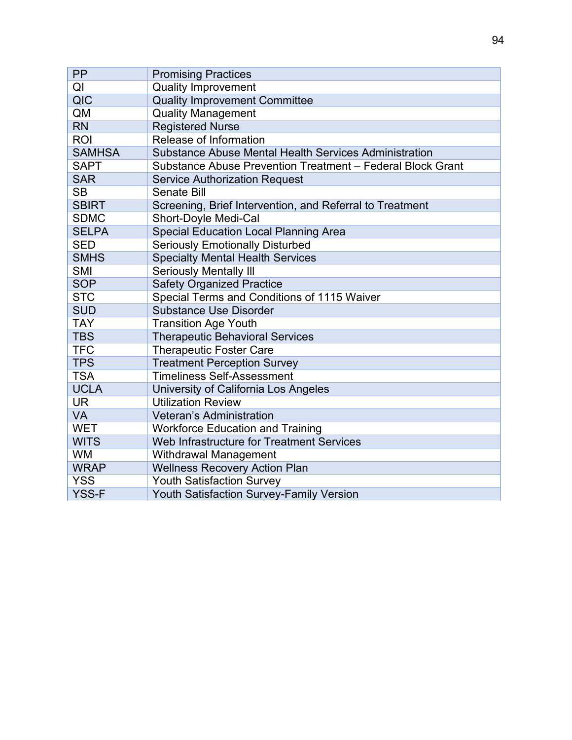| | |
|---|---|
| PP | Promising Practices |
| QI | Quality Improvement |
| QIC | Quality Improvement Committee |
| QM | Quality Management |
| RN | Registered Nurse |
| ROI | Release of Information |
| SAMHSA | Substance Abuse Mental Health Services Administration |
| SAPT | Substance Abuse Prevention Treatment – Federal Block Grant |
| SAR | Service Authorization Request |
| SB | Senate Bill |
| SBIRT | Screening, Brief Intervention, and Referral to Treatment |
| SDMC | Short-Doyle Medi-Cal |
| SELPA | Special Education Local Planning Area |
| SED | Seriously Emotionally Disturbed |
| SMHS | Specialty Mental Health Services |
| SMI | Seriously Mentally Ill |
| SOP | Safety Organized Practice |
| STC | Special Terms and Conditions of 1115 Waiver |
| SUD | Substance Use Disorder |
| TAY | Transition Age Youth |
| TBS | Therapeutic Behavioral Services |
| TFC | Therapeutic Foster Care |
| TPS | Treatment Perception Survey |
| TSA | Timeliness Self-Assessment |
| UCLA | University of California Los Angeles |
| UR | Utilization Review |
| VA | Veteran's Administration |
| WET | Workforce Education and Training |
| WITS | Web Infrastructure for Treatment Services |
| WM | Withdrawal Management |
| WRAP | Wellness Recovery Action Plan |
| YSS | Youth Satisfaction Survey |
| YSS-F | Youth Satisfaction Survey-Family Version |